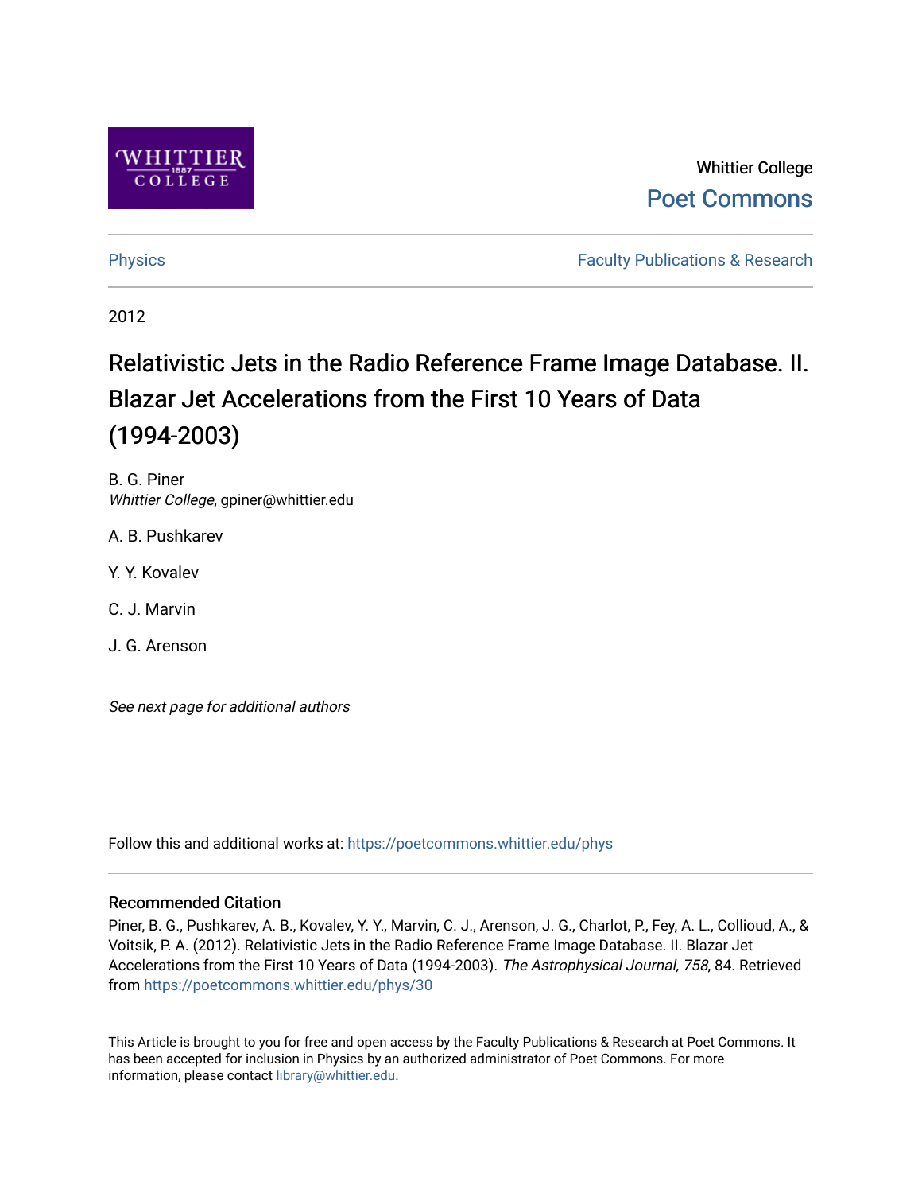Whittier College
Poet Commons

Physics | Faculty Publications & Research

2012

# Relativistic Jets in the Radio Reference Frame Image Database. II. Blazar Jet Accelerations from the First 10 Years of Data (1994-2003)

B. G. Piner
*Whittier College*, gpiner@whittier.edu

A. B. Pushkarev

Y. Y. Kovalev

C. J. Marvin

J. G. Arenson

*See next page for additional authors*

Follow this and additional works at: https://poetcommons.whittier.edu/phys

## Recommended Citation

Piner, B. G., Pushkarev, A. B., Kovalev, Y. Y., Marvin, C. J., Arenson, J. G., Charlot, P., Fey, A. L., Collioud, A., & Voitsik, P. A. (2012). Relativistic Jets in the Radio Reference Frame Image Database. II. Blazar Jet Accelerations from the First 10 Years of Data (1994-2003). *The Astrophysical Journal, 758*, 84. Retrieved from https://poetcommons.whittier.edu/phys/30

This Article is brought to you for free and open access by the Faculty Publications & Research at Poet Commons. It has been accepted for inclusion in Physics by an authorized administrator of Poet Commons. For more information, please contact library@whittier.edu.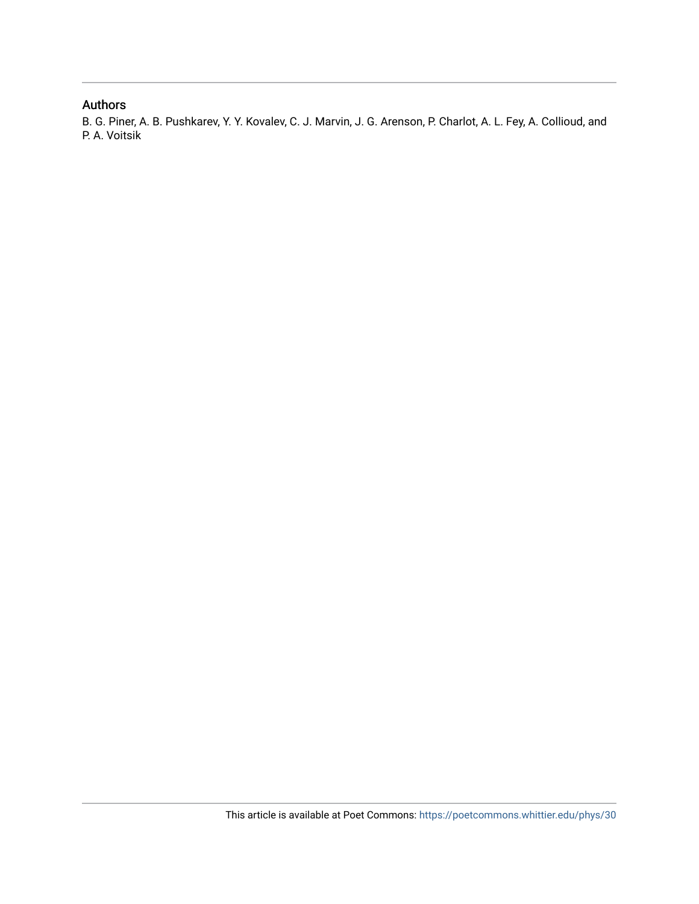## Authors

B. G. Piner, A. B. Pushkarev, Y. Y. Kovalev, C. J. Marvin, J. G. Arenson, P. Charlot, A. L. Fey, A. Collioud, and P. A. Voitsik

This article is available at Poet Commons: https://poetcommons.whittier.edu/phys/30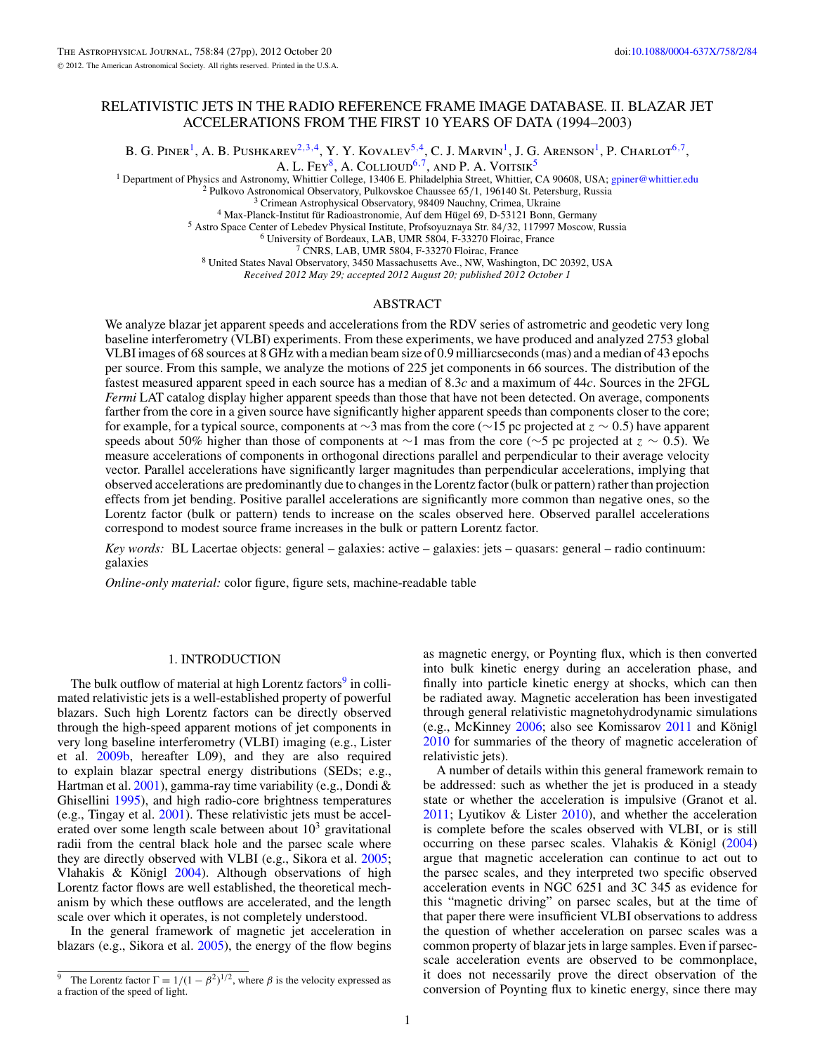# RELATIVISTIC JETS IN THE RADIO REFERENCE FRAME IMAGE DATABASE. II. BLAZAR JET ACCELERATIONS FROM THE FIRST 10 YEARS OF DATA (1994–2003)

B. G. Piner[1], A. B. Pushkarev[2,3,4], Y. Y. Kovalev[5,4], C. J. Marvin[1], J. G. Arenson[1], P. Charlot[6,7], A. L. Fey[8], A. Collioud[6,7], and P. A. Voitsik[5]

[1] Department of Physics and Astronomy, Whittier College, 13406 E. Philadelphia Street, Whittier, CA 90608, USA; gpiner@whittier.edu
[2] Pulkovo Astronomical Observatory, Pulkovskoe Chaussee 65/1, 196140 St. Petersburg, Russia
[3] Crimean Astrophysical Observatory, 98409 Nauchny, Crimea, Ukraine
[4] Max-Planck-Institut für Radioastronomie, Auf dem Hügel 69, D-53121 Bonn, Germany
[5] Astro Space Center of Lebedev Physical Institute, Profsoyuznaya Str. 84/32, 117997 Moscow, Russia
[6] University of Bordeaux, LAB, UMR 5804, F-33270 Floirac, France
[7] CNRS, LAB, UMR 5804, F-33270 Floirac, France
[8] United States Naval Observatory, 3450 Massachusetts Ave., NW, Washington, DC 20392, USA

*Received 2012 May 29; accepted 2012 August 20; published 2012 October 1*

## ABSTRACT

We analyze blazar jet apparent speeds and accelerations from the RDV series of astrometric and geodetic very long baseline interferometry (VLBI) experiments. From these experiments, we have produced and analyzed 2753 global VLBI images of 68 sources at 8 GHz with a median beam size of 0.9 milliarcseconds (mas) and a median of 43 epochs per source. From this sample, we analyze the motions of 225 jet components in 66 sources. The distribution of the fastest measured apparent speed in each source has a median of 8.3$c$ and a maximum of 44$c$. Sources in the 2FGL *Fermi* LAT catalog display higher apparent speeds than those that have not been detected. On average, components farther from the core in a given source have significantly higher apparent speeds than components closer to the core; for example, for a typical source, components at ∼3 mas from the core (∼15 pc projected at $z \sim 0.5$) have apparent speeds about 50% higher than those of components at ∼1 mas from the core (∼5 pc projected at $z \sim 0.5$). We measure accelerations of components in orthogonal directions parallel and perpendicular to their average velocity vector. Parallel accelerations have significantly larger magnitudes than perpendicular accelerations, implying that observed accelerations are predominantly due to changes in the Lorentz factor (bulk or pattern) rather than projection effects from jet bending. Positive parallel accelerations are significantly more common than negative ones, so the Lorentz factor (bulk or pattern) tends to increase on the scales observed here. Observed parallel accelerations correspond to modest source frame increases in the bulk or pattern Lorentz factor.

*Key words:* BL Lacertae objects: general – galaxies: active – galaxies: jets – quasars: general – radio continuum: galaxies

*Online-only material:* color figure, figure sets, machine-readable table

## 1. INTRODUCTION

The bulk outflow of material at high Lorentz factors[9] in collimated relativistic jets is a well-established property of powerful blazars. Such high Lorentz factors can be directly observed through the high-speed apparent motions of jet components in very long baseline interferometry (VLBI) imaging (e.g., Lister et al. 2009b, hereafter L09), and they are also required to explain blazar spectral energy distributions (SEDs; e.g., Hartman et al. 2001), gamma-ray time variability (e.g., Dondi & Ghisellini 1995), and high radio-core brightness temperatures (e.g., Tingay et al. 2001). These relativistic jets must be accelerated over some length scale between about $10^3$ gravitational radii from the central black hole and the parsec scale where they are directly observed with VLBI (e.g., Sikora et al. 2005; Vlahakis & Königl 2004). Although observations of high Lorentz factor flows are well established, the theoretical mechanism by which these outflows are accelerated, and the length scale over which it operates, is not completely understood.

In the general framework of magnetic jet acceleration in blazars (e.g., Sikora et al. 2005), the energy of the flow begins as magnetic energy, or Poynting flux, which is then converted into bulk kinetic energy during an acceleration phase, and finally into particle kinetic energy at shocks, which can then be radiated away. Magnetic acceleration has been investigated through general relativistic magnetohydrodynamic simulations (e.g., McKinney 2006; also see Komissarov 2011 and Königl 2010 for summaries of the theory of magnetic acceleration of relativistic jets).

A number of details within this general framework remain to be addressed: such as whether the jet is produced in a steady state or whether the acceleration is impulsive (Granot et al. 2011; Lyutikov & Lister 2010), and whether the acceleration is complete before the scales observed with VLBI, or is still occurring on these parsec scales. Vlahakis & Königl (2004) argue that magnetic acceleration can continue to act out to the parsec scales, and they interpreted two specific observed acceleration events in NGC 6251 and 3C 345 as evidence for this "magnetic driving" on parsec scales, but at the time of that paper there were insufficient VLBI observations to address the question of whether acceleration on parsec scales was a common property of blazar jets in large samples. Even if parsec-scale acceleration events are observed to be commonplace, it does not necessarily prove the direct observation of the conversion of Poynting flux to kinetic energy, since there may

[9] The Lorentz factor $\Gamma = 1/(1-\beta^2)^{1/2}$, where $\beta$ is the velocity expressed as a fraction of the speed of light.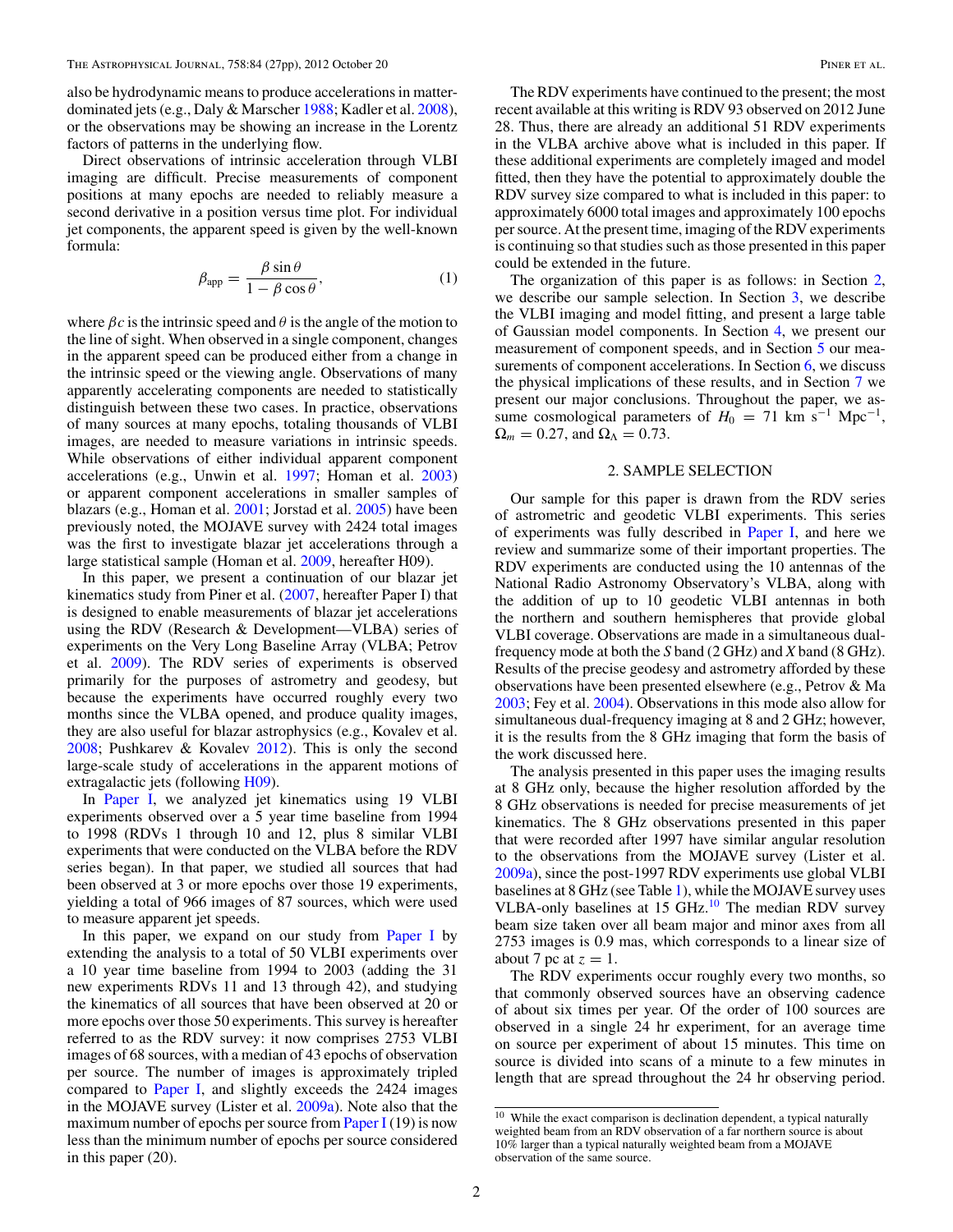also be hydrodynamic means to produce accelerations in matter-dominated jets (e.g., Daly & Marscher 1988; Kadler et al. 2008), or the observations may be showing an increase in the Lorentz factors of patterns in the underlying flow.

Direct observations of intrinsic acceleration through VLBI imaging are difficult. Precise measurements of component positions at many epochs are needed to reliably measure a second derivative in a position versus time plot. For individual jet components, the apparent speed is given by the well-known formula:

$$\beta_{\rm app} = \frac{\beta \sin\theta}{1 - \beta \cos\theta}, \tag{1}$$

where $\beta c$ is the intrinsic speed and $\theta$ is the angle of the motion to the line of sight. When observed in a single component, changes in the apparent speed can be produced either from a change in the intrinsic speed or the viewing angle. Observations of many apparently accelerating components are needed to statistically distinguish between these two cases. In practice, observations of many sources at many epochs, totaling thousands of VLBI images, are needed to measure variations in intrinsic speeds. While observations of either individual apparent component accelerations (e.g., Unwin et al. 1997; Homan et al. 2003) or apparent component accelerations in smaller samples of blazars (e.g., Homan et al. 2001; Jorstad et al. 2005) have been previously noted, the MOJAVE survey with 2424 total images was the first to investigate blazar jet accelerations through a large statistical sample (Homan et al. 2009, hereafter H09).

In this paper, we present a continuation of our blazar jet kinematics study from Piner et al. (2007, hereafter Paper I) that is designed to enable measurements of blazar jet accelerations using the RDV (Research & Development—VLBA) series of experiments on the Very Long Baseline Array (VLBA; Petrov et al. 2009). The RDV series of experiments is observed primarily for the purposes of astrometry and geodesy, but because the experiments have occurred roughly every two months since the VLBA opened, and produce quality images, they are also useful for blazar astrophysics (e.g., Kovalev et al. 2008; Pushkarev & Kovalev 2012). This is only the second large-scale study of accelerations in the apparent motions of extragalactic jets (following H09).

In Paper I, we analyzed jet kinematics using 19 VLBI experiments observed over a 5 year time baseline from 1994 to 1998 (RDVs 1 through 10 and 12, plus 8 similar VLBI experiments that were conducted on the VLBA before the RDV series began). In that paper, we studied all sources that had been observed at 3 or more epochs over those 19 experiments, yielding a total of 966 images of 87 sources, which were used to measure apparent jet speeds.

In this paper, we expand on our study from Paper I by extending the analysis to a total of 50 VLBI experiments over a 10 year time baseline from 1994 to 2003 (adding the 31 new experiments RDVs 11 and 13 through 42), and studying the kinematics of all sources that have been observed at 20 or more epochs over those 50 experiments. This survey is hereafter referred to as the RDV survey: it now comprises 2753 VLBI images of 68 sources, with a median of 43 epochs of observation per source. The number of images is approximately tripled compared to Paper I, and slightly exceeds the 2424 images in the MOJAVE survey (Lister et al. 2009a). Note also that the maximum number of epochs per source from Paper I (19) is now less than the minimum number of epochs per source considered in this paper (20).

The RDV experiments have continued to the present; the most recent available at this writing is RDV 93 observed on 2012 June 28. Thus, there are already an additional 51 RDV experiments in the VLBA archive above what is included in this paper. If these additional experiments are completely imaged and model fitted, then they have the potential to approximately double the RDV survey size compared to what is included in this paper: to approximately 6000 total images and approximately 100 epochs per source. At the present time, imaging of the RDV experiments is continuing so that studies such as those presented in this paper could be extended in the future.

The organization of this paper is as follows: in Section 2, we describe our sample selection. In Section 3, we describe the VLBI imaging and model fitting, and present a large table of Gaussian model components. In Section 4, we present our measurement of component speeds, and in Section 5 our measurements of component accelerations. In Section 6, we discuss the physical implications of these results, and in Section 7 we present our major conclusions. Throughout the paper, we assume cosmological parameters of $H_0 = 71$ km s$^{-1}$ Mpc$^{-1}$, $\Omega_m = 0.27$, and $\Omega_\Lambda = 0.73$.

## 2. SAMPLE SELECTION

Our sample for this paper is drawn from the RDV series of astrometric and geodetic VLBI experiments. This series of experiments was fully described in Paper I, and here we review and summarize some of their important properties. The RDV experiments are conducted using the 10 antennas of the National Radio Astronomy Observatory's VLBA, along with the addition of up to 10 geodetic VLBI antennas in both the northern and southern hemispheres that provide global VLBI coverage. Observations are made in a simultaneous dual-frequency mode at both the *S* band (2 GHz) and *X* band (8 GHz). Results of the precise geodesy and astrometry afforded by these observations have been presented elsewhere (e.g., Petrov & Ma 2003; Fey et al. 2004). Observations in this mode also allow for simultaneous dual-frequency imaging at 8 and 2 GHz; however, it is the results from the 8 GHz imaging that form the basis of the work discussed here.

The analysis presented in this paper uses the imaging results at 8 GHz only, because the higher resolution afforded by the 8 GHz observations is needed for precise measurements of jet kinematics. The 8 GHz observations presented in this paper that were recorded after 1997 have similar angular resolution to the observations from the MOJAVE survey (Lister et al. 2009a), since the post-1997 RDV experiments use global VLBI baselines at 8 GHz (see Table 1), while the MOJAVE survey uses VLBA-only baselines at 15 GHz.[10] The median RDV survey beam size taken over all beam major and minor axes from all 2753 images is 0.9 mas, which corresponds to a linear size of about 7 pc at $z = 1$.

The RDV experiments occur roughly every two months, so that commonly observed sources have an observing cadence of about six times per year. Of the order of 100 sources are observed in a single 24 hr experiment, for an average time on source per experiment of about 15 minutes. This time on source is divided into scans of a minute to a few minutes in length that are spread throughout the 24 hr observing period.

[10] While the exact comparison is declination dependent, a typical naturally weighted beam from an RDV observation of a far northern source is about 10% larger than a typical naturally weighted beam from a MOJAVE observation of the same source.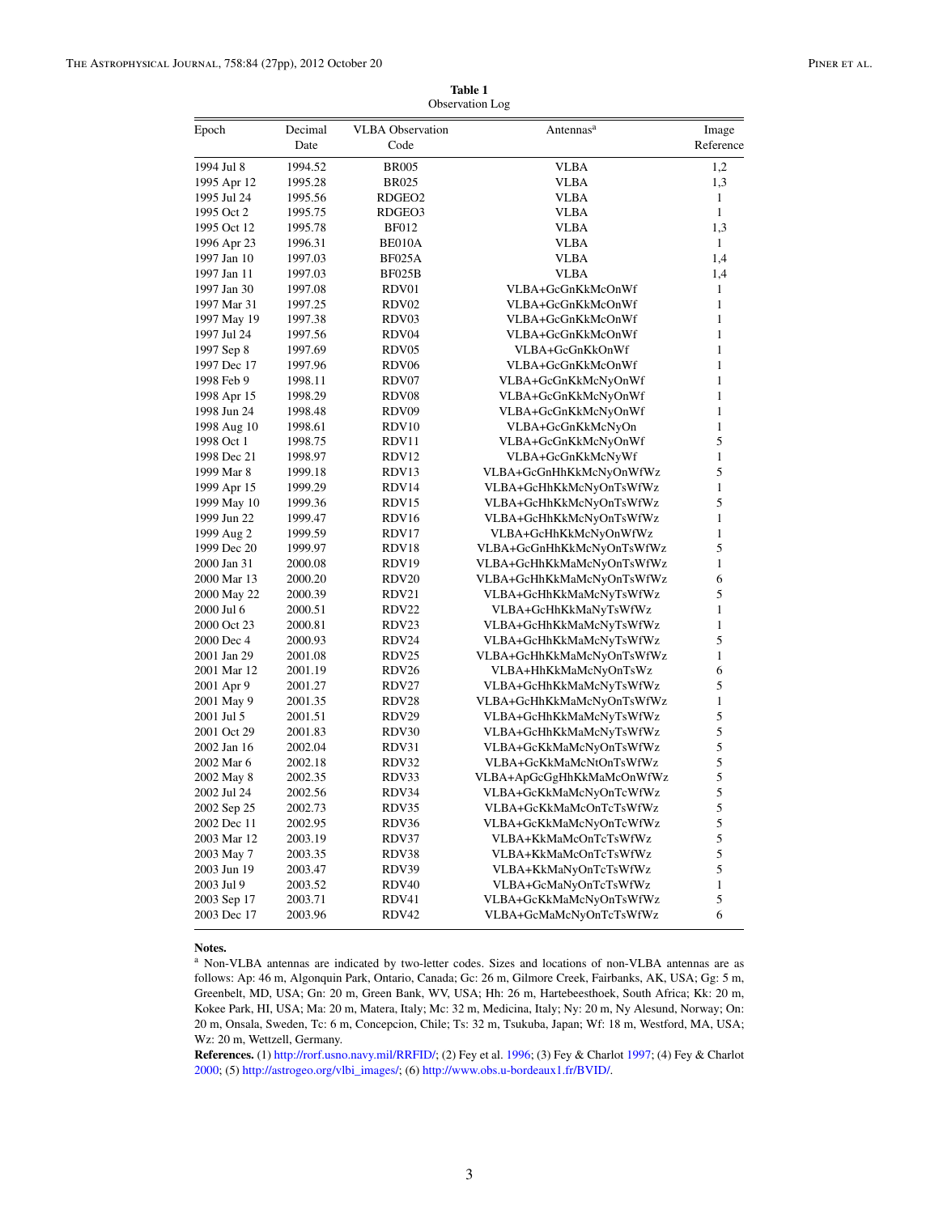**Table 1**
Observation Log

| Epoch | Decimal Date | VLBA Observation Code | Antennas[a] | Image Reference |
|---|---|---|---|---|
| 1994 Jul 8 | 1994.52 | BR005 | VLBA | 1,2 |
| 1995 Apr 12 | 1995.28 | BR025 | VLBA | 1,3 |
| 1995 Jul 24 | 1995.56 | RDGEO2 | VLBA | 1 |
| 1995 Oct 2 | 1995.75 | RDGEO3 | VLBA | 1 |
| 1995 Oct 12 | 1995.78 | BF012 | VLBA | 1,3 |
| 1996 Apr 23 | 1996.31 | BE010A | VLBA | 1 |
| 1997 Jan 10 | 1997.03 | BF025A | VLBA | 1,4 |
| 1997 Jan 11 | 1997.03 | BF025B | VLBA | 1,4 |
| 1997 Jan 30 | 1997.08 | RDV01 | VLBA+GcGnKkMcOnWf | 1 |
| 1997 Mar 31 | 1997.25 | RDV02 | VLBA+GcGnKkMcOnWf | 1 |
| 1997 May 19 | 1997.38 | RDV03 | VLBA+GcGnKkMcOnWf | 1 |
| 1997 Jul 24 | 1997.56 | RDV04 | VLBA+GcGnKkMcOnWf | 1 |
| 1997 Sep 8 | 1997.69 | RDV05 | VLBA+GcGnKkOnWf | 1 |
| 1997 Dec 17 | 1997.96 | RDV06 | VLBA+GcGnKkMcOnWf | 1 |
| 1998 Feb 9 | 1998.11 | RDV07 | VLBA+GcGnKkMcNyOnWf | 1 |
| 1998 Apr 15 | 1998.29 | RDV08 | VLBA+GcGnKkMcNyOnWf | 1 |
| 1998 Jun 24 | 1998.48 | RDV09 | VLBA+GcGnKkMcNyOnWf | 1 |
| 1998 Aug 10 | 1998.61 | RDV10 | VLBA+GcGnKkMcNyOn | 1 |
| 1998 Oct 1 | 1998.75 | RDV11 | VLBA+GcGnKkMcNyOnWf | 5 |
| 1998 Dec 21 | 1998.97 | RDV12 | VLBA+GcGnKkMcNyWf | 1 |
| 1999 Mar 8 | 1999.18 | RDV13 | VLBA+GcGnHhKkMcNyOnWfWz | 5 |
| 1999 Apr 15 | 1999.29 | RDV14 | VLBA+GcHhKkMcNyOnTsWfWz | 1 |
| 1999 May 10 | 1999.36 | RDV15 | VLBA+GcHhKkMcNyOnTsWfWz | 5 |
| 1999 Jun 22 | 1999.47 | RDV16 | VLBA+GcHhKkMcNyOnTsWfWz | 1 |
| 1999 Aug 2 | 1999.59 | RDV17 | VLBA+GcHhKkMcNyOnWfWz | 1 |
| 1999 Dec 20 | 1999.97 | RDV18 | VLBA+GcGnHhKkMcNyOnTsWfWz | 5 |
| 2000 Jan 31 | 2000.08 | RDV19 | VLBA+GcHhKkMaMcNyOnTsWfWz | 1 |
| 2000 Mar 13 | 2000.20 | RDV20 | VLBA+GcHhKkMaMcNyOnTsWfWz | 6 |
| 2000 May 22 | 2000.39 | RDV21 | VLBA+GcHhKkMaMcNyTsWfWz | 5 |
| 2000 Jul 6 | 2000.51 | RDV22 | VLBA+GcHhKkMaNyTsWfWz | 1 |
| 2000 Oct 23 | 2000.81 | RDV23 | VLBA+GcHhKkMaMcNyTsWfWz | 1 |
| 2000 Dec 4 | 2000.93 | RDV24 | VLBA+GcHhKkMaMcNyTsWfWz | 5 |
| 2001 Jan 29 | 2001.08 | RDV25 | VLBA+GcHhKkMaMcNyOnTsWfWz | 1 |
| 2001 Mar 12 | 2001.19 | RDV26 | VLBA+HhKkMaMcNyOnTsWz | 6 |
| 2001 Apr 9 | 2001.27 | RDV27 | VLBA+GcHhKkMaMcNyTsWfWz | 5 |
| 2001 May 9 | 2001.35 | RDV28 | VLBA+GcHhKkMaMcNyOnTsWfWz | 1 |
| 2001 Jul 5 | 2001.51 | RDV29 | VLBA+GcHhKkMaMcNyTsWfWz | 5 |
| 2001 Oct 29 | 2001.83 | RDV30 | VLBA+GcHhKkMaMcNyTsWfWz | 5 |
| 2002 Jan 16 | 2002.04 | RDV31 | VLBA+GcKkMaMcNyOnTsWfWz | 5 |
| 2002 Mar 6 | 2002.18 | RDV32 | VLBA+GcKkMaMcNtOnTsWfWz | 5 |
| 2002 May 8 | 2002.35 | RDV33 | VLBA+ApGcGgHhKkMaMcOnWfWz | 5 |
| 2002 Jul 24 | 2002.56 | RDV34 | VLBA+GcKkMaMcNyOnTcWfWz | 5 |
| 2002 Sep 25 | 2002.73 | RDV35 | VLBA+GcKkMaMcOnTcTsWfWz | 5 |
| 2002 Dec 11 | 2002.95 | RDV36 | VLBA+GcKkMaMcNyOnTcWfWz | 5 |
| 2003 Mar 12 | 2003.19 | RDV37 | VLBA+KkMaMcOnTcTsWfWz | 5 |
| 2003 May 7 | 2003.35 | RDV38 | VLBA+KkMaMcOnTcTsWfWz | 5 |
| 2003 Jun 19 | 2003.47 | RDV39 | VLBA+KkMaNyOnTcTsWfWz | 5 |
| 2003 Jul 9 | 2003.52 | RDV40 | VLBA+GcMaNyOnTcTsWfWz | 1 |
| 2003 Sep 17 | 2003.71 | RDV41 | VLBA+GcKkMaMcNyOnTsWfWz | 5 |
| 2003 Dec 17 | 2003.96 | RDV42 | VLBA+GcMaMcNyOnTcTsWfWz | 6 |

**Notes.**
[a] Non-VLBA antennas are indicated by two-letter codes. Sizes and locations of non-VLBA antennas are as follows: Ap: 46 m, Algonquin Park, Ontario, Canada; Gc: 26 m, Gilmore Creek, Fairbanks, AK, USA; Gg: 5 m, Greenbelt, MD, USA; Gn: 20 m, Green Bank, WV, USA; Hh: 26 m, Hartebeesthoek, South Africa; Kk: 20 m, Kokee Park, HI, USA; Ma: 20 m, Matera, Italy; Mc: 32 m, Medicina, Italy; Ny: 20 m, Ny Alesund, Norway; On: 20 m, Onsala, Sweden, Tc: 6 m, Concepcion, Chile; Ts: 32 m, Tsukuba, Japan; Wf: 18 m, Westford, MA, USA; Wz: 20 m, Wettzell, Germany.

**References.** (1) http://rorf.usno.navy.mil/RRFID/; (2) Fey et al. 1996; (3) Fey & Charlot 1997; (4) Fey & Charlot 2000; (5) http://astrogeo.org/vlbi_images/; (6) http://www.obs.u-bordeaux1.fr/BVID/.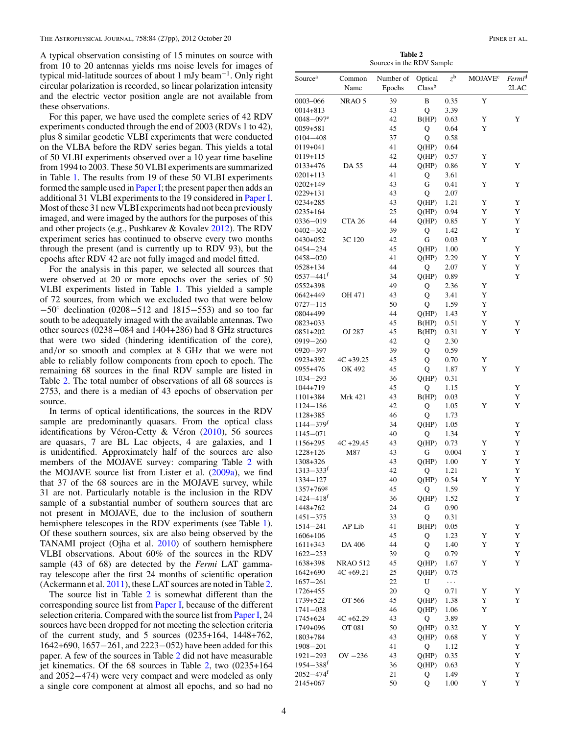A typical observation consisting of 15 minutes on source with from 10 to 20 antennas yields rms noise levels for images of typical mid-latitude sources of about 1 mJy beam$^{-1}$. Only right circular polarization is recorded, so linear polarization intensity and the electric vector position angle are not available from these observations.

For this paper, we have used the complete series of 42 RDV experiments conducted through the end of 2003 (RDVs 1 to 42), plus 8 similar geodetic VLBI experiments that were conducted on the VLBA before the RDV series began. This yields a total of 50 VLBI experiments observed over a 10 year time baseline from 1994 to 2003. These 50 VLBI experiments are summarized in Table 1. The results from 19 of these 50 VLBI experiments formed the sample used in Paper I; the present paper then adds an additional 31 VLBI experiments to the 19 considered in Paper I. Most of these 31 new VLBI experiments had not been previously imaged, and were imaged by the authors for the purposes of this and other projects (e.g., Pushkarev & Kovalev 2012). The RDV experiment series has continued to observe every two months through the present (and is currently up to RDV 93), but the epochs after RDV 42 are not fully imaged and model fitted.

For the analysis in this paper, we selected all sources that were observed at 20 or more epochs over the series of 50 VLBI experiments listed in Table 1. This yielded a sample of 72 sources, from which we excluded two that were below −50° declination (0208−512 and 1815−553) and so too far south to be adequately imaged with the available antennas. Two other sources (0238−084 and 1404+286) had 8 GHz structures that were two sided (hindering identification of the core), and/or so smooth and complex at 8 GHz that we were not able to reliably follow components from epoch to epoch. The remaining 68 sources in the final RDV sample are listed in Table 2. The total number of observations of all 68 sources is 2753, and there is a median of 43 epochs of observation per source.

In terms of optical identifications, the sources in the RDV sample are predominantly quasars. From the optical class identifications by Véron-Cetty & Véron (2010), 56 sources are quasars, 7 are BL Lac objects, 4 are galaxies, and 1 is unidentified. Approximately half of the sources are also members of the MOJAVE survey: comparing Table 2 with the MOJAVE source list from Lister et al. (2009a), we find that 37 of the 68 sources are in the MOJAVE survey, while 31 are not. Particularly notable is the inclusion in the RDV sample of a substantial number of southern sources that are not present in MOJAVE, due to the inclusion of southern hemisphere telescopes in the RDV experiments (see Table 1). Of these southern sources, six are also being observed by the TANAMI project (Ojha et al. 2010) of southern hemisphere VLBI observations. About 60% of the sources in the RDV sample (43 of 68) are detected by the *Fermi* LAT gamma-ray telescope after the first 24 months of scientific operation (Ackermann et al. 2011), these LAT sources are noted in Table 2.

The source list in Table 2 is somewhat different than the corresponding source list from Paper I, because of the different selection criteria. Compared with the source list from Paper I, 24 sources have been dropped for not meeting the selection criteria of the current study, and 5 sources (0235+164, 1448+762, 1642+690, 1657−261, and 2223−052) have been added for this paper. A few of the sources in Table 2 did not have measurable jet kinematics. Of the 68 sources in Table 2, two (0235+164 and 2052−474) were very compact and were modeled as only a single core component at almost all epochs, and so had no

**Table 2**
Sources in the RDV Sample

| Source[a] | Common Name | Number of Epochs | Optical Class[b] | $z$[b] | MOJAVE[c] | *Fermi*[d] 2LAC |
|---|---|---|---|---|---|---|
| 0003−066 | NRAO 5 | 39 | B | 0.35 | Y | |
| 0014+813 | | 43 | Q | 3.39 | | |
| 0048−097[e] | | 42 | B(HP) | 0.63 | Y | Y |
| 0059+581 | | 45 | Q | 0.64 | Y | |
| 0104−408 | | 37 | Q | 0.58 | | |
| 0119+041 | | 41 | Q(HP) | 0.64 | | |
| 0119+115 | | 42 | Q(HP) | 0.57 | Y | |
| 0133+476 | DA 55 | 44 | Q(HP) | 0.86 | Y | Y |
| 0201+113 | | 41 | Q | 3.61 | | |
| 0202+149 | | 43 | G | 0.41 | Y | Y |
| 0229+131 | | 43 | Q | 2.07 | | |
| 0234+285 | | 43 | Q(HP) | 1.21 | Y | Y |
| 0235+164 | | 25 | Q(HP) | 0.94 | Y | Y |
| 0336−019 | CTA 26 | 44 | Q(HP) | 0.85 | Y | Y |
| 0402−362 | | 39 | Q | 1.42 | | Y |
| 0430+052 | 3C 120 | 42 | G | 0.03 | Y | |
| 0454−234 | | 45 | Q(HP) | 1.00 | | Y |
| 0458−020 | | 41 | Q(HP) | 2.29 | Y | Y |
| 0528+134 | | 44 | Q | 2.07 | Y | Y |
| 0537−441[f] | | 34 | Q(HP) | 0.89 | | Y |
| 0552+398 | | 49 | Q | 2.36 | Y | |
| 0642+449 | OH 471 | 43 | Q | 3.41 | Y | |
| 0727−115 | | 50 | Q | 1.59 | Y | |
| 0804+499 | | 44 | Q(HP) | 1.43 | Y | |
| 0823+033 | | 45 | B(HP) | 0.51 | Y | Y |
| 0851+202 | OJ 287 | 45 | B(HP) | 0.31 | Y | Y |
| 0919−260 | | 42 | Q | 2.30 | | |
| 0920−397 | | 39 | Q | 0.59 | | |
| 0923+392 | 4C +39.25 | 45 | Q | 0.70 | Y | |
| 0955+476 | OK 492 | 45 | Q | 1.87 | Y | Y |
| 1034−293 | | 36 | Q(HP) | 0.31 | | |
| 1044+719 | | 45 | Q | 1.15 | | Y |
| 1101+384 | Mrk 421 | 43 | B(HP) | 0.03 | | Y |
| 1124−186 | | 42 | Q | 1.05 | Y | Y |
| 1128+385 | | 46 | Q | 1.73 | | |
| 1144−379[f] | | 34 | Q(HP) | 1.05 | | Y |
| 1145−071 | | 40 | Q | 1.34 | | Y |
| 1156+295 | 4C +29.45 | 43 | Q(HP) | 0.73 | Y | Y |
| 1228+126 | M87 | 43 | G | 0.004 | Y | Y |
| 1308+326 | | 43 | Q(HP) | 1.00 | Y | Y |
| 1313−333[f] | | 42 | Q | 1.21 | | Y |
| 1334−127 | | 40 | Q(HP) | 0.54 | Y | Y |
| 1357+769[g] | | 45 | Q | 1.59 | | Y |
| 1424−418[f] | | 36 | Q(HP) | 1.52 | | Y |
| 1448+762 | | 24 | G | 0.90 | | |
| 1451−375 | | 33 | Q | 0.31 | | |
| 1514−241 | AP Lib | 41 | B(HP) | 0.05 | | Y |
| 1606+106 | | 45 | Q | 1.23 | Y | Y |
| 1611+343 | DA 406 | 44 | Q | 1.40 | Y | Y |
| 1622−253 | | 39 | Q | 0.79 | | Y |
| 1638+398 | NRAO 512 | 45 | Q(HP) | 1.67 | Y | Y |
| 1642+690 | 4C +69.21 | 25 | Q(HP) | 0.75 | | |
| 1657−261 | | 22 | U | ... | | |
| 1726+455 | | 20 | Q | 0.71 | Y | Y |
| 1739+522 | OT 566 | 45 | Q(HP) | 1.38 | Y | Y |
| 1741−038 | | 46 | Q(HP) | 1.06 | Y | |
| 1745+624 | 4C +62.29 | 43 | Q | 3.89 | | |
| 1749+096 | OT 081 | 50 | Q(HP) | 0.32 | Y | Y |
| 1803+784 | | 43 | Q(HP) | 0.68 | Y | Y |
| 1908−201 | | 41 | Q | 1.12 | | Y |
| 1921−293 | OV −236 | 43 | Q(HP) | 0.35 | | Y |
| 1954−388[f] | | 36 | Q(HP) | 0.63 | | Y |
| 2052−474[f] | | 21 | Q | 1.49 | | Y |
| 2145+067 | | 50 | Q | 1.00 | Y | Y |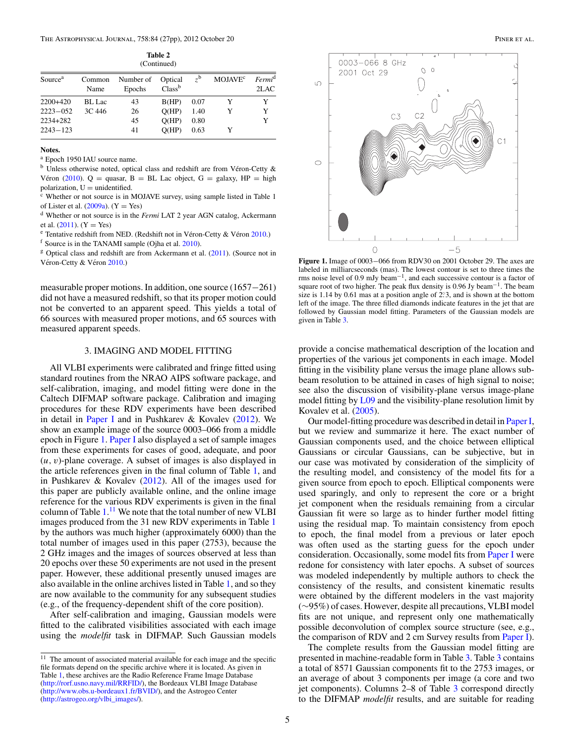**Table 2**
(Continued)

| Source[a] | Common Name | Number of Epochs | Optical Class[b] | $z$[b] | MOJAVE[c] | *Fermi*[d] 2LAC |
|---|---|---|---|---|---|---|
| 2200+420 | BL Lac | 43 | B(HP) | 0.07 | Y | Y |
| 2223−052 | 3C 446 | 26 | Q(HP) | 1.40 | Y | Y |
| 2234+282 | | 45 | Q(HP) | 0.80 | | Y |
| 2243−123 | | 41 | Q(HP) | 0.63 | Y | |

**Notes.**
[a] Epoch 1950 IAU source name.
[b] Unless otherwise noted, optical class and redshift are from Véron-Cetty & Véron (2010). Q = quasar, B = BL Lac object, G = galaxy, HP = high polarization, U = unidentified.
[c] Whether or not source is in MOJAVE survey, using sample listed in Table 1 of Lister et al. (2009a). (Y = Yes)
[d] Whether or not source is in the *Fermi* LAT 2 year AGN catalog, Ackermann et al. (2011). (Y = Yes)
[e] Tentative redshift from NED. (Redshift not in Véron-Cetty & Véron 2010.)
[f] Source is in the TANAMI sample (Ojha et al. 2010).
[g] Optical class and redshift are from Ackermann et al. (2011). (Source not in Véron-Cetty & Véron 2010.)

measurable proper motions. In addition, one source (1657−261) did not have a measured redshift, so that its proper motion could not be converted to an apparent speed. This yields a total of 66 sources with measured proper motions, and 65 sources with measured apparent speeds.

## 3. IMAGING AND MODEL FITTING

All VLBI experiments were calibrated and fringe fitted using standard routines from the NRAO AIPS software package, and self-calibration, imaging, and model fitting were done in the Caltech DIFMAP software package. Calibration and imaging procedures for these RDV experiments have been described in detail in Paper I and in Pushkarev & Kovalev (2012). We show an example image of the source 0003–066 from a middle epoch in Figure 1. Paper I also displayed a set of sample images from these experiments for cases of good, adequate, and poor $(u, v)$-plane coverage. A subset of images is also displayed in the article references given in the final column of Table 1, and in Pushkarev & Kovalev (2012). All of the images used for this paper are publicly available online, and the online image reference for the various RDV experiments is given in the final column of Table 1.[11] We note that the total number of new VLBI images produced from the 31 new RDV experiments in Table 1 by the authors was much higher (approximately 6000) than the total number of images used in this paper (2753), because the 2 GHz images and the images of sources observed at less than 20 epochs over these 50 experiments are not used in the present paper. However, these additional presently unused images are also available in the online archives listed in Table 1, and so they are now available to the community for any subsequent studies (e.g., of the frequency-dependent shift of the core position).

After self-calibration and imaging, Gaussian models were fitted to the calibrated visibilities associated with each image using the *modelfit* task in DIFMAP. Such Gaussian models provide a concise mathematical description of the location and properties of the various jet components in each image. Model fitting in the visibility plane versus the image plane allows sub-beam resolution to be attained in cases of high signal to noise; see also the discussion of visibility-plane versus image-plane model fitting by L09 and the visibility-plane resolution limit by Kovalev et al. (2005).

[11] The amount of associated material available for each image and the specific file formats depend on the specific archive where it is located. As given in Table 1, these archives are the Radio Reference Frame Image Database (http://rorf.usno.navy.mil/RRFID/), the Bordeaux VLBI Image Database (http://www.obs.u-bordeaux1.fr/BVID/), and the Astrogeo Center (http://astrogeo.org/vlbi_images/).

**Figure 1.** Image of 0003−066 from RDV30 on 2001 October 29. The axes are labeled in milliarcseconds (mas). The lowest contour is set to three times the rms noise level of 0.9 mJy beam$^{-1}$, and each successive contour is a factor of square root of two higher. The peak flux density is 0.96 Jy beam$^{-1}$. The beam size is 1.14 by 0.61 mas at a position angle of 2$^\circ$.3, and is shown at the bottom left of the image. The three filled diamonds indicate features in the jet that are followed by Gaussian model fitting. Parameters of the Gaussian models are given in Table 3.

Our model-fitting procedure was described in detail in Paper I, but we review and summarize it here. The exact number of Gaussian components used, and the choice between elliptical Gaussians or circular Gaussians, can be subjective, but in our case was motivated by consideration of the simplicity of the resulting model, and consistency of the model fits for a given source from epoch to epoch. Elliptical components were used sparingly, and only to represent the core or a bright jet component when the residuals remaining from a circular Gaussian fit were so large as to hinder further model fitting using the residual map. To maintain consistency from epoch to epoch, the final model from a previous or later epoch was often used as the starting guess for the epoch under consideration. Occasionally, some model fits from Paper I were redone for consistency with later epochs. A subset of sources was modeled independently by multiple authors to check the consistency of the results, and consistent kinematic results were obtained by the different modelers in the vast majority (∼95%) of cases. However, despite all precautions, VLBI model fits are not unique, and represent only one mathematically possible deconvolution of complex source structure (see, e.g., the comparison of RDV and 2 cm Survey results from Paper I).

The complete results from the Gaussian model fitting are presented in machine-readable form in Table 3. Table 3 contains a total of 8571 Gaussian components fit to the 2753 images, or an average of about 3 components per image (a core and two jet components). Columns 2–8 of Table 3 correspond directly to the DIFMAP *modelfit* results, and are suitable for reading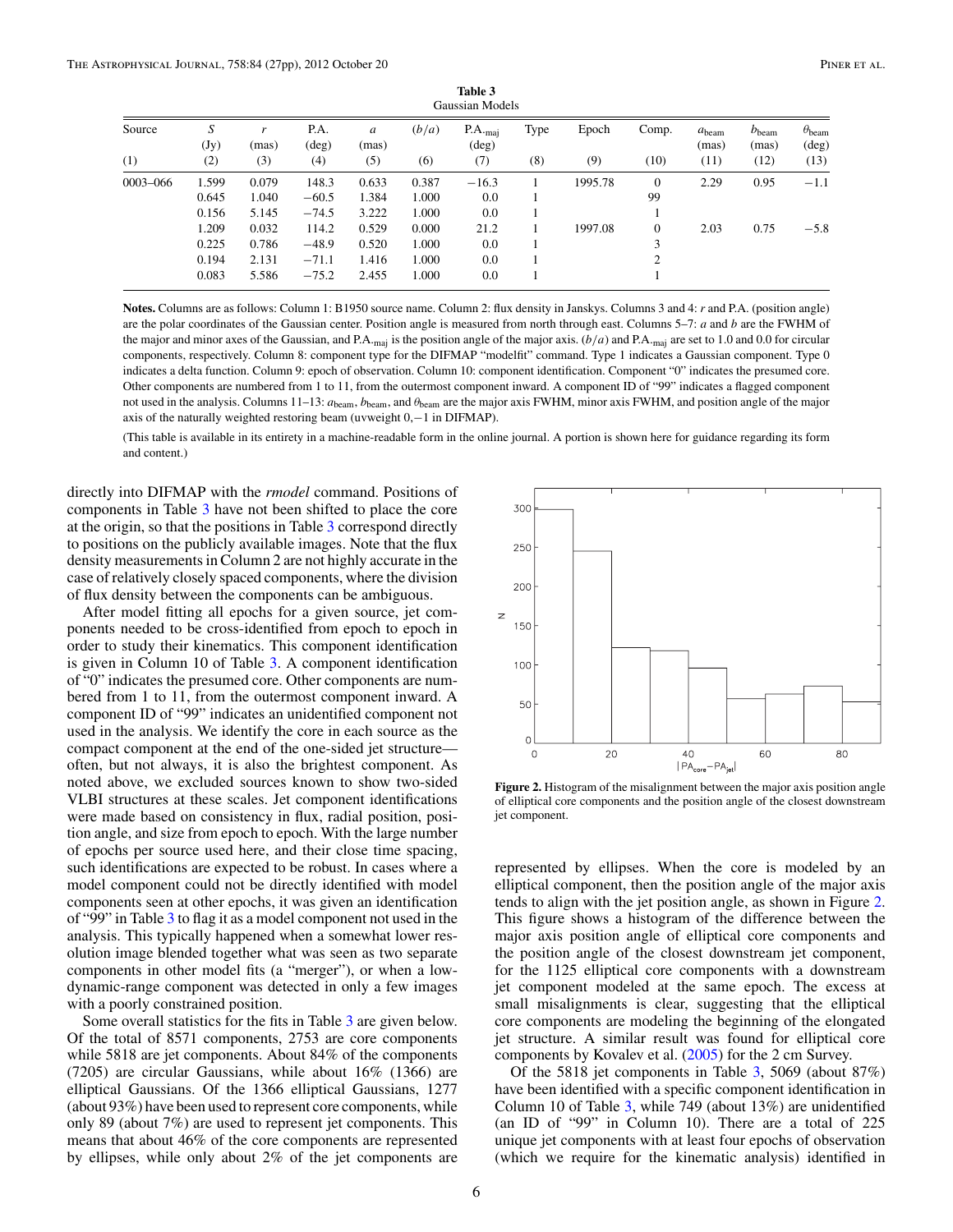**Table 3**
Gaussian Models

| Source | $S$ (Jy) | $r$ (mas) | P.A. (deg) | $a$ (mas) | $(b/a)$ | P.A.$_{\rm maj}$ (deg) | Type | Epoch | Comp. | $a_{\rm beam}$ (mas) | $b_{\rm beam}$ (mas) | $\theta_{\rm beam}$ (deg) |
|---|---|---|---|---|---|---|---|---|---|---|---|---|
| (1) | (2) | (3) | (4) | (5) | (6) | (7) | (8) | (9) | (10) | (11) | (12) | (13) |
| 0003–066 | 1.599 | 0.079 | 148.3 | 0.633 | 0.387 | −16.3 | 1 | 1995.78 | 0 | 2.29 | 0.95 | −1.1 |
| | 0.645 | 1.040 | −60.5 | 1.384 | 1.000 | 0.0 | 1 | | 99 | | | |
| | 0.156 | 5.145 | −74.5 | 3.222 | 1.000 | 0.0 | 1 | | 1 | | | |
| | 1.209 | 0.032 | 114.2 | 0.529 | 0.000 | 21.2 | 1 | 1997.08 | 0 | 2.03 | 0.75 | −5.8 |
| | 0.225 | 0.786 | −48.9 | 0.520 | 1.000 | 0.0 | 1 | | 3 | | | |
| | 0.194 | 2.131 | −71.1 | 1.416 | 1.000 | 0.0 | 1 | | 2 | | | |
| | 0.083 | 5.586 | −75.2 | 2.455 | 1.000 | 0.0 | 1 | | 1 | | | |

**Notes.** Columns are as follows: Column 1: B1950 source name. Column 2: flux density in Janskys. Columns 3 and 4: $r$ and P.A. (position angle) are the polar coordinates of the Gaussian center. Position angle is measured from north through east. Columns 5–7: $a$ and $b$ are the FWHM of the major and minor axes of the Gaussian, and P.A.$_{\rm maj}$ is the position angle of the major axis. $(b/a)$ and P.A.$_{\rm maj}$ are set to 1.0 and 0.0 for circular components, respectively. Column 8: component type for the DIFMAP "modelfit" command. Type 1 indicates a Gaussian component. Type 0 indicates a delta function. Column 9: epoch of observation. Column 10: component identification. Component "0" indicates the presumed core. Other components are numbered from 1 to 11, from the outermost component inward. A component ID of "99" indicates a flagged component not used in the analysis. Columns 11–13: $a_{\rm beam}$, $b_{\rm beam}$, and $\theta_{\rm beam}$ are the major axis FWHM, minor axis FWHM, and position angle of the major axis of the naturally weighted restoring beam (uvweight 0,−1 in DIFMAP).

(This table is available in its entirety in a machine-readable form in the online journal. A portion is shown here for guidance regarding its form and content.)

directly into DIFMAP with the *rmodel* command. Positions of components in Table 3 have not been shifted to place the core at the origin, so that the positions in Table 3 correspond directly to positions on the publicly available images. Note that the flux density measurements in Column 2 are not highly accurate in the case of relatively closely spaced components, where the division of flux density between the components can be ambiguous.

After model fitting all epochs for a given source, jet components needed to be cross-identified from epoch to epoch in order to study their kinematics. This component identification is given in Column 10 of Table 3. A component identification of "0" indicates the presumed core. Other components are numbered from 1 to 11, from the outermost component inward. A component ID of "99" indicates an unidentified component not used in the analysis. We identify the core in each source as the compact component at the end of the one-sided jet structure—often, but not always, it is also the brightest component. As noted above, we excluded sources known to show two-sided VLBI structures at these scales. Jet component identifications were made based on consistency in flux, radial position, position angle, and size from epoch to epoch. With the large number of epochs per source used here, and their close time spacing, such identifications are expected to be robust. In cases where a model component could not be directly identified with model components seen at other epochs, it was given an identification of "99" in Table 3 to flag it as a model component not used in the analysis. This typically happened when a somewhat lower resolution image blended together what was seen as two separate components in other model fits (a "merger"), or when a low-dynamic-range component was detected in only a few images with a poorly constrained position.

Some overall statistics for the fits in Table 3 are given below. Of the total of 8571 components, 2753 are core components while 5818 are jet components. About 84% of the components (7205) are circular Gaussians, while about 16% (1366) are elliptical Gaussians. Of the 1366 elliptical Gaussians, 1277 (about 93%) have been used to represent core components, while only 89 (about 7%) are used to represent jet components. This means that about 46% of the core components are represented by ellipses, while only about 2% of the jet components are represented by ellipses. When the core is modeled by an elliptical component, then the position angle of the major axis tends to align with the jet position angle, as shown in Figure 2. This figure shows a histogram of the difference between the major axis position angle of elliptical core components and the position angle of the closest downstream jet component, for the 1125 elliptical core components with a downstream jet component modeled at the same epoch. The excess at small misalignments is clear, suggesting that the elliptical core components are modeling the beginning of the elongated jet structure. A similar result was found for elliptical core components by Kovalev et al. (2005) for the 2 cm Survey.

**Figure 2.** Histogram of the misalignment between the major axis position angle of elliptical core components and the position angle of the closest downstream jet component.

Of the 5818 jet components in Table 3, 5069 (about 87%) have been identified with a specific component identification in Column 10 of Table 3, while 749 (about 13%) are unidentified (an ID of "99" in Column 10). There are a total of 225 unique jet components with at least four epochs of observation (which we require for the kinematic analysis) identified in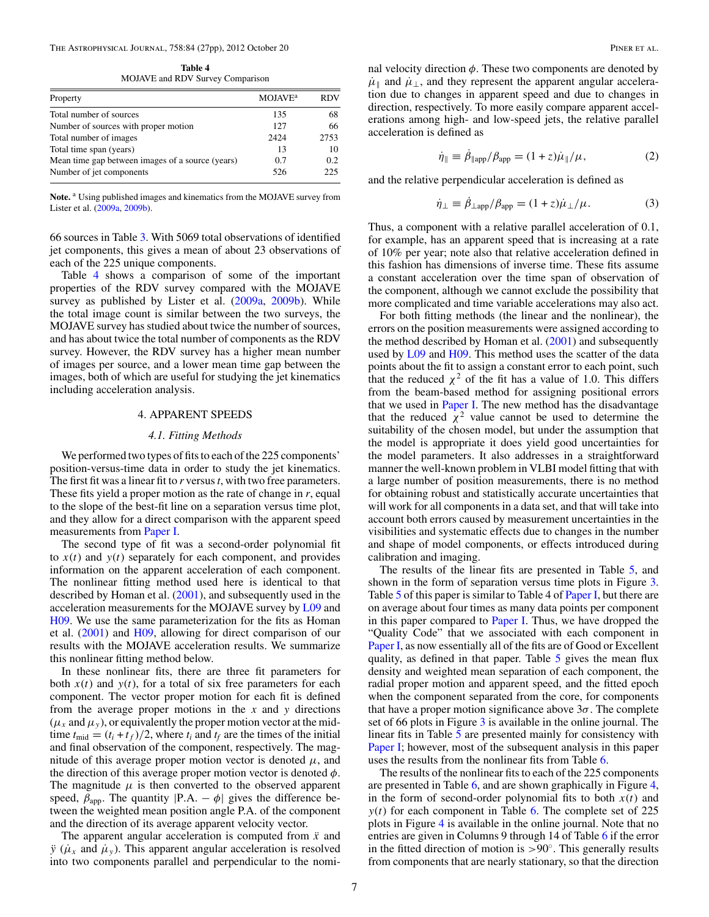**Table 4**
MOJAVE and RDV Survey Comparison

| Property | MOJAVE[a] | RDV |
|---|---|---|
| Total number of sources | 135 | 68 |
| Number of sources with proper motion | 127 | 66 |
| Total number of images | 2424 | 2753 |
| Total time span (years) | 13 | 10 |
| Mean time gap between images of a source (years) | 0.7 | 0.2 |
| Number of jet components | 526 | 225 |

**Note.** [a] Using published images and kinematics from the MOJAVE survey from Lister et al. (2009a, 2009b).

66 sources in Table 3. With 5069 total observations of identified jet components, this gives a mean of about 23 observations of each of the 225 unique components.

Table 4 shows a comparison of some of the important properties of the RDV survey compared with the MOJAVE survey as published by Lister et al. (2009a, 2009b). While the total image count is similar between the two surveys, the MOJAVE survey has studied about twice the number of sources, and has about twice the total number of components as the RDV survey. However, the RDV survey has a higher mean number of images per source, and a lower mean time gap between the images, both of which are useful for studying the jet kinematics including acceleration analysis.

## 4. APPARENT SPEEDS

### *4.1. Fitting Methods*

We performed two types of fits to each of the 225 components' position-versus-time data in order to study the jet kinematics. The first fit was a linear fit to $r$ versus $t$, with two free parameters. These fits yield a proper motion as the rate of change in $r$, equal to the slope of the best-fit line on a separation versus time plot, and they allow for a direct comparison with the apparent speed measurements from Paper I.

The second type of fit was a second-order polynomial fit to $x(t)$ and $y(t)$ separately for each component, and provides information on the apparent acceleration of each component. The nonlinear fitting method used here is identical to that described by Homan et al. (2001), and subsequently used in the acceleration measurements for the MOJAVE survey by L09 and H09. We use the same parameterization for the fits as Homan et al. (2001) and H09, allowing for direct comparison of our results with the MOJAVE acceleration results. We summarize this nonlinear fitting method below.

In these nonlinear fits, there are three fit parameters for both $x(t)$ and $y(t)$, for a total of six free parameters for each component. The vector proper motion for each fit is defined from the average proper motions in the $x$ and $y$ directions ($\mu_x$ and $\mu_y$), or equivalently the proper motion vector at the mid-time $t_{\rm mid} = (t_i + t_f)/2$, where $t_i$ and $t_f$ are the times of the initial and final observation of the component, respectively. The magnitude of this average proper motion vector is denoted $\mu$, and the direction of this average proper motion vector is denoted $\phi$. The magnitude $\mu$ is then converted to the observed apparent speed, $\beta_{\rm app}$. The quantity $|{\rm P.A.} - \phi|$ gives the difference between the weighted mean position angle P.A. of the component and the direction of its average apparent velocity vector.

The apparent angular acceleration is computed from $\ddot{x}$ and $\ddot{y}$ ($\dot{\mu}_x$ and $\dot{\mu}_y$). This apparent angular acceleration is resolved into two components parallel and perpendicular to the nominal velocity direction $\phi$. These two components are denoted by $\dot{\mu}_\parallel$ and $\dot{\mu}_\perp$, and they represent the apparent angular acceleration due to changes in apparent speed and due to changes in direction, respectively. To more easily compare apparent accelerations among high- and low-speed jets, the relative parallel acceleration is defined as

$$\dot{\eta}_\parallel \equiv \dot{\beta}_{\parallel{\rm app}}/\beta_{\rm app} = (1+z)\dot{\mu}_\parallel/\mu, \tag{2}$$

and the relative perpendicular acceleration is defined as

$$\dot{\eta}_\perp \equiv \dot{\beta}_{\perp{\rm app}}/\beta_{\rm app} = (1+z)\dot{\mu}_\perp/\mu. \tag{3}$$

Thus, a component with a relative parallel acceleration of 0.1, for example, has an apparent speed that is increasing at a rate of 10% per year; note also that relative acceleration defined in this fashion has dimensions of inverse time. These fits assume a constant acceleration over the time span of observation of the component, although we cannot exclude the possibility that more complicated and time variable accelerations may also act.

For both fitting methods (the linear and the nonlinear), the errors on the position measurements were assigned according to the method described by Homan et al. (2001) and subsequently used by L09 and H09. This method uses the scatter of the data points about the fit to assign a constant error to each point, such that the reduced $\chi^2$ of the fit has a value of 1.0. This differs from the beam-based method for assigning positional errors that we used in Paper I. The new method has the disadvantage that the reduced $\chi^2$ value cannot be used to determine the suitability of the chosen model, but under the assumption that the model is appropriate it does yield good uncertainties for the model parameters. It also addresses in a straightforward manner the well-known problem in VLBI model fitting that with a large number of position measurements, there is no method for obtaining robust and statistically accurate uncertainties that will work for all components in a data set, and that will take into account both errors caused by measurement uncertainties in the visibilities and systematic effects due to changes in the number and shape of model components, or effects introduced during calibration and imaging.

The results of the linear fits are presented in Table 5, and shown in the form of separation versus time plots in Figure 3. Table 5 of this paper is similar to Table 4 of Paper I, but there are on average about four times as many data points per component in this paper compared to Paper I. Thus, we have dropped the "Quality Code" that we associated with each component in Paper I, as now essentially all of the fits are of Good or Excellent quality, as defined in that paper. Table 5 gives the mean flux density and weighted mean separation of each component, the radial proper motion and apparent speed, and the fitted epoch when the component separated from the core, for components that have a proper motion significance above $3\sigma$. The complete set of 66 plots in Figure 3 is available in the online journal. The linear fits in Table 5 are presented mainly for consistency with Paper I; however, most of the subsequent analysis in this paper uses the results from the nonlinear fits from Table 6.

The results of the nonlinear fits to each of the 225 components are presented in Table 6, and are shown graphically in Figure 4, in the form of second-order polynomial fits to both $x(t)$ and $y(t)$ for each component in Table 6. The complete set of 225 plots in Figure 4 is available in the online journal. Note that no entries are given in Columns 9 through 14 of Table 6 if the error in the fitted direction of motion is $>90°$. This generally results from components that are nearly stationary, so that the direction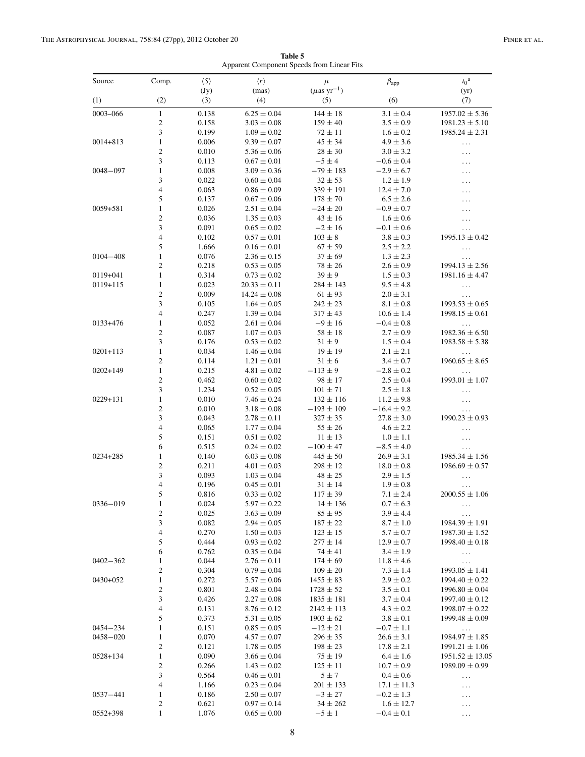**Table 5**
Apparent Component Speeds from Linear Fits

| Source | Comp. | $\langle S \rangle$ (Jy) | $\langle r \rangle$ (mas) | $\mu$ ($\mu$as yr$^{-1}$) | $\beta_{app}$ | $t_0$[a] (yr) |
|---|---|---|---|---|---|---|
| (1) | (2) | (3) | (4) | (5) | (6) | (7) |
| 0003–066 | 1 | 0.138 | 6.25 ± 0.04 | 144 ± 18 | 3.1 ± 0.4 | 1957.02 ± 5.36 |
| | 2 | 0.158 | 3.03 ± 0.08 | 159 ± 40 | 3.5 ± 0.9 | 1981.23 ± 5.10 |
| | 3 | 0.199 | 1.09 ± 0.02 | 72 ± 11 | 1.6 ± 0.2 | 1985.24 ± 2.31 |
| 0014+813 | 1 | 0.006 | 9.39 ± 0.07 | 45 ± 34 | 4.9 ± 3.6 | ... |
| | 2 | 0.010 | 5.36 ± 0.06 | 28 ± 30 | 3.0 ± 3.2 | ... |
| | 3 | 0.113 | 0.67 ± 0.01 | −5 ± 4 | −0.6 ± 0.4 | ... |
| 0048−097 | 1 | 0.008 | 3.09 ± 0.36 | −79 ± 183 | −2.9 ± 6.7 | ... |
| | 3 | 0.022 | 0.60 ± 0.04 | 32 ± 53 | 1.2 ± 1.9 | ... |
| | 4 | 0.063 | 0.86 ± 0.09 | 339 ± 191 | 12.4 ± 7.0 | ... |
| | 5 | 0.137 | 0.67 ± 0.06 | 178 ± 70 | 6.5 ± 2.6 | ... |
| 0059+581 | 1 | 0.026 | 2.51 ± 0.04 | −24 ± 20 | −0.9 ± 0.7 | ... |
| | 2 | 0.036 | 1.35 ± 0.03 | 43 ± 16 | 1.6 ± 0.6 | ... |
| | 3 | 0.091 | 0.65 ± 0.02 | −2 ± 16 | −0.1 ± 0.6 | ... |
| | 4 | 0.102 | 0.57 ± 0.01 | 103 ± 8 | 3.8 ± 0.3 | 1995.13 ± 0.42 |
| | 5 | 1.666 | 0.16 ± 0.01 | 67 ± 59 | 2.5 ± 2.2 | ... |
| 0104−408 | 1 | 0.076 | 2.36 ± 0.15 | 37 ± 69 | 1.3 ± 2.3 | ... |
| | 2 | 0.218 | 0.53 ± 0.05 | 78 ± 26 | 2.6 ± 0.9 | 1994.13 ± 2.56 |
| 0119+041 | 1 | 0.314 | 0.73 ± 0.02 | 39 ± 9 | 1.5 ± 0.3 | 1981.16 ± 4.47 |
| 0119+115 | 1 | 0.023 | 20.33 ± 0.11 | 284 ± 143 | 9.5 ± 4.8 | ... |
| | 2 | 0.009 | 14.24 ± 0.08 | 61 ± 93 | 2.0 ± 3.1 | ... |
| | 3 | 0.105 | 1.64 ± 0.05 | 242 ± 23 | 8.1 ± 0.8 | 1993.53 ± 0.65 |
| | 4 | 0.247 | 1.39 ± 0.04 | 317 ± 43 | 10.6 ± 1.4 | 1998.15 ± 0.61 |
| 0133+476 | 1 | 0.052 | 2.61 ± 0.04 | −9 ± 16 | −0.4 ± 0.8 | ... |
| | 2 | 0.087 | 1.07 ± 0.03 | 58 ± 18 | 2.7 ± 0.9 | 1982.36 ± 6.50 |
| | 3 | 0.176 | 0.53 ± 0.02 | 31 ± 9 | 1.5 ± 0.4 | 1983.58 ± 5.38 |
| 0201+113 | 1 | 0.034 | 1.46 ± 0.04 | 19 ± 19 | 2.1 ± 2.1 | ... |
| | 2 | 0.114 | 1.21 ± 0.01 | 31 ± 6 | 3.4 ± 0.7 | 1960.65 ± 8.65 |
| 0202+149 | 1 | 0.215 | 4.81 ± 0.02 | −113 ± 9 | −2.8 ± 0.2 | ... |
| | 2 | 0.462 | 0.60 ± 0.02 | 98 ± 17 | 2.5 ± 0.4 | 1993.01 ± 1.07 |
| | 3 | 1.234 | 0.52 ± 0.05 | 101 ± 71 | 2.5 ± 1.8 | ... |
| 0229+131 | 1 | 0.010 | 7.46 ± 0.24 | 132 ± 116 | 11.2 ± 9.8 | ... |
| | 2 | 0.010 | 3.18 ± 0.08 | −193 ± 109 | −16.4 ± 9.2 | ... |
| | 3 | 0.043 | 2.78 ± 0.11 | 327 ± 35 | 27.8 ± 3.0 | 1990.23 ± 0.93 |
| | 4 | 0.065 | 1.77 ± 0.04 | 55 ± 26 | 4.6 ± 2.2 | ... |
| | 5 | 0.151 | 0.51 ± 0.02 | 11 ± 13 | 1.0 ± 1.1 | ... |
| | 6 | 0.515 | 0.24 ± 0.02 | −100 ± 47 | −8.5 ± 4.0 | ... |
| 0234+285 | 1 | 0.140 | 6.03 ± 0.08 | 445 ± 50 | 26.9 ± 3.1 | 1985.34 ± 1.56 |
| | 2 | 0.211 | 4.01 ± 0.03 | 298 ± 12 | 18.0 ± 0.8 | 1986.69 ± 0.57 |
| | 3 | 0.093 | 1.03 ± 0.04 | 48 ± 25 | 2.9 ± 1.5 | ... |
| | 4 | 0.196 | 0.45 ± 0.01 | 31 ± 14 | 1.9 ± 0.8 | ... |
| | 5 | 0.816 | 0.33 ± 0.02 | 117 ± 39 | 7.1 ± 2.4 | 2000.55 ± 1.06 |
| 0336−019 | 1 | 0.024 | 5.97 ± 0.22 | 14 ± 136 | 0.7 ± 6.3 | ... |
| | 2 | 0.025 | 3.63 ± 0.09 | 85 ± 95 | 3.9 ± 4.4 | ... |
| | 3 | 0.082 | 2.94 ± 0.05 | 187 ± 22 | 8.7 ± 1.0 | 1984.39 ± 1.91 |
| | 4 | 0.270 | 1.50 ± 0.03 | 123 ± 15 | 5.7 ± 0.7 | 1987.30 ± 1.52 |
| | 5 | 0.444 | 0.93 ± 0.02 | 277 ± 14 | 12.9 ± 0.7 | 1998.40 ± 0.18 |
| | 6 | 0.762 | 0.35 ± 0.04 | 74 ± 41 | 3.4 ± 1.9 | ... |
| 0402−362 | 1 | 0.044 | 2.76 ± 0.11 | 174 ± 69 | 11.8 ± 4.6 | ... |
| | 2 | 0.304 | 0.79 ± 0.04 | 109 ± 20 | 7.3 ± 1.4 | 1993.05 ± 1.41 |
| 0430+052 | 1 | 0.272 | 5.57 ± 0.06 | 1455 ± 83 | 2.9 ± 0.2 | 1994.40 ± 0.22 |
| | 2 | 0.801 | 2.48 ± 0.04 | 1728 ± 52 | 3.5 ± 0.1 | 1996.80 ± 0.04 |
| | 3 | 0.426 | 2.27 ± 0.08 | 1835 ± 181 | 3.7 ± 0.4 | 1997.40 ± 0.12 |
| | 4 | 0.131 | 8.76 ± 0.12 | 2142 ± 113 | 4.3 ± 0.2 | 1998.07 ± 0.22 |
| | 5 | 0.373 | 5.31 ± 0.05 | 1903 ± 62 | 3.8 ± 0.1 | 1999.48 ± 0.09 |
| 0454−234 | 1 | 0.151 | 0.85 ± 0.05 | −12 ± 21 | −0.7 ± 1.1 | ... |
| 0458−020 | 1 | 0.070 | 4.57 ± 0.07 | 296 ± 35 | 26.6 ± 3.1 | 1984.97 ± 1.85 |
| | 2 | 0.121 | 1.78 ± 0.05 | 198 ± 23 | 17.8 ± 2.1 | 1991.21 ± 1.06 |
| 0528+134 | 1 | 0.090 | 3.66 ± 0.04 | 75 ± 19 | 6.4 ± 1.6 | 1951.52 ± 13.05 |
| | 2 | 0.266 | 1.43 ± 0.02 | 125 ± 11 | 10.7 ± 0.9 | 1989.09 ± 0.99 |
| | 3 | 0.564 | 0.46 ± 0.01 | 5 ± 7 | 0.4 ± 0.6 | ... |
| | 4 | 1.166 | 0.23 ± 0.04 | 201 ± 133 | 17.1 ± 11.3 | ... |
| 0537−441 | 1 | 0.186 | 2.50 ± 0.07 | −3 ± 27 | −0.2 ± 1.3 | ... |
| | 2 | 0.621 | 0.97 ± 0.14 | 34 ± 262 | 1.6 ± 12.7 | ... |
| 0552+398 | 1 | 1.076 | 0.65 ± 0.00 | −5 ± 1 | −0.4 ± 0.1 | ... |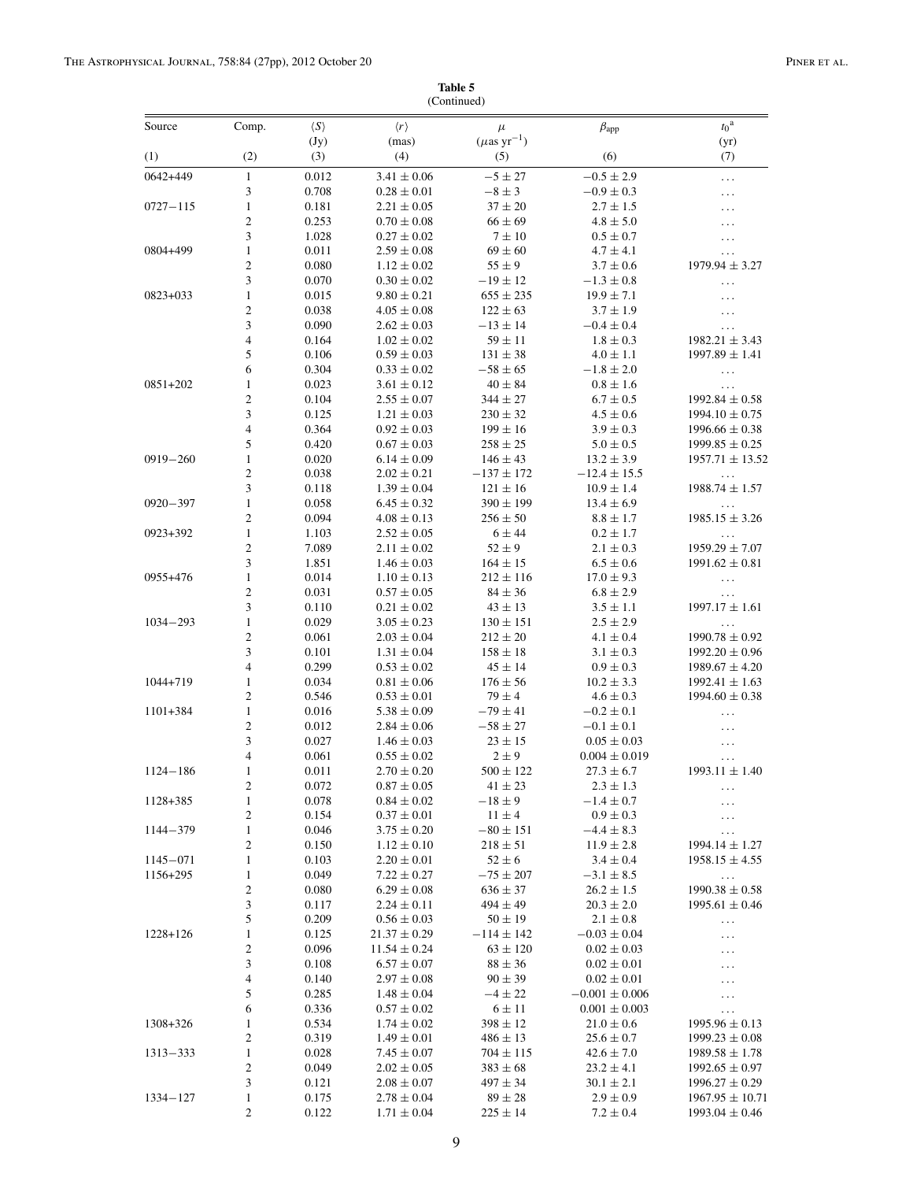**Table 5**
(Continued)

| Source | Comp. | $\langle S \rangle$ (Jy) | $\langle r \rangle$ (mas) | $\mu$ ($\mu$as yr$^{-1}$) | $\beta_{\rm app}$ | $t_0$[a] (yr) |
|---|---|---|---|---|---|---|
| (1) | (2) | (3) | (4) | (5) | (6) | (7) |
| 0642+449 | 1 | 0.012 | $3.41 \pm 0.06$ | $-5 \pm 27$ | $-0.5 \pm 2.9$ | ... |
| | 3 | 0.708 | $0.28 \pm 0.01$ | $-8 \pm 3$ | $-0.9 \pm 0.3$ | ... |
| 0727−115 | 1 | 0.181 | $2.21 \pm 0.05$ | $37 \pm 20$ | $2.7 \pm 1.5$ | ... |
| | 2 | 0.253 | $0.70 \pm 0.08$ | $66 \pm 69$ | $4.8 \pm 5.0$ | ... |
| | 3 | 1.028 | $0.27 \pm 0.02$ | $7 \pm 10$ | $0.5 \pm 0.7$ | ... |
| 0804+499 | 1 | 0.011 | $2.59 \pm 0.08$ | $69 \pm 60$ | $4.7 \pm 4.1$ | ... |
| | 2 | 0.080 | $1.12 \pm 0.02$ | $55 \pm 9$ | $3.7 \pm 0.6$ | $1979.94 \pm 3.27$ |
| | 3 | 0.070 | $0.30 \pm 0.02$ | $-19 \pm 12$ | $-1.3 \pm 0.8$ | ... |
| 0823+033 | 1 | 0.015 | $9.80 \pm 0.21$ | $655 \pm 235$ | $19.9 \pm 7.1$ | ... |
| | 2 | 0.038 | $4.05 \pm 0.08$ | $122 \pm 63$ | $3.7 \pm 1.9$ | ... |
| | 3 | 0.090 | $2.62 \pm 0.03$ | $-13 \pm 14$ | $-0.4 \pm 0.4$ | ... |
| | 4 | 0.164 | $1.02 \pm 0.02$ | $59 \pm 11$ | $1.8 \pm 0.3$ | $1982.21 \pm 3.43$ |
| | 5 | 0.106 | $0.59 \pm 0.03$ | $131 \pm 38$ | $4.0 \pm 1.1$ | $1997.89 \pm 1.41$ |
| | 6 | 0.304 | $0.33 \pm 0.02$ | $-58 \pm 65$ | $-1.8 \pm 2.0$ | ... |
| 0851+202 | 1 | 0.023 | $3.61 \pm 0.12$ | $40 \pm 84$ | $0.8 \pm 1.6$ | ... |
| | 2 | 0.104 | $2.55 \pm 0.07$ | $344 \pm 27$ | $6.7 \pm 0.5$ | $1992.84 \pm 0.58$ |
| | 3 | 0.125 | $1.21 \pm 0.03$ | $230 \pm 32$ | $4.5 \pm 0.6$ | $1994.10 \pm 0.75$ |
| | 4 | 0.364 | $0.92 \pm 0.03$ | $199 \pm 16$ | $3.9 \pm 0.3$ | $1996.66 \pm 0.38$ |
| | 5 | 0.420 | $0.67 \pm 0.03$ | $258 \pm 25$ | $5.0 \pm 0.5$ | $1999.85 \pm 0.25$ |
| 0919−260 | 1 | 0.020 | $6.14 \pm 0.09$ | $146 \pm 43$ | $13.2 \pm 3.9$ | $1957.71 \pm 13.52$ |
| | 2 | 0.038 | $2.02 \pm 0.21$ | $-137 \pm 172$ | $-12.4 \pm 15.5$ | ... |
| | 3 | 0.118 | $1.39 \pm 0.04$ | $121 \pm 16$ | $10.9 \pm 1.4$ | $1988.74 \pm 1.57$ |
| 0920−397 | 1 | 0.058 | $6.45 \pm 0.32$ | $390 \pm 199$ | $13.4 \pm 6.9$ | ... |
| | 2 | 0.094 | $4.08 \pm 0.13$ | $256 \pm 50$ | $8.8 \pm 1.7$ | $1985.15 \pm 3.26$ |
| 0923+392 | 1 | 1.103 | $2.52 \pm 0.05$ | $6 \pm 44$ | $0.2 \pm 1.7$ | ... |
| | 2 | 7.089 | $2.11 \pm 0.02$ | $52 \pm 9$ | $2.1 \pm 0.3$ | $1959.29 \pm 7.07$ |
| | 3 | 1.851 | $1.46 \pm 0.03$ | $164 \pm 15$ | $6.5 \pm 0.6$ | $1991.62 \pm 0.81$ |
| 0955+476 | 1 | 0.014 | $1.10 \pm 0.13$ | $212 \pm 116$ | $17.0 \pm 9.3$ | ... |
| | 2 | 0.031 | $0.57 \pm 0.05$ | $84 \pm 36$ | $6.8 \pm 2.9$ | ... |
| | 3 | 0.110 | $0.21 \pm 0.02$ | $43 \pm 13$ | $3.5 \pm 1.1$ | $1997.17 \pm 1.61$ |
| 1034−293 | 1 | 0.029 | $3.05 \pm 0.23$ | $130 \pm 151$ | $2.5 \pm 2.9$ | ... |
| | 2 | 0.061 | $2.03 \pm 0.04$ | $212 \pm 20$ | $4.1 \pm 0.4$ | $1990.78 \pm 0.92$ |
| | 3 | 0.101 | $1.31 \pm 0.04$ | $158 \pm 18$ | $3.1 \pm 0.3$ | $1992.20 \pm 0.96$ |
| | 4 | 0.299 | $0.53 \pm 0.02$ | $45 \pm 14$ | $0.9 \pm 0.3$ | $1989.67 \pm 4.20$ |
| 1044+719 | 1 | 0.034 | $0.81 \pm 0.06$ | $176 \pm 56$ | $10.2 \pm 3.3$ | $1992.41 \pm 1.63$ |
| | 2 | 0.546 | $0.53 \pm 0.01$ | $79 \pm 4$ | $4.6 \pm 0.3$ | $1994.60 \pm 0.38$ |
| 1101+384 | 1 | 0.016 | $5.38 \pm 0.09$ | $-79 \pm 41$ | $-0.2 \pm 0.1$ | ... |
| | 2 | 0.012 | $2.84 \pm 0.06$ | $-58 \pm 27$ | $-0.1 \pm 0.1$ | ... |
| | 3 | 0.027 | $1.46 \pm 0.03$ | $23 \pm 15$ | $0.05 \pm 0.03$ | ... |
| | 4 | 0.061 | $0.55 \pm 0.02$ | $2 \pm 9$ | $0.004 \pm 0.019$ | ... |
| 1124−186 | 1 | 0.011 | $2.70 \pm 0.20$ | $500 \pm 122$ | $27.3 \pm 6.7$ | $1993.11 \pm 1.40$ |
| | 2 | 0.072 | $0.87 \pm 0.05$ | $41 \pm 23$ | $2.3 \pm 1.3$ | ... |
| 1128+385 | 1 | 0.078 | $0.84 \pm 0.02$ | $-18 \pm 9$ | $-1.4 \pm 0.7$ | ... |
| | 2 | 0.154 | $0.37 \pm 0.01$ | $11 \pm 4$ | $0.9 \pm 0.3$ | ... |
| 1144−379 | 1 | 0.046 | $3.75 \pm 0.20$ | $-80 \pm 151$ | $-4.4 \pm 8.3$ | ... |
| | 2 | 0.150 | $1.12 \pm 0.10$ | $218 \pm 51$ | $11.9 \pm 2.8$ | $1994.14 \pm 1.27$ |
| 1145−071 | 1 | 0.103 | $2.20 \pm 0.01$ | $52 \pm 6$ | $3.4 \pm 0.4$ | $1958.15 \pm 4.55$ |
| 1156+295 | 1 | 0.049 | $7.22 \pm 0.27$ | $-75 \pm 207$ | $-3.1 \pm 8.5$ | ... |
| | 2 | 0.080 | $6.29 \pm 0.08$ | $636 \pm 37$ | $26.2 \pm 1.5$ | $1990.38 \pm 0.58$ |
| | 3 | 0.117 | $2.24 \pm 0.11$ | $494 \pm 49$ | $20.3 \pm 2.0$ | $1995.61 \pm 0.46$ |
| | 5 | 0.209 | $0.56 \pm 0.03$ | $50 \pm 19$ | $2.1 \pm 0.8$ | ... |
| 1228+126 | 1 | 0.125 | $21.37 \pm 0.29$ | $-114 \pm 142$ | $-0.03 \pm 0.04$ | ... |
| | 2 | 0.096 | $11.54 \pm 0.24$ | $63 \pm 120$ | $0.02 \pm 0.03$ | ... |
| | 3 | 0.108 | $6.57 \pm 0.07$ | $88 \pm 36$ | $0.02 \pm 0.01$ | ... |
| | 4 | 0.140 | $2.97 \pm 0.08$ | $90 \pm 39$ | $0.02 \pm 0.01$ | ... |
| | 5 | 0.285 | $1.48 \pm 0.04$ | $-4 \pm 22$ | $-0.001 \pm 0.006$ | ... |
| | 6 | 0.336 | $0.57 \pm 0.02$ | $6 \pm 11$ | $0.001 \pm 0.003$ | ... |
| 1308+326 | 1 | 0.534 | $1.74 \pm 0.02$ | $398 \pm 12$ | $21.0 \pm 0.6$ | $1995.96 \pm 0.13$ |
| | 2 | 0.319 | $1.49 \pm 0.01$ | $486 \pm 13$ | $25.6 \pm 0.7$ | $1999.23 \pm 0.08$ |
| 1313−333 | 1 | 0.028 | $7.45 \pm 0.07$ | $704 \pm 115$ | $42.6 \pm 7.0$ | $1989.58 \pm 1.78$ |
| | 2 | 0.049 | $2.02 \pm 0.05$ | $383 \pm 68$ | $23.2 \pm 4.1$ | $1992.65 \pm 0.97$ |
| | 3 | 0.121 | $2.08 \pm 0.07$ | $497 \pm 34$ | $30.1 \pm 2.1$ | $1996.27 \pm 0.29$ |
| 1334−127 | 1 | 0.175 | $2.78 \pm 0.04$ | $89 \pm 28$ | $2.9 \pm 0.9$ | $1967.95 \pm 10.71$ |
| | 2 | 0.122 | $1.71 \pm 0.04$ | $225 \pm 14$ | $7.2 \pm 0.4$ | $1993.04 \pm 0.46$ |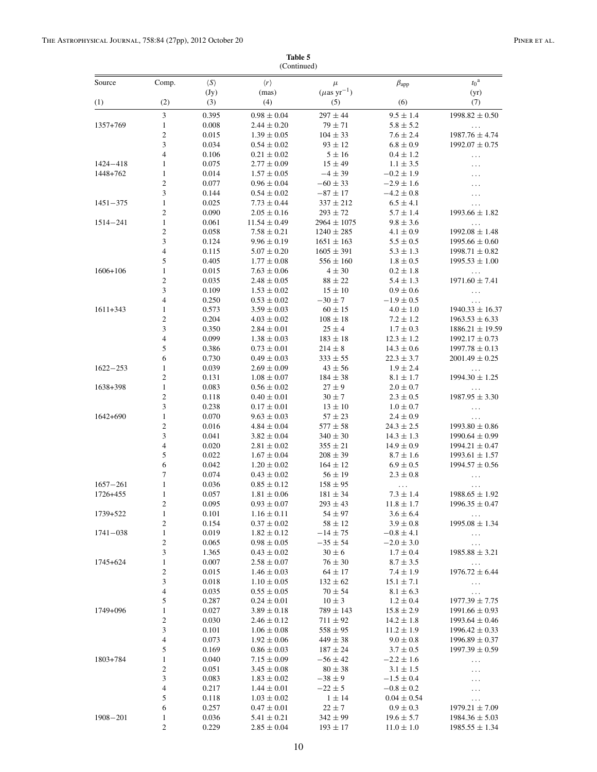**Table 5**
(Continued)

| Source | Comp. | $\langle S \rangle$ (Jy) | $\langle r \rangle$ (mas) | $\mu$ ($\mu$as yr$^{-1}$) | $\beta_{app}$ | $t_0$[a] (yr) |
|---|---|---|---|---|---|---|
| (1) | (2) | (3) | (4) | (5) | (6) | (7) |
| | 3 | 0.395 | $0.98 \pm 0.04$ | $297 \pm 44$ | $9.5 \pm 1.4$ | $1998.82 \pm 0.50$ |
| 1357+769 | 1 | 0.008 | $2.44 \pm 0.20$ | $79 \pm 71$ | $5.8 \pm 5.2$ | ... |
| | 2 | 0.015 | $1.39 \pm 0.05$ | $104 \pm 33$ | $7.6 \pm 2.4$ | $1987.76 \pm 4.74$ |
| | 3 | 0.034 | $0.54 \pm 0.02$ | $93 \pm 12$ | $6.8 \pm 0.9$ | $1992.07 \pm 0.75$ |
| | 4 | 0.106 | $0.21 \pm 0.02$ | $5 \pm 16$ | $0.4 \pm 1.2$ | ... |
| 1424−418 | 1 | 0.075 | $2.77 \pm 0.09$ | $15 \pm 49$ | $1.1 \pm 3.5$ | ... |
| 1448+762 | 1 | 0.014 | $1.57 \pm 0.05$ | $-4 \pm 39$ | $-0.2 \pm 1.9$ | ... |
| | 2 | 0.077 | $0.96 \pm 0.04$ | $-60 \pm 33$ | $-2.9 \pm 1.6$ | ... |
| | 3 | 0.144 | $0.54 \pm 0.02$ | $-87 \pm 17$ | $-4.2 \pm 0.8$ | ... |
| 1451−375 | 1 | 0.025 | $7.73 \pm 0.44$ | $337 \pm 212$ | $6.5 \pm 4.1$ | ... |
| | 2 | 0.090 | $2.05 \pm 0.16$ | $293 \pm 72$ | $5.7 \pm 1.4$ | $1993.66 \pm 1.82$ |
| 1514−241 | 1 | 0.061 | $11.54 \pm 0.49$ | $2964 \pm 1075$ | $9.8 \pm 3.6$ | ... |
| | 2 | 0.058 | $7.58 \pm 0.21$ | $1240 \pm 285$ | $4.1 \pm 0.9$ | $1992.08 \pm 1.48$ |
| | 3 | 0.124 | $9.96 \pm 0.19$ | $1651 \pm 163$ | $5.5 \pm 0.5$ | $1995.66 \pm 0.60$ |
| | 4 | 0.115 | $5.07 \pm 0.20$ | $1605 \pm 391$ | $5.3 \pm 1.3$ | $1998.71 \pm 0.82$ |
| | 5 | 0.405 | $1.77 \pm 0.08$ | $556 \pm 160$ | $1.8 \pm 0.5$ | $1995.53 \pm 1.00$ |
| 1606+106 | 1 | 0.015 | $7.63 \pm 0.06$ | $4 \pm 30$ | $0.2 \pm 1.8$ | ... |
| | 2 | 0.035 | $2.48 \pm 0.05$ | $88 \pm 22$ | $5.4 \pm 1.3$ | $1971.60 \pm 7.41$ |
| | 3 | 0.109 | $1.53 \pm 0.02$ | $15 \pm 10$ | $0.9 \pm 0.6$ | ... |
| | 4 | 0.250 | $0.53 \pm 0.02$ | $-30 \pm 7$ | $-1.9 \pm 0.5$ | ... |
| 1611+343 | 1 | 0.573 | $3.59 \pm 0.03$ | $60 \pm 15$ | $4.0 \pm 1.0$ | $1940.33 \pm 16.37$ |
| | 2 | 0.204 | $4.03 \pm 0.02$ | $108 \pm 18$ | $7.2 \pm 1.2$ | $1963.53 \pm 6.33$ |
| | 3 | 0.350 | $2.84 \pm 0.01$ | $25 \pm 4$ | $1.7 \pm 0.3$ | $1886.21 \pm 19.59$ |
| | 4 | 0.099 | $1.38 \pm 0.03$ | $183 \pm 18$ | $12.3 \pm 1.2$ | $1992.17 \pm 0.73$ |
| | 5 | 0.386 | $0.73 \pm 0.01$ | $214 \pm 8$ | $14.3 \pm 0.6$ | $1997.78 \pm 0.13$ |
| | 6 | 0.730 | $0.49 \pm 0.03$ | $333 \pm 55$ | $22.3 \pm 3.7$ | $2001.49 \pm 0.25$ |
| 1622−253 | 1 | 0.039 | $2.69 \pm 0.09$ | $43 \pm 56$ | $1.9 \pm 2.4$ | ... |
| | 2 | 0.131 | $1.08 \pm 0.07$ | $184 \pm 38$ | $8.1 \pm 1.7$ | $1994.30 \pm 1.25$ |
| 1638+398 | 1 | 0.083 | $0.56 \pm 0.02$ | $27 \pm 9$ | $2.0 \pm 0.7$ | ... |
| | 2 | 0.118 | $0.40 \pm 0.01$ | $30 \pm 7$ | $2.3 \pm 0.5$ | $1987.95 \pm 3.30$ |
| | 3 | 0.238 | $0.17 \pm 0.01$ | $13 \pm 10$ | $1.0 \pm 0.7$ | ... |
| 1642+690 | 1 | 0.070 | $9.63 \pm 0.03$ | $57 \pm 23$ | $2.4 \pm 0.9$ | ... |
| | 2 | 0.016 | $4.84 \pm 0.04$ | $577 \pm 58$ | $24.3 \pm 2.5$ | $1993.80 \pm 0.86$ |
| | 3 | 0.041 | $3.82 \pm 0.04$ | $340 \pm 30$ | $14.3 \pm 1.3$ | $1990.64 \pm 0.99$ |
| | 4 | 0.020 | $2.81 \pm 0.02$ | $355 \pm 21$ | $14.9 \pm 0.9$ | $1994.21 \pm 0.47$ |
| | 5 | 0.022 | $1.67 \pm 0.04$ | $208 \pm 39$ | $8.7 \pm 1.6$ | $1993.61 \pm 1.57$ |
| | 6 | 0.042 | $1.20 \pm 0.02$ | $164 \pm 12$ | $6.9 \pm 0.5$ | $1994.57 \pm 0.56$ |
| | 7 | 0.074 | $0.43 \pm 0.02$ | $56 \pm 19$ | $2.3 \pm 0.8$ | ... |
| 1657−261 | 1 | 0.036 | $0.85 \pm 0.12$ | $158 \pm 95$ | ... | ... |
| 1726+455 | 1 | 0.057 | $1.81 \pm 0.06$ | $181 \pm 34$ | $7.3 \pm 1.4$ | $1988.65 \pm 1.92$ |
| | 2 | 0.095 | $0.93 \pm 0.07$ | $293 \pm 43$ | $11.8 \pm 1.7$ | $1996.35 \pm 0.47$ |
| 1739+522 | 1 | 0.101 | $1.16 \pm 0.11$ | $54 \pm 97$ | $3.6 \pm 6.4$ | ... |
| | 2 | 0.154 | $0.37 \pm 0.02$ | $58 \pm 12$ | $3.9 \pm 0.8$ | $1995.08 \pm 1.34$ |
| 1741−038 | 1 | 0.019 | $1.82 \pm 0.12$ | $-14 \pm 75$ | $-0.8 \pm 4.1$ | ... |
| | 2 | 0.065 | $0.98 \pm 0.05$ | $-35 \pm 54$ | $-2.0 \pm 3.0$ | ... |
| | 3 | 1.365 | $0.43 \pm 0.02$ | $30 \pm 6$ | $1.7 \pm 0.4$ | $1985.88 \pm 3.21$ |
| 1745+624 | 1 | 0.007 | $2.58 \pm 0.07$ | $76 \pm 30$ | $8.7 \pm 3.5$ | ... |
| | 2 | 0.015 | $1.46 \pm 0.03$ | $64 \pm 17$ | $7.4 \pm 1.9$ | $1976.72 \pm 6.44$ |
| | 3 | 0.018 | $1.10 \pm 0.05$ | $132 \pm 62$ | $15.1 \pm 7.1$ | ... |
| | 4 | 0.035 | $0.55 \pm 0.05$ | $70 \pm 54$ | $8.1 \pm 6.3$ | ... |
| | 5 | 0.287 | $0.24 \pm 0.01$ | $10 \pm 3$ | $1.2 \pm 0.4$ | $1977.39 \pm 7.75$ |
| 1749+096 | 1 | 0.027 | $3.89 \pm 0.18$ | $789 \pm 143$ | $15.8 \pm 2.9$ | $1991.66 \pm 0.93$ |
| | 2 | 0.030 | $2.46 \pm 0.12$ | $711 \pm 92$ | $14.2 \pm 1.8$ | $1993.64 \pm 0.46$ |
| | 3 | 0.101 | $1.06 \pm 0.08$ | $558 \pm 95$ | $11.2 \pm 1.9$ | $1996.42 \pm 0.33$ |
| | 4 | 0.073 | $1.92 \pm 0.06$ | $449 \pm 38$ | $9.0 \pm 0.8$ | $1996.89 \pm 0.37$ |
| | 5 | 0.169 | $0.86 \pm 0.03$ | $187 \pm 24$ | $3.7 \pm 0.5$ | $1997.39 \pm 0.59$ |
| 1803+784 | 1 | 0.040 | $7.15 \pm 0.09$ | $-56 \pm 42$ | $-2.2 \pm 1.6$ | ... |
| | 2 | 0.051 | $3.45 \pm 0.08$ | $80 \pm 38$ | $3.1 \pm 1.5$ | ... |
| | 3 | 0.083 | $1.83 \pm 0.02$ | $-38 \pm 9$ | $-1.5 \pm 0.4$ | ... |
| | 4 | 0.217 | $1.44 \pm 0.01$ | $-22 \pm 5$ | $-0.8 \pm 0.2$ | ... |
| | 5 | 0.118 | $1.03 \pm 0.02$ | $1 \pm 14$ | $0.04 \pm 0.54$ | ... |
| | 6 | 0.257 | $0.47 \pm 0.01$ | $22 \pm 7$ | $0.9 \pm 0.3$ | $1979.21 \pm 7.09$ |
| 1908−201 | 1 | 0.036 | $5.41 \pm 0.21$ | $342 \pm 99$ | $19.6 \pm 5.7$ | $1984.36 \pm 5.03$ |
| | 2 | 0.229 | $2.85 \pm 0.04$ | $193 \pm 17$ | $11.0 \pm 1.0$ | $1985.55 \pm 1.34$ |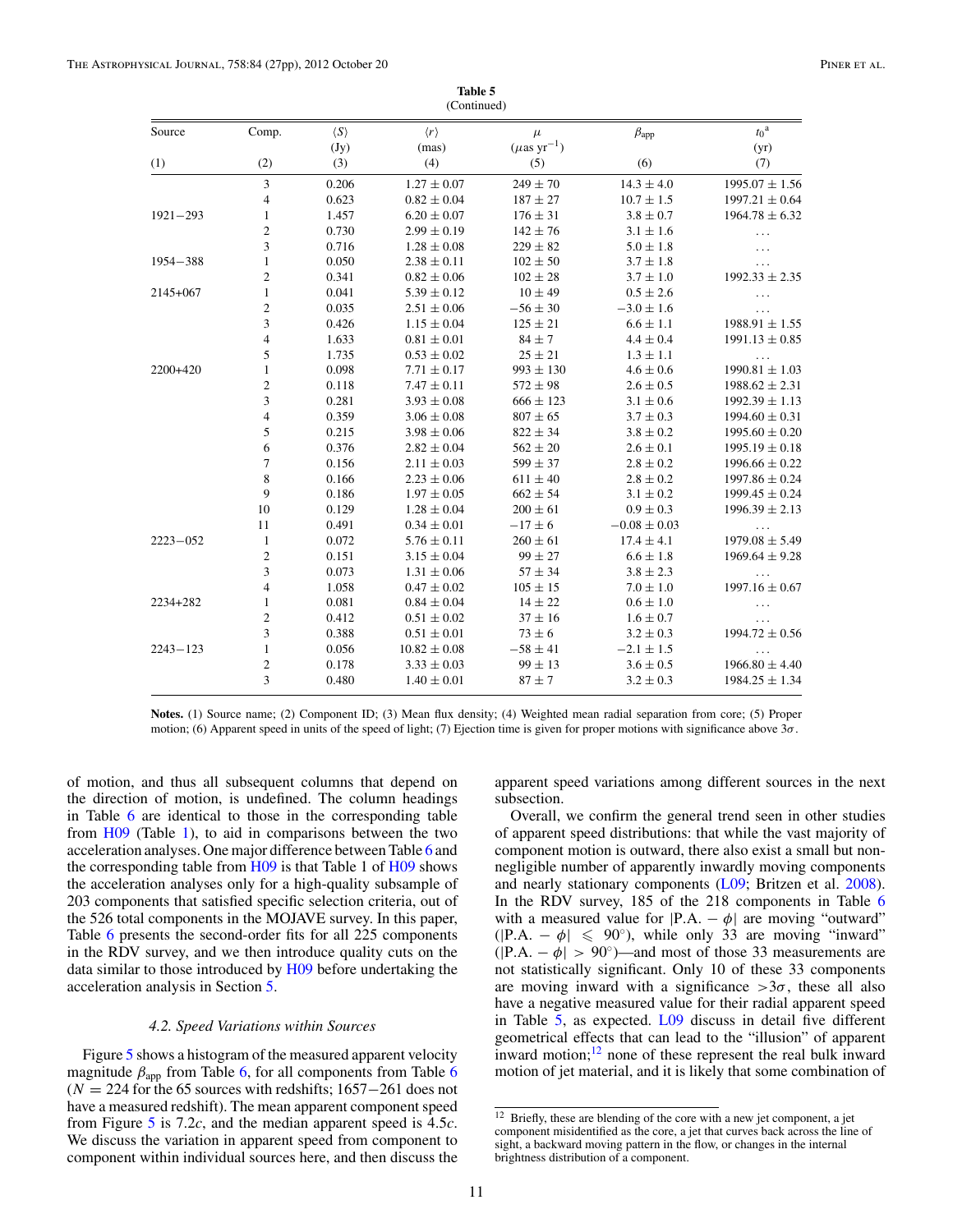**Table 5**
(Continued)

| Source | Comp. | $\langle S \rangle$ (Jy) | $\langle r \rangle$ (mas) | $\mu$ ($\mu$as yr$^{-1}$) | $\beta_{\rm app}$ | $t_0$[a] (yr) |
|---|---|---|---|---|---|---|
| (1) | (2) | (3) | (4) | (5) | (6) | (7) |
| | 3 | 0.206 | $1.27 \pm 0.07$ | $249 \pm 70$ | $14.3 \pm 4.0$ | $1995.07 \pm 1.56$ |
| | 4 | 0.623 | $0.82 \pm 0.04$ | $187 \pm 27$ | $10.7 \pm 1.5$ | $1997.21 \pm 0.64$ |
| 1921−293 | 1 | 1.457 | $6.20 \pm 0.07$ | $176 \pm 31$ | $3.8 \pm 0.7$ | $1964.78 \pm 6.32$ |
| | 2 | 0.730 | $2.99 \pm 0.19$ | $142 \pm 76$ | $3.1 \pm 1.6$ | ... |
| | 3 | 0.716 | $1.28 \pm 0.08$ | $229 \pm 82$ | $5.0 \pm 1.8$ | ... |
| 1954−388 | 1 | 0.050 | $2.38 \pm 0.11$ | $102 \pm 50$ | $3.7 \pm 1.8$ | ... |
| | 2 | 0.341 | $0.82 \pm 0.06$ | $102 \pm 28$ | $3.7 \pm 1.0$ | $1992.33 \pm 2.35$ |
| 2145+067 | 1 | 0.041 | $5.39 \pm 0.12$ | $10 \pm 49$ | $0.5 \pm 2.6$ | ... |
| | 2 | 0.035 | $2.51 \pm 0.06$ | $-56 \pm 30$ | $-3.0 \pm 1.6$ | ... |
| | 3 | 0.426 | $1.15 \pm 0.04$ | $125 \pm 21$ | $6.6 \pm 1.1$ | $1988.91 \pm 1.55$ |
| | 4 | 1.633 | $0.81 \pm 0.01$ | $84 \pm 7$ | $4.4 \pm 0.4$ | $1991.13 \pm 0.85$ |
| | 5 | 1.735 | $0.53 \pm 0.02$ | $25 \pm 21$ | $1.3 \pm 1.1$ | ... |
| 2200+420 | 1 | 0.098 | $7.71 \pm 0.17$ | $993 \pm 130$ | $4.6 \pm 0.6$ | $1990.81 \pm 1.03$ |
| | 2 | 0.118 | $7.47 \pm 0.11$ | $572 \pm 98$ | $2.6 \pm 0.5$ | $1988.62 \pm 2.31$ |
| | 3 | 0.281 | $3.93 \pm 0.08$ | $666 \pm 123$ | $3.1 \pm 0.6$ | $1992.39 \pm 1.13$ |
| | 4 | 0.359 | $3.06 \pm 0.08$ | $807 \pm 65$ | $3.7 \pm 0.3$ | $1994.60 \pm 0.31$ |
| | 5 | 0.215 | $3.98 \pm 0.06$ | $822 \pm 34$ | $3.8 \pm 0.2$ | $1995.60 \pm 0.20$ |
| | 6 | 0.376 | $2.82 \pm 0.04$ | $562 \pm 20$ | $2.6 \pm 0.1$ | $1995.19 \pm 0.18$ |
| | 7 | 0.156 | $2.11 \pm 0.03$ | $599 \pm 37$ | $2.8 \pm 0.2$ | $1996.66 \pm 0.22$ |
| | 8 | 0.166 | $2.23 \pm 0.06$ | $611 \pm 40$ | $2.8 \pm 0.2$ | $1997.86 \pm 0.24$ |
| | 9 | 0.186 | $1.97 \pm 0.05$ | $662 \pm 54$ | $3.1 \pm 0.2$ | $1999.45 \pm 0.24$ |
| | 10 | 0.129 | $1.28 \pm 0.04$ | $200 \pm 61$ | $0.9 \pm 0.3$ | $1996.39 \pm 2.13$ |
| | 11 | 0.491 | $0.34 \pm 0.01$ | $-17 \pm 6$ | $-0.08 \pm 0.03$ | ... |
| 2223−052 | 1 | 0.072 | $5.76 \pm 0.11$ | $260 \pm 61$ | $17.4 \pm 4.1$ | $1979.08 \pm 5.49$ |
| | 2 | 0.151 | $3.15 \pm 0.04$ | $99 \pm 27$ | $6.6 \pm 1.8$ | $1969.64 \pm 9.28$ |
| | 3 | 0.073 | $1.31 \pm 0.06$ | $57 \pm 34$ | $3.8 \pm 2.3$ | ... |
| | 4 | 1.058 | $0.47 \pm 0.02$ | $105 \pm 15$ | $7.0 \pm 1.0$ | $1997.16 \pm 0.67$ |
| 2234+282 | 1 | 0.081 | $0.84 \pm 0.04$ | $14 \pm 22$ | $0.6 \pm 1.0$ | ... |
| | 2 | 0.412 | $0.51 \pm 0.02$ | $37 \pm 16$ | $1.6 \pm 0.7$ | ... |
| | 3 | 0.388 | $0.51 \pm 0.01$ | $73 \pm 6$ | $3.2 \pm 0.3$ | $1994.72 \pm 0.56$ |
| 2243−123 | 1 | 0.056 | $10.82 \pm 0.08$ | $-58 \pm 41$ | $-2.1 \pm 1.5$ | ... |
| | 2 | 0.178 | $3.33 \pm 0.03$ | $99 \pm 13$ | $3.6 \pm 0.5$ | $1966.80 \pm 4.40$ |
| | 3 | 0.480 | $1.40 \pm 0.01$ | $87 \pm 7$ | $3.2 \pm 0.3$ | $1984.25 \pm 1.34$ |

**Notes.** (1) Source name; (2) Component ID; (3) Mean flux density; (4) Weighted mean radial separation from core; (5) Proper motion; (6) Apparent speed in units of the speed of light; (7) Ejection time is given for proper motions with significance above $3\sigma$.

of motion, and thus all subsequent columns that depend on the direction of motion, is undefined. The column headings in Table 6 are identical to those in the corresponding table from H09 (Table 1), to aid in comparisons between the two acceleration analyses. One major difference between Table 6 and the corresponding table from H09 is that Table 1 of H09 shows the acceleration analyses only for a high-quality subsample of 203 components that satisfied specific selection criteria, out of the 526 total components in the MOJAVE survey. In this paper, Table 6 presents the second-order fits for all 225 components in the RDV survey, and we then introduce quality cuts on the data similar to those introduced by H09 before undertaking the acceleration analysis in Section 5.

### 4.2. Speed Variations within Sources

Figure 5 shows a histogram of the measured apparent velocity magnitude $\beta_{\rm app}$ from Table 6, for all components from Table 6 ($N = 224$ for the 65 sources with redshifts; 1657−261 does not have a measured redshift). The mean apparent speed from Figure 5 is $7.2c$, and the median apparent speed is $4.5c$. We discuss the variation in apparent speed from component to component within individual sources here, and then discuss the apparent speed variations among different sources in the next subsection.

Overall, we confirm the general trend seen in other studies of apparent speed distributions: that while the vast majority of component motion is outward, there also exist a small but non-negligible number of apparently inwardly moving components and nearly stationary components (L09; Britzen et al. 2008). In the RDV survey, 185 of the 218 components in Table 6 with a measured value for $|\mathrm{P.A.} - \phi|$ are moving "outward" ($|\mathrm{P.A.} - \phi| \leqslant 90^{\circ}$), while only 33 are moving "inward" ($|\mathrm{P.A.} - \phi| > 90^{\circ}$)—and most of those 33 measurements are not statistically significant. Only 10 of these 33 components are moving inward with a significance $>3\sigma$, these all also have a negative measured value for their radial apparent speed in Table 5, as expected. L09 discuss in detail five different geometrical effects that can lead to the "illusion" of apparent inward motion;[12] none of these represent the real bulk inward motion of jet material, and it is likely that some combination of

[12] Briefly, these are blending of the core with a new jet component, a jet component misidentified as the core, a jet that curves back across the line of sight, a backward moving pattern in the flow, or changes in the internal brightness distribution of a component.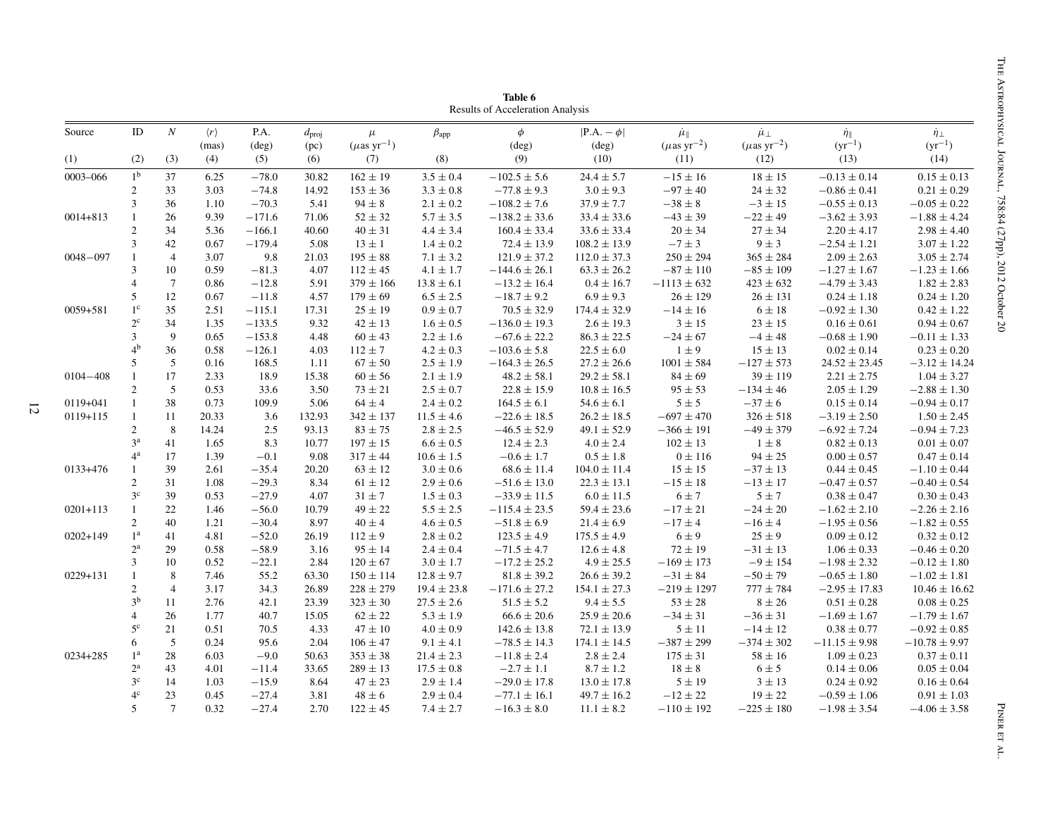**Table 6**
Results of Acceleration Analysis

| Source | ID | $N$ | $\langle r \rangle$ (mas) | P.A. (deg) | $d_{\rm proj}$ (pc) | $\mu$ ($\mu$as yr$^{-1}$) | $\beta_{\rm app}$ | $\phi$ (deg) | $\lvert$P.A. $- \phi\rvert$ (deg) | $\dot{\mu}_{\parallel}$ ($\mu$as yr$^{-2}$) | $\dot{\mu}_{\perp}$ ($\mu$as yr$^{-2}$) | $\dot{\eta}_{\parallel}$ (yr$^{-1}$) | $\dot{\eta}_{\perp}$ (yr$^{-1}$) |
|---|---|---|---|---|---|---|---|---|---|---|---|---|---|
| (1) | (2) | (3) | (4) | (5) | (6) | (7) | (8) | (9) | (10) | (11) | (12) | (13) | (14) |
| 0003–066 | 1[b] | 37 | 6.25 | −78.0 | 30.82 | 162 ± 19 | 3.5 ± 0.4 | −102.5 ± 5.6 | 24.4 ± 5.7 | −15 ± 16 | 18 ± 15 | −0.13 ± 0.14 | 0.15 ± 0.13 |
| | 2 | 33 | 3.03 | −74.8 | 14.92 | 153 ± 36 | 3.3 ± 0.8 | −77.8 ± 9.3 | 3.0 ± 9.3 | −97 ± 40 | 24 ± 32 | −0.86 ± 0.41 | 0.21 ± 0.29 |
| | 3 | 36 | 1.10 | −70.3 | 5.41 | 94 ± 8 | 2.1 ± 0.2 | −108.2 ± 7.6 | 37.9 ± 7.7 | −38 ± 8 | −3 ± 15 | −0.55 ± 0.13 | −0.05 ± 0.22 |
| 0014+813 | 1 | 26 | 9.39 | −171.6 | 71.06 | 52 ± 32 | 5.7 ± 3.5 | −138.2 ± 33.6 | 33.4 ± 33.6 | −43 ± 39 | −22 ± 49 | −3.62 ± 3.93 | −1.88 ± 4.24 |
| | 2 | 34 | 5.36 | −166.1 | 40.60 | 40 ± 31 | 4.4 ± 3.4 | 160.4 ± 33.4 | 33.6 ± 33.4 | 20 ± 34 | 27 ± 34 | 2.20 ± 4.17 | 2.98 ± 4.40 |
| | 3 | 42 | 0.67 | −179.4 | 5.08 | 13 ± 1 | 1.4 ± 0.2 | 72.4 ± 13.9 | 108.2 ± 13.9 | −7 ± 3 | 9 ± 3 | −2.54 ± 1.21 | 3.07 ± 1.22 |
| 0048−097 | 1 | 4 | 3.07 | 9.8 | 21.03 | 195 ± 88 | 7.1 ± 3.2 | 121.9 ± 37.2 | 112.0 ± 37.3 | 250 ± 294 | 365 ± 284 | 2.09 ± 2.63 | 3.05 ± 2.74 |
| | 3 | 10 | 0.59 | −81.3 | 4.07 | 112 ± 45 | 4.1 ± 1.7 | −144.6 ± 26.1 | 63.3 ± 26.2 | −87 ± 110 | −85 ± 109 | −1.27 ± 1.67 | −1.23 ± 1.66 |
| | 4 | 7 | 0.86 | −12.8 | 5.91 | 379 ± 166 | 13.8 ± 6.1 | −13.2 ± 16.4 | 0.4 ± 16.7 | −1113 ± 632 | 423 ± 632 | −4.79 ± 3.43 | 1.82 ± 2.83 |
| | 5 | 12 | 0.67 | −11.8 | 4.57 | 179 ± 69 | 6.5 ± 2.5 | −18.7 ± 9.2 | 6.9 ± 9.3 | 26 ± 129 | 26 ± 131 | 0.24 ± 1.18 | 0.24 ± 1.20 |
| 0059+581 | 1[c] | 35 | 2.51 | −115.1 | 17.31 | 25 ± 19 | 0.9 ± 0.7 | 70.5 ± 32.9 | 174.4 ± 32.9 | −14 ± 16 | 6 ± 18 | −0.92 ± 1.30 | 0.42 ± 1.22 |
| | 2[c] | 34 | 1.35 | −133.5 | 9.32 | 42 ± 13 | 1.6 ± 0.5 | −136.0 ± 19.3 | 2.6 ± 19.3 | 3 ± 15 | 23 ± 15 | 0.16 ± 0.61 | 0.94 ± 0.67 |
| | 3 | 9 | 0.65 | −153.8 | 4.48 | 60 ± 43 | 2.2 ± 1.6 | −67.6 ± 22.2 | 86.3 ± 22.5 | −24 ± 67 | −4 ± 48 | −0.68 ± 1.90 | −0.11 ± 1.33 |
| | 4[b] | 36 | 0.58 | −126.1 | 4.03 | 112 ± 7 | 4.2 ± 0.3 | −103.6 ± 5.8 | 22.5 ± 6.0 | 1 ± 9 | 15 ± 13 | 0.02 ± 0.14 | 0.23 ± 0.20 |
| | 5 | 5 | 0.16 | 168.5 | 1.11 | 67 ± 50 | 2.5 ± 1.9 | −164.3 ± 26.5 | 27.2 ± 26.6 | 1001 ± 584 | −127 ± 573 | 24.52 ± 23.45 | −3.12 ± 14.24 |
| 0104−408 | 1 | 17 | 2.33 | 18.9 | 15.38 | 60 ± 56 | 2.1 ± 1.9 | 48.2 ± 58.1 | 29.2 ± 58.1 | 84 ± 69 | 39 ± 119 | 2.21 ± 2.75 | 1.04 ± 3.27 |
| | 2 | 5 | 0.53 | 33.6 | 3.50 | 73 ± 21 | 2.5 ± 0.7 | 22.8 ± 15.9 | 10.8 ± 16.5 | 95 ± 53 | −134 ± 46 | 2.05 ± 1.29 | −2.88 ± 1.30 |
| 0119+041 | 1 | 38 | 0.73 | 109.9 | 5.06 | 64 ± 4 | 2.4 ± 0.2 | 164.5 ± 6.1 | 54.6 ± 6.1 | 5 ± 5 | −37 ± 6 | 0.15 ± 0.14 | −0.94 ± 0.17 |
| 0119+115 | 1 | 11 | 20.33 | 3.6 | 132.93 | 342 ± 137 | 11.5 ± 4.6 | −22.6 ± 18.5 | 26.2 ± 18.5 | −697 ± 470 | 326 ± 518 | −3.19 ± 2.50 | 1.50 ± 2.45 |
| | 2 | 8 | 14.24 | 2.5 | 93.13 | 83 ± 75 | 2.8 ± 2.5 | −46.5 ± 52.9 | 49.1 ± 52.9 | −366 ± 191 | −49 ± 379 | −6.92 ± 7.24 | −0.94 ± 7.23 |
| | 3[a] | 41 | 1.65 | 8.3 | 10.77 | 197 ± 15 | 6.6 ± 0.5 | 12.4 ± 2.3 | 4.0 ± 2.4 | 102 ± 13 | 1 ± 8 | 0.82 ± 0.13 | 0.01 ± 0.07 |
| | 4[a] | 17 | 1.39 | −0.1 | 9.08 | 317 ± 44 | 10.6 ± 1.5 | −0.6 ± 1.7 | 0.5 ± 1.8 | 0 ± 116 | 94 ± 25 | 0.00 ± 0.57 | 0.47 ± 0.14 |
| 0133+476 | 1 | 39 | 2.61 | −35.4 | 20.20 | 63 ± 12 | 3.0 ± 0.6 | 68.6 ± 11.4 | 104.0 ± 11.4 | 15 ± 15 | −37 ± 13 | 0.44 ± 0.45 | −1.10 ± 0.44 |
| | 2 | 31 | 1.08 | −29.3 | 8.34 | 61 ± 12 | 2.9 ± 0.6 | −51.6 ± 13.0 | 22.3 ± 13.1 | −15 ± 18 | −13 ± 17 | −0.47 ± 0.57 | −0.40 ± 0.54 |
| | 3[c] | 39 | 0.53 | −27.9 | 4.07 | 31 ± 7 | 1.5 ± 0.3 | −33.9 ± 11.5 | 6.0 ± 11.5 | 6 ± 7 | 5 ± 7 | 0.38 ± 0.47 | 0.30 ± 0.43 |
| 0201+113 | 1 | 22 | 1.46 | −56.0 | 10.79 | 49 ± 22 | 5.5 ± 2.5 | −115.4 ± 23.5 | 59.4 ± 23.6 | −17 ± 21 | −24 ± 20 | −1.62 ± 2.10 | −2.26 ± 2.16 |
| | 2 | 40 | 1.21 | −30.4 | 8.97 | 40 ± 4 | 4.6 ± 0.5 | −51.8 ± 6.9 | 21.4 ± 6.9 | −17 ± 4 | −16 ± 4 | −1.95 ± 0.56 | −1.82 ± 0.55 |
| 0202+149 | 1[a] | 41 | 4.81 | −52.0 | 26.19 | 112 ± 9 | 2.8 ± 0.2 | 123.5 ± 4.9 | 175.5 ± 4.9 | 6 ± 9 | 25 ± 9 | 0.09 ± 0.12 | 0.32 ± 0.12 |
| | 2[a] | 29 | 0.58 | −58.9 | 3.16 | 95 ± 14 | 2.4 ± 0.4 | −71.5 ± 4.7 | 12.6 ± 4.8 | 72 ± 19 | −31 ± 13 | 1.06 ± 0.33 | −0.46 ± 0.20 |
| | 3 | 10 | 0.52 | −22.1 | 2.84 | 120 ± 67 | 3.0 ± 1.7 | −17.2 ± 25.2 | 4.9 ± 25.5 | −169 ± 173 | −9 ± 154 | −1.98 ± 2.32 | −0.12 ± 1.80 |
| 0229+131 | 1 | 8 | 7.46 | 55.2 | 63.30 | 150 ± 114 | 12.8 ± 9.7 | 81.8 ± 39.2 | 26.6 ± 39.2 | −31 ± 84 | −50 ± 79 | −0.65 ± 1.80 | −1.02 ± 1.81 |
| | 2 | 4 | 3.17 | 34.3 | 26.89 | 228 ± 279 | 19.4 ± 23.8 | −171.6 ± 27.2 | 154.1 ± 27.3 | −219 ± 1297 | 777 ± 784 | −2.95 ± 17.83 | 10.46 ± 16.62 |
| | 3[b] | 11 | 2.76 | 42.1 | 23.39 | 323 ± 30 | 27.5 ± 2.6 | 51.5 ± 5.2 | 9.4 ± 5.5 | 53 ± 28 | 8 ± 26 | 0.51 ± 0.28 | 0.08 ± 0.25 |
| | 4 | 26 | 1.77 | 40.7 | 15.05 | 62 ± 22 | 5.3 ± 1.9 | 66.6 ± 20.6 | 25.9 ± 20.6 | −34 ± 31 | −36 ± 31 | −1.69 ± 1.67 | −1.79 ± 1.67 |
| | 5[c] | 21 | 0.51 | 70.5 | 4.33 | 47 ± 10 | 4.0 ± 0.9 | 142.6 ± 13.8 | 72.1 ± 13.9 | 5 ± 11 | −14 ± 12 | 0.38 ± 0.77 | −0.92 ± 0.85 |
| | 6 | 5 | 0.24 | 95.6 | 2.04 | 106 ± 47 | 9.1 ± 4.1 | −78.5 ± 14.3 | 174.1 ± 14.5 | −387 ± 299 | −374 ± 302 | −11.15 ± 9.98 | −10.78 ± 9.97 |
| 0234+285 | 1[a] | 28 | 6.03 | −9.0 | 50.63 | 353 ± 38 | 21.4 ± 2.3 | −11.8 ± 2.4 | 2.8 ± 2.4 | 175 ± 31 | 58 ± 16 | 1.09 ± 0.23 | 0.37 ± 0.11 |
| | 2[a] | 43 | 4.01 | −11.4 | 33.65 | 289 ± 13 | 17.5 ± 0.8 | −2.7 ± 1.1 | 8.7 ± 1.2 | 18 ± 8 | 6 ± 5 | 0.14 ± 0.06 | 0.05 ± 0.04 |
| | 3[c] | 14 | 1.03 | −15.9 | 8.64 | 47 ± 23 | 2.9 ± 1.4 | −29.0 ± 17.8 | 13.0 ± 17.8 | 5 ± 19 | 3 ± 13 | 0.24 ± 0.92 | 0.16 ± 0.64 |
| | 4[c] | 23 | 0.45 | −27.4 | 3.81 | 48 ± 6 | 2.9 ± 0.4 | −77.1 ± 16.1 | 49.7 ± 16.2 | −12 ± 22 | 19 ± 22 | −0.59 ± 1.06 | 0.91 ± 1.03 |
| | 5 | 7 | 0.32 | −27.4 | 2.70 | 122 ± 45 | 7.4 ± 2.7 | −16.3 ± 8.0 | 11.1 ± 8.2 | −110 ± 192 | −225 ± 180 | −1.98 ± 3.54 | −4.06 ± 3.58 |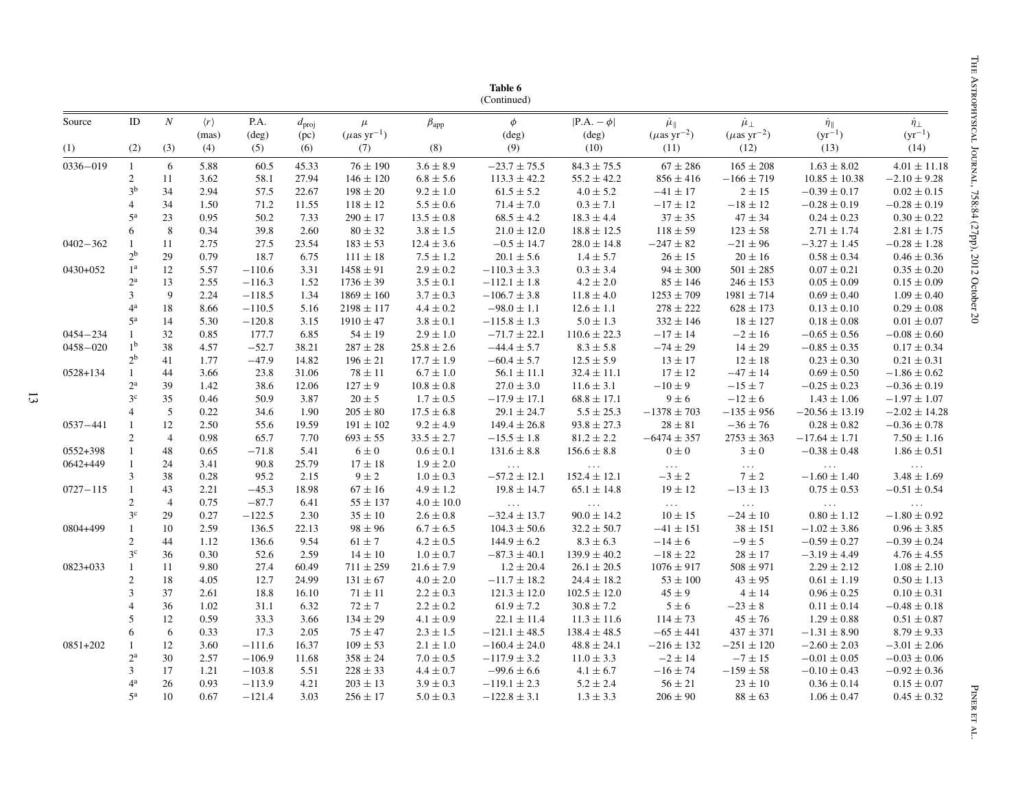**Table 6**
(Continued)

| Source | ID | $N$ | $\langle r \rangle$ (mas) | P.A. (deg) | $d_{\mathrm{proj}}$ (pc) | $\mu$ ($\mu$as yr$^{-1}$) | $\beta_{\mathrm{app}}$ | $\phi$ (deg) | $\lvert$P.A. $- \phi\rvert$ (deg) | $\dot{\mu}_{\parallel}$ ($\mu$as yr$^{-2}$) | $\dot{\mu}_{\perp}$ ($\mu$as yr$^{-2}$) | $\dot{\eta}_{\parallel}$ (yr$^{-1}$) | $\dot{\eta}_{\perp}$ (yr$^{-1}$) |
|---|---|---|---|---|---|---|---|---|---|---|---|---|---|
| (1) | (2) | (3) | (4) | (5) | (6) | (7) | (8) | (9) | (10) | (11) | (12) | (13) | (14) |
| 0336−019 | 1 | 6 | 5.88 | 60.5 | 45.33 | 76 ± 190 | 3.6 ± 8.9 | −23.7 ± 75.5 | 84.3 ± 75.5 | 67 ± 286 | 165 ± 208 | 1.63 ± 8.02 | 4.01 ± 11.18 |
| | 2 | 11 | 3.62 | 58.1 | 27.94 | 146 ± 120 | 6.8 ± 5.6 | 113.3 ± 42.2 | 55.2 ± 42.2 | 856 ± 416 | −166 ± 719 | 10.85 ± 10.38 | −2.10 ± 9.28 |
| | 3[b] | 34 | 2.94 | 57.5 | 22.67 | 198 ± 20 | 9.2 ± 1.0 | 61.5 ± 5.2 | 4.0 ± 5.2 | −41 ± 17 | 2 ± 15 | −0.39 ± 0.17 | 0.02 ± 0.15 |
| | 4 | 34 | 1.50 | 71.2 | 11.55 | 118 ± 12 | 5.5 ± 0.6 | 71.4 ± 7.0 | 0.3 ± 7.1 | −17 ± 12 | −18 ± 12 | −0.28 ± 0.19 | −0.28 ± 0.19 |
| | 5[a] | 23 | 0.95 | 50.2 | 7.33 | 290 ± 17 | 13.5 ± 0.8 | 68.5 ± 4.2 | 18.3 ± 4.4 | 37 ± 35 | 47 ± 34 | 0.24 ± 0.23 | 0.30 ± 0.22 |
| | 6 | 8 | 0.34 | 39.8 | 2.60 | 80 ± 32 | 3.8 ± 1.5 | 21.0 ± 12.0 | 18.8 ± 12.5 | 118 ± 59 | 123 ± 58 | 2.71 ± 1.74 | 2.81 ± 1.75 |
| 0402−362 | 1 | 11 | 2.75 | 27.5 | 23.54 | 183 ± 53 | 12.4 ± 3.6 | −0.5 ± 14.7 | 28.0 ± 14.8 | −247 ± 82 | −21 ± 96 | −3.27 ± 1.45 | −0.28 ± 1.28 |
| | 2[b] | 29 | 0.79 | 18.7 | 6.75 | 111 ± 18 | 7.5 ± 1.2 | 20.1 ± 5.6 | 1.4 ± 5.7 | 26 ± 15 | 20 ± 16 | 0.58 ± 0.34 | 0.46 ± 0.36 |
| 0430+052 | 1[a] | 12 | 5.57 | −110.6 | 3.31 | 1458 ± 91 | 2.9 ± 0.2 | −110.3 ± 3.3 | 0.3 ± 3.4 | 94 ± 300 | 501 ± 285 | 0.07 ± 0.21 | 0.35 ± 0.20 |
| | 2[a] | 13 | 2.55 | −116.3 | 1.52 | 1736 ± 39 | 3.5 ± 0.1 | −112.1 ± 1.8 | 4.2 ± 2.0 | 85 ± 146 | 246 ± 153 | 0.05 ± 0.09 | 0.15 ± 0.09 |
| | 3 | 9 | 2.24 | −118.5 | 1.34 | 1869 ± 160 | 3.7 ± 0.3 | −106.7 ± 3.8 | 11.8 ± 4.0 | 1253 ± 709 | 1981 ± 714 | 0.69 ± 0.40 | 1.09 ± 0.40 |
| | 4[a] | 18 | 8.66 | −110.5 | 5.16 | 2198 ± 117 | 4.4 ± 0.2 | −98.0 ± 1.1 | 12.6 ± 1.1 | 278 ± 222 | 628 ± 173 | 0.13 ± 0.10 | 0.29 ± 0.08 |
| | 5[a] | 14 | 5.30 | −120.8 | 3.15 | 1910 ± 47 | 3.8 ± 0.1 | −115.8 ± 1.3 | 5.0 ± 1.3 | 332 ± 146 | 18 ± 127 | 0.18 ± 0.08 | 0.01 ± 0.07 |
| 0454−234 | 1 | 32 | 0.85 | 177.7 | 6.85 | 54 ± 19 | 2.9 ± 1.0 | −71.7 ± 22.1 | 110.6 ± 22.3 | −17 ± 14 | −2 ± 16 | −0.65 ± 0.56 | −0.08 ± 0.60 |
| 0458−020 | 1[b] | 38 | 4.57 | −52.7 | 38.21 | 287 ± 28 | 25.8 ± 2.6 | −44.4 ± 5.7 | 8.3 ± 5.8 | −74 ± 29 | 14 ± 29 | −0.85 ± 0.35 | 0.17 ± 0.34 |
| | 2[b] | 41 | 1.77 | −47.9 | 14.82 | 196 ± 21 | 17.7 ± 1.9 | −60.4 ± 5.7 | 12.5 ± 5.9 | 13 ± 17 | 12 ± 18 | 0.23 ± 0.30 | 0.21 ± 0.31 |
| 0528+134 | 1 | 44 | 3.66 | 23.8 | 31.06 | 78 ± 11 | 6.7 ± 1.0 | 56.1 ± 11.1 | 32.4 ± 11.1 | 17 ± 12 | −47 ± 14 | 0.69 ± 0.50 | −1.86 ± 0.62 |
| | 2[a] | 39 | 1.42 | 38.6 | 12.06 | 127 ± 9 | 10.8 ± 0.8 | 27.0 ± 3.0 | 11.6 ± 3.1 | −10 ± 9 | −15 ± 7 | −0.25 ± 0.23 | −0.36 ± 0.19 |
| | 3[c] | 35 | 0.46 | 50.9 | 3.87 | 20 ± 5 | 1.7 ± 0.5 | −17.9 ± 17.1 | 68.8 ± 17.1 | 9 ± 6 | −12 ± 6 | 1.43 ± 1.06 | −1.97 ± 1.07 |
| | 4 | 5 | 0.22 | 34.6 | 1.90 | 205 ± 80 | 17.5 ± 6.8 | 29.1 ± 24.7 | 5.5 ± 25.3 | −1378 ± 703 | −135 ± 956 | −20.56 ± 13.19 | −2.02 ± 14.28 |
| 0537−441 | 1 | 12 | 2.50 | 55.6 | 19.59 | 191 ± 102 | 9.2 ± 4.9 | 149.4 ± 26.8 | 93.8 ± 27.3 | 28 ± 81 | −36 ± 76 | 0.28 ± 0.82 | −0.36 ± 0.78 |
| | 2 | 4 | 0.98 | 65.7 | 7.70 | 693 ± 55 | 33.5 ± 2.7 | −15.5 ± 1.8 | 81.2 ± 2.2 | −6474 ± 357 | 2753 ± 363 | −17.64 ± 1.71 | 7.50 ± 1.16 |
| 0552+398 | 1 | 48 | 0.65 | −71.8 | 5.41 | 6 ± 0 | 0.6 ± 0.1 | 131.6 ± 8.8 | 156.6 ± 8.8 | 0 ± 0 | 3 ± 0 | −0.38 ± 0.48 | 1.86 ± 0.51 |
| 0642+449 | 1 | 24 | 3.41 | 90.8 | 25.79 | 17 ± 18 | 1.9 ± 2.0 | ... | ... | ... | ... | ... | ... |
| | 3 | 38 | 0.28 | 95.2 | 2.15 | 9 ± 2 | 1.0 ± 0.3 | −57.2 ± 12.1 | 152.4 ± 12.1 | −3 ± 2 | 7 ± 2 | −1.60 ± 1.40 | 3.48 ± 1.69 |
| 0727−115 | 1 | 43 | 2.21 | −45.3 | 18.98 | 67 ± 16 | 4.9 ± 1.2 | 19.8 ± 14.7 | 65.1 ± 14.8 | 19 ± 12 | −13 ± 13 | 0.75 ± 0.53 | −0.51 ± 0.54 |
| | 2 | 4 | 0.75 | −87.7 | 6.41 | 55 ± 137 | 4.0 ± 10.0 | ... | ... | ... | ... | ... | ... |
| | 3[c] | 29 | 0.27 | −122.5 | 2.30 | 35 ± 10 | 2.6 ± 0.8 | −32.4 ± 13.7 | 90.0 ± 14.2 | 10 ± 15 | −24 ± 10 | 0.80 ± 1.12 | −1.80 ± 0.92 |
| 0804+499 | 1 | 10 | 2.59 | 136.5 | 22.13 | 98 ± 96 | 6.7 ± 6.5 | 104.3 ± 50.6 | 32.2 ± 50.7 | −41 ± 151 | 38 ± 151 | −1.02 ± 3.86 | 0.96 ± 3.85 |
| | 2 | 44 | 1.12 | 136.6 | 9.54 | 61 ± 7 | 4.2 ± 0.5 | 144.9 ± 6.2 | 8.3 ± 6.3 | −14 ± 6 | −9 ± 5 | −0.59 ± 0.27 | −0.39 ± 0.24 |
| | 3[c] | 36 | 0.30 | 52.6 | 2.59 | 14 ± 10 | 1.0 ± 0.7 | −87.3 ± 40.1 | 139.9 ± 40.2 | −18 ± 22 | 28 ± 17 | −3.19 ± 4.49 | 4.76 ± 4.55 |
| 0823+033 | 1 | 11 | 9.80 | 27.4 | 60.49 | 711 ± 259 | 21.6 ± 7.9 | 1.2 ± 20.4 | 26.1 ± 20.5 | 1076 ± 917 | 508 ± 971 | 2.29 ± 2.12 | 1.08 ± 2.10 |
| | 2 | 18 | 4.05 | 12.7 | 24.99 | 131 ± 67 | 4.0 ± 2.0 | −11.7 ± 18.2 | 24.4 ± 18.2 | 53 ± 100 | 43 ± 95 | 0.61 ± 1.19 | 0.50 ± 1.13 |
| | 3 | 37 | 2.61 | 18.8 | 16.10 | 71 ± 11 | 2.2 ± 0.3 | 121.3 ± 12.0 | 102.5 ± 12.0 | 45 ± 9 | 4 ± 14 | 0.96 ± 0.25 | 0.10 ± 0.31 |
| | 4 | 36 | 1.02 | 31.1 | 6.32 | 72 ± 7 | 2.2 ± 0.2 | 61.9 ± 7.2 | 30.8 ± 7.2 | 5 ± 6 | −23 ± 8 | 0.11 ± 0.14 | −0.48 ± 0.18 |
| | 5 | 12 | 0.59 | 33.3 | 3.66 | 134 ± 29 | 4.1 ± 0.9 | 22.1 ± 11.4 | 11.3 ± 11.6 | 114 ± 73 | 45 ± 76 | 1.29 ± 0.88 | 0.51 ± 0.87 |
| | 6 | 6 | 0.33 | 17.3 | 2.05 | 75 ± 47 | 2.3 ± 1.5 | −121.1 ± 48.5 | 138.4 ± 48.5 | −65 ± 441 | 437 ± 371 | −1.31 ± 8.90 | 8.79 ± 9.33 |
| 0851+202 | 1 | 12 | 3.60 | −111.6 | 16.37 | 109 ± 53 | 2.1 ± 1.0 | −160.4 ± 24.0 | 48.8 ± 24.1 | −216 ± 132 | −251 ± 120 | −2.60 ± 2.03 | −3.01 ± 2.06 |
| | 2[a] | 30 | 2.57 | −106.9 | 11.68 | 358 ± 24 | 7.0 ± 0.5 | −117.9 ± 3.2 | 11.0 ± 3.3 | −2 ± 14 | −7 ± 15 | −0.01 ± 0.05 | −0.03 ± 0.06 |
| | 3 | 17 | 1.21 | −103.8 | 5.51 | 228 ± 33 | 4.4 ± 0.7 | −99.6 ± 6.6 | 4.1 ± 6.7 | −16 ± 74 | −159 ± 58 | −0.10 ± 0.43 | −0.92 ± 0.36 |
| | 4[a] | 26 | 0.93 | −113.9 | 4.21 | 203 ± 13 | 3.9 ± 0.3 | −119.1 ± 2.3 | 5.2 ± 2.4 | 56 ± 21 | 23 ± 10 | 0.36 ± 0.14 | 0.15 ± 0.07 |
| | 5[a] | 10 | 0.67 | −121.4 | 3.03 | 256 ± 17 | 5.0 ± 0.3 | −122.8 ± 3.1 | 1.3 ± 3.3 | 206 ± 90 | 88 ± 63 | 1.06 ± 0.47 | 0.45 ± 0.32 |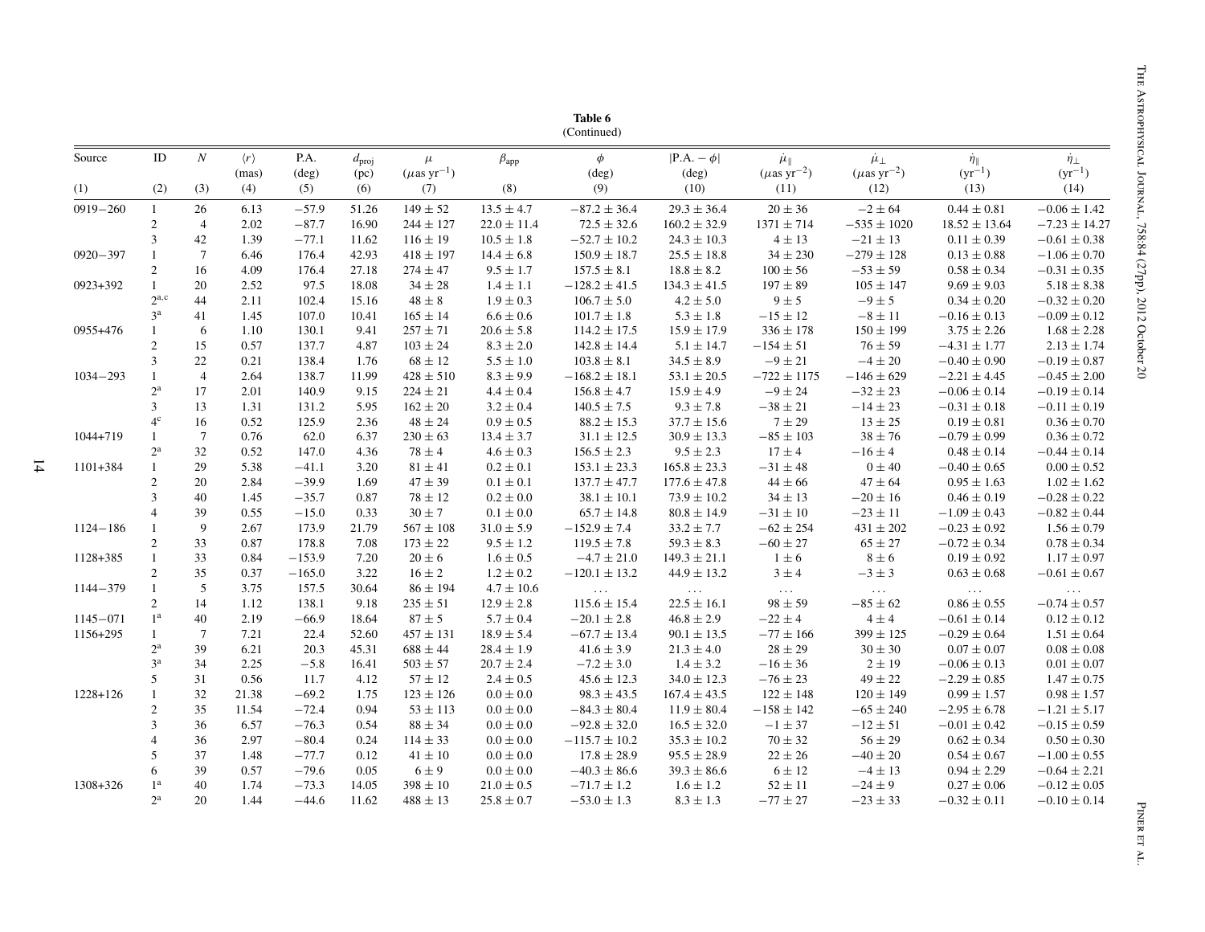**Table 6**
(Continued)

| Source | ID | $N$ | $\langle r \rangle$ (mas) | P.A. (deg) | $d_{\rm proj}$ (pc) | $\mu$ ($\mu$as yr$^{-1}$) | $\beta_{\rm app}$ | $\phi$ (deg) | $\vert$P.A. $-\phi\vert$ (deg) | $\dot{\mu}_{\parallel}$ ($\mu$as yr$^{-2}$) | $\dot{\mu}_{\perp}$ ($\mu$as yr$^{-2}$) | $\dot{\eta}_{\parallel}$ (yr$^{-1}$) | $\dot{\eta}_{\perp}$ (yr$^{-1}$) |
|---|---|---|---|---|---|---|---|---|---|---|---|---|---|
| (1) | (2) | (3) | (4) | (5) | (6) | (7) | (8) | (9) | (10) | (11) | (12) | (13) | (14) |
| 0919−260 | 1 | 26 | 6.13 | −57.9 | 51.26 | 149 ± 52 | 13.5 ± 4.7 | −87.2 ± 36.4 | 29.3 ± 36.4 | 20 ± 36 | −2 ± 64 | 0.44 ± 0.81 | −0.06 ± 1.42 |
| | 2 | 4 | 2.02 | −87.7 | 16.90 | 244 ± 127 | 22.0 ± 11.4 | 72.5 ± 32.6 | 160.2 ± 32.9 | 1371 ± 714 | −535 ± 1020 | 18.52 ± 13.64 | −7.23 ± 14.27 |
| | 3 | 42 | 1.39 | −77.1 | 11.62 | 116 ± 19 | 10.5 ± 1.8 | −52.7 ± 10.2 | 24.3 ± 10.3 | 4 ± 13 | −21 ± 13 | 0.11 ± 0.39 | −0.61 ± 0.38 |
| 0920−397 | 1 | 7 | 6.46 | 176.4 | 42.93 | 418 ± 197 | 14.4 ± 6.8 | 150.9 ± 18.7 | 25.5 ± 18.8 | 34 ± 230 | −279 ± 128 | 0.13 ± 0.88 | −1.06 ± 0.70 |
| | 2 | 16 | 4.09 | 176.4 | 27.18 | 274 ± 47 | 9.5 ± 1.7 | 157.5 ± 8.1 | 18.8 ± 8.2 | 100 ± 56 | −53 ± 59 | 0.58 ± 0.34 | −0.31 ± 0.35 |
| 0923+392 | 1 | 20 | 2.52 | 97.5 | 18.08 | 34 ± 28 | 1.4 ± 1.1 | −128.2 ± 41.5 | 134.3 ± 41.5 | 197 ± 89 | 105 ± 147 | 9.69 ± 9.03 | 5.18 ± 8.38 |
| | 2[a,c] | 44 | 2.11 | 102.4 | 15.16 | 48 ± 8 | 1.9 ± 0.3 | 106.7 ± 5.0 | 4.2 ± 5.0 | 9 ± 5 | −9 ± 5 | 0.34 ± 0.20 | −0.32 ± 0.20 |
| | 3[a] | 41 | 1.45 | 107.0 | 10.41 | 165 ± 14 | 6.6 ± 0.6 | 101.7 ± 1.8 | 5.3 ± 1.8 | −15 ± 12 | −8 ± 11 | −0.16 ± 0.13 | −0.09 ± 0.12 |
| 0955+476 | 1 | 6 | 1.10 | 130.1 | 9.41 | 257 ± 71 | 20.6 ± 5.8 | 114.2 ± 17.5 | 15.9 ± 17.9 | 336 ± 178 | 150 ± 199 | 3.75 ± 2.26 | 1.68 ± 2.28 |
| | 2 | 15 | 0.57 | 137.7 | 4.87 | 103 ± 24 | 8.3 ± 2.0 | 142.8 ± 14.4 | 5.1 ± 14.7 | −154 ± 51 | 76 ± 59 | −4.31 ± 1.77 | 2.13 ± 1.74 |
| | 3 | 22 | 0.21 | 138.4 | 1.76 | 68 ± 12 | 5.5 ± 1.0 | 103.8 ± 8.1 | 34.5 ± 8.9 | −9 ± 21 | −4 ± 20 | −0.40 ± 0.90 | −0.19 ± 0.87 |
| 1034−293 | 1 | 4 | 2.64 | 138.7 | 11.99 | 428 ± 510 | 8.3 ± 9.9 | −168.2 ± 18.1 | 53.1 ± 20.5 | −722 ± 1175 | −146 ± 629 | −2.21 ± 4.45 | −0.45 ± 2.00 |
| | 2[a] | 17 | 2.01 | 140.9 | 9.15 | 224 ± 21 | 4.4 ± 0.4 | 156.8 ± 4.7 | 15.9 ± 4.9 | −9 ± 24 | −32 ± 23 | −0.06 ± 0.14 | −0.19 ± 0.14 |
| | 3 | 13 | 1.31 | 131.2 | 5.95 | 162 ± 20 | 3.2 ± 0.4 | 140.5 ± 7.5 | 9.3 ± 7.8 | −38 ± 21 | −14 ± 23 | −0.31 ± 0.18 | −0.11 ± 0.19 |
| | 4[c] | 16 | 0.52 | 125.9 | 2.36 | 48 ± 24 | 0.9 ± 0.5 | 88.2 ± 15.3 | 37.7 ± 15.6 | 7 ± 29 | 13 ± 25 | 0.19 ± 0.81 | 0.36 ± 0.70 |
| 1044+719 | 1 | 7 | 0.76 | 62.0 | 6.37 | 230 ± 63 | 13.4 ± 3.7 | 31.1 ± 12.5 | 30.9 ± 13.3 | −85 ± 103 | 38 ± 76 | −0.79 ± 0.99 | 0.36 ± 0.72 |
| | 2[a] | 32 | 0.52 | 147.0 | 4.36 | 78 ± 4 | 4.6 ± 0.3 | 156.5 ± 2.3 | 9.5 ± 2.3 | 17 ± 4 | −16 ± 4 | 0.48 ± 0.14 | −0.44 ± 0.14 |
| 1101+384 | 1 | 29 | 5.38 | −41.1 | 3.20 | 81 ± 41 | 0.2 ± 0.1 | 153.1 ± 23.3 | 165.8 ± 23.3 | −31 ± 48 | 0 ± 40 | −0.40 ± 0.65 | 0.00 ± 0.52 |
| | 2 | 20 | 2.84 | −39.9 | 1.69 | 47 ± 39 | 0.1 ± 0.1 | 137.7 ± 47.7 | 177.6 ± 47.8 | 44 ± 66 | 47 ± 64 | 0.95 ± 1.63 | 1.02 ± 1.62 |
| | 3 | 40 | 1.45 | −35.7 | 0.87 | 78 ± 12 | 0.2 ± 0.0 | 38.1 ± 10.1 | 73.9 ± 10.2 | 34 ± 13 | −20 ± 16 | 0.46 ± 0.19 | −0.28 ± 0.22 |
| | 4 | 39 | 0.55 | −15.0 | 0.33 | 30 ± 7 | 0.1 ± 0.0 | 65.7 ± 14.8 | 80.8 ± 14.9 | −31 ± 10 | −23 ± 11 | −1.09 ± 0.43 | −0.82 ± 0.44 |
| 1124−186 | 1 | 9 | 2.67 | 173.9 | 21.79 | 567 ± 108 | 31.0 ± 5.9 | −152.9 ± 7.4 | 33.2 ± 7.7 | −62 ± 254 | 431 ± 202 | −0.23 ± 0.92 | 1.56 ± 0.79 |
| | 2 | 33 | 0.87 | 178.8 | 7.08 | 173 ± 22 | 9.5 ± 1.2 | 119.5 ± 7.8 | 59.3 ± 8.3 | −60 ± 27 | 65 ± 27 | −0.72 ± 0.34 | 0.78 ± 0.34 |
| 1128+385 | 1 | 33 | 0.84 | −153.9 | 7.20 | 20 ± 6 | 1.6 ± 0.5 | −4.7 ± 21.0 | 149.3 ± 21.1 | 1 ± 6 | 8 ± 6 | 0.19 ± 0.92 | 1.17 ± 0.97 |
| | 2 | 35 | 0.37 | −165.0 | 3.22 | 16 ± 2 | 1.2 ± 0.2 | −120.1 ± 13.2 | 44.9 ± 13.2 | 3 ± 4 | −3 ± 3 | 0.63 ± 0.68 | −0.61 ± 0.67 |
| 1144−379 | 1 | 5 | 3.75 | 157.5 | 30.64 | 86 ± 194 | 4.7 ± 10.6 | … | … | … | … | … | … |
| | 2 | 14 | 1.12 | 138.1 | 9.18 | 235 ± 51 | 12.9 ± 2.8 | 115.6 ± 15.4 | 22.5 ± 16.1 | 98 ± 59 | −85 ± 62 | 0.86 ± 0.55 | −0.74 ± 0.57 |
| 1145−071 | 1[a] | 40 | 2.19 | −66.9 | 18.64 | 87 ± 5 | 5.7 ± 0.4 | −20.1 ± 2.8 | 46.8 ± 2.9 | −22 ± 4 | 4 ± 4 | −0.61 ± 0.14 | 0.12 ± 0.12 |
| 1156+295 | 1 | 7 | 7.21 | 22.4 | 52.60 | 457 ± 131 | 18.9 ± 5.4 | −67.7 ± 13.4 | 90.1 ± 13.5 | −77 ± 166 | 399 ± 125 | −0.29 ± 0.64 | 1.51 ± 0.64 |
| | 2[a] | 39 | 6.21 | 20.3 | 45.31 | 688 ± 44 | 28.4 ± 1.9 | 41.6 ± 3.9 | 21.3 ± 4.0 | 28 ± 29 | 30 ± 30 | 0.07 ± 0.07 | 0.08 ± 0.08 |
| | 3[a] | 34 | 2.25 | −5.8 | 16.41 | 503 ± 57 | 20.7 ± 2.4 | −7.2 ± 3.0 | 1.4 ± 3.2 | −16 ± 36 | 2 ± 19 | −0.06 ± 0.13 | 0.01 ± 0.07 |
| | 5 | 31 | 0.56 | 11.7 | 4.12 | 57 ± 12 | 2.4 ± 0.5 | 45.6 ± 12.3 | 34.0 ± 12.3 | −76 ± 23 | 49 ± 22 | −2.29 ± 0.85 | 1.47 ± 0.75 |
| 1228+126 | 1 | 32 | 21.38 | −69.2 | 1.75 | 123 ± 126 | 0.0 ± 0.0 | 98.3 ± 43.5 | 167.4 ± 43.5 | 122 ± 148 | 120 ± 149 | 0.99 ± 1.57 | 0.98 ± 1.57 |
| | 2 | 35 | 11.54 | −72.4 | 0.94 | 53 ± 113 | 0.0 ± 0.0 | −84.3 ± 80.4 | 11.9 ± 80.4 | −158 ± 142 | −65 ± 240 | −2.95 ± 6.78 | −1.21 ± 5.17 |
| | 3 | 36 | 6.57 | −76.3 | 0.54 | 88 ± 34 | 0.0 ± 0.0 | −92.8 ± 32.0 | 16.5 ± 32.0 | −1 ± 37 | −12 ± 51 | −0.01 ± 0.42 | −0.15 ± 0.59 |
| | 4 | 36 | 2.97 | −80.4 | 0.24 | 114 ± 33 | 0.0 ± 0.0 | −115.7 ± 10.2 | 35.3 ± 10.2 | 70 ± 32 | 56 ± 29 | 0.62 ± 0.34 | 0.50 ± 0.30 |
| | 5 | 37 | 1.48 | −77.7 | 0.12 | 41 ± 10 | 0.0 ± 0.0 | 17.8 ± 28.9 | 95.5 ± 28.9 | 22 ± 26 | −40 ± 20 | 0.54 ± 0.67 | −1.00 ± 0.55 |
| | 6 | 39 | 0.57 | −79.6 | 0.05 | 6 ± 9 | 0.0 ± 0.0 | −40.3 ± 86.6 | 39.3 ± 86.6 | 6 ± 12 | −4 ± 13 | 0.94 ± 2.29 | −0.64 ± 2.21 |
| 1308+326 | 1[a] | 40 | 1.74 | −73.3 | 14.05 | 398 ± 10 | 21.0 ± 0.5 | −71.7 ± 1.2 | 1.6 ± 1.2 | 52 ± 11 | −24 ± 9 | 0.27 ± 0.06 | −0.12 ± 0.05 |
| | 2[a] | 20 | 1.44 | −44.6 | 11.62 | 488 ± 13 | 25.8 ± 0.7 | −53.0 ± 1.3 | 8.3 ± 1.3 | −77 ± 27 | −23 ± 33 | −0.32 ± 0.11 | −0.10 ± 0.14 |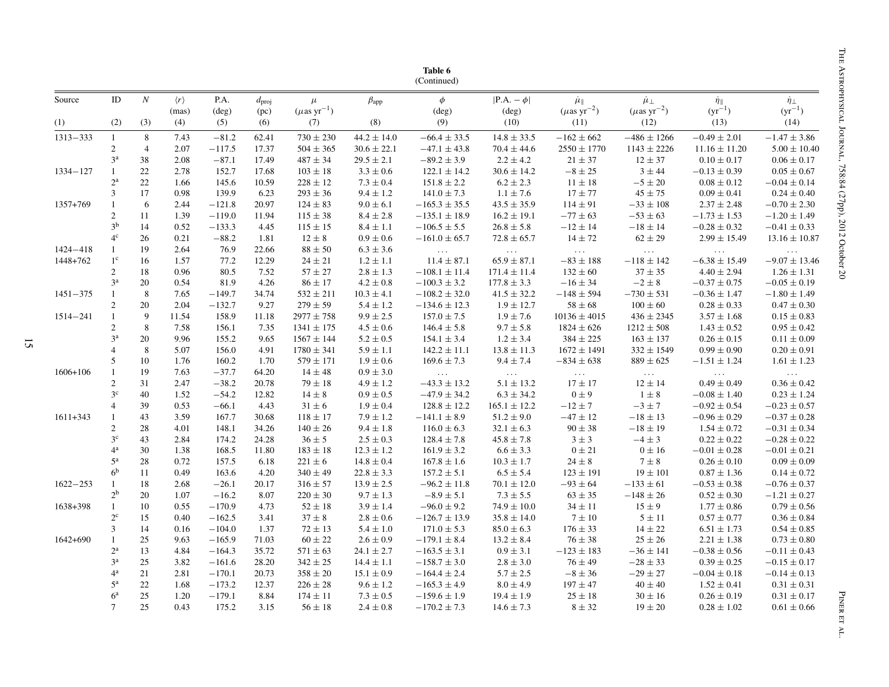**Table 6**
(Continued)

| Source | ID | $N$ | $\langle r \rangle$ (mas) | P.A. (deg) | $d_{proj}$ (pc) | $\mu$ ($\mu$as yr$^{-1}$) | $\beta_{app}$ | $\phi$ (deg) | $\lvert$P.A. $- \phi\rvert$ (deg) | $\dot{\mu}_{\parallel}$ ($\mu$as yr$^{-2}$) | $\dot{\mu}_{\perp}$ ($\mu$as yr$^{-2}$) | $\dot{\eta}_{\parallel}$ (yr$^{-1}$) | $\dot{\eta}_{\perp}$ (yr$^{-1}$) |
|---|---|---|---|---|---|---|---|---|---|---|---|---|---|
| (1) | (2) | (3) | (4) | (5) | (6) | (7) | (8) | (9) | (10) | (11) | (12) | (13) | (14) |
| 1313−333 | 1 | 8 | 7.43 | −81.2 | 62.41 | 730 ± 230 | 44.2 ± 14.0 | −66.4 ± 33.5 | 14.8 ± 33.5 | −162 ± 662 | −486 ± 1266 | −0.49 ± 2.01 | −1.47 ± 3.86 |
| | 2 | 4 | 2.07 | −117.5 | 17.37 | 504 ± 365 | 30.6 ± 22.1 | −47.1 ± 43.8 | 70.4 ± 44.6 | 2550 ± 1770 | 1143 ± 2226 | 11.16 ± 11.20 | 5.00 ± 10.40 |
| | 3[a] | 38 | 2.08 | −87.1 | 17.49 | 487 ± 34 | 29.5 ± 2.1 | −89.2 ± 3.9 | 2.2 ± 4.2 | 21 ± 37 | 12 ± 37 | 0.10 ± 0.17 | 0.06 ± 0.17 |
| 1334−127 | 1 | 22 | 2.78 | 152.7 | 17.68 | 103 ± 18 | 3.3 ± 0.6 | 122.1 ± 14.2 | 30.6 ± 14.2 | −8 ± 25 | 3 ± 44 | −0.13 ± 0.39 | 0.05 ± 0.67 |
| | 2[a] | 22 | 1.66 | 145.6 | 10.59 | 228 ± 12 | 7.3 ± 0.4 | 151.8 ± 2.2 | 6.2 ± 2.3 | 11 ± 18 | −5 ± 20 | 0.08 ± 0.12 | −0.04 ± 0.14 |
| | 3 | 17 | 0.98 | 139.9 | 6.23 | 293 ± 36 | 9.4 ± 1.2 | 141.0 ± 7.3 | 1.1 ± 7.6 | 17 ± 77 | 45 ± 75 | 0.09 ± 0.41 | 0.24 ± 0.40 |
| 1357+769 | 1 | 6 | 2.44 | −121.8 | 20.97 | 124 ± 83 | 9.0 ± 6.1 | −165.3 ± 35.5 | 43.5 ± 35.9 | 114 ± 91 | −33 ± 108 | 2.37 ± 2.48 | −0.70 ± 2.30 |
| | 2 | 11 | 1.39 | −119.0 | 11.94 | 115 ± 38 | 8.4 ± 2.8 | −135.1 ± 18.9 | 16.2 ± 19.1 | −77 ± 63 | −53 ± 63 | −1.73 ± 1.53 | −1.20 ± 1.49 |
| | 3[b] | 14 | 0.52 | −133.3 | 4.45 | 115 ± 15 | 8.4 ± 1.1 | −106.5 ± 5.5 | 26.8 ± 5.8 | −12 ± 14 | −18 ± 14 | −0.28 ± 0.32 | −0.41 ± 0.33 |
| | 4[c] | 26 | 0.21 | −88.2 | 1.81 | 12 ± 8 | 0.9 ± 0.6 | −161.0 ± 65.7 | 72.8 ± 65.7 | 14 ± 72 | 62 ± 29 | 2.99 ± 15.49 | 13.16 ± 10.87 |
| 1424−418 | 1 | 19 | 2.64 | 76.9 | 22.66 | 88 ± 50 | 6.3 ± 3.6 | ... | ... | ... | ... | ... | ... |
| 1448+762 | 1[c] | 16 | 1.57 | 77.2 | 12.29 | 24 ± 21 | 1.2 ± 1.1 | 11.4 ± 87.1 | 65.9 ± 87.1 | −83 ± 188 | −118 ± 142 | −6.38 ± 15.49 | −9.07 ± 13.46 |
| | 2 | 18 | 0.96 | 80.5 | 7.52 | 57 ± 27 | 2.8 ± 1.3 | −108.1 ± 11.4 | 171.4 ± 11.4 | 132 ± 60 | 37 ± 35 | 4.40 ± 2.94 | 1.26 ± 1.31 |
| | 3[a] | 20 | 0.54 | 81.9 | 4.26 | 86 ± 17 | 4.2 ± 0.8 | −100.3 ± 3.2 | 177.8 ± 3.3 | −16 ± 34 | −2 ± 8 | −0.37 ± 0.75 | −0.05 ± 0.19 |
| 1451−375 | 1 | 8 | 7.65 | −149.7 | 34.74 | 532 ± 211 | 10.3 ± 4.1 | −108.2 ± 32.0 | 41.5 ± 32.2 | −148 ± 594 | −730 ± 531 | −0.36 ± 1.47 | −1.80 ± 1.49 |
| | 2 | 20 | 2.04 | −132.7 | 9.27 | 279 ± 59 | 5.4 ± 1.2 | −134.6 ± 12.3 | 1.9 ± 12.7 | 58 ± 68 | 100 ± 60 | 0.28 ± 0.33 | 0.47 ± 0.30 |
| 1514−241 | 1 | 9 | 11.54 | 158.9 | 11.18 | 2977 ± 758 | 9.9 ± 2.5 | 157.0 ± 7.5 | 1.9 ± 7.6 | 10136 ± 4015 | 436 ± 2345 | 3.57 ± 1.68 | 0.15 ± 0.83 |
| | 2 | 8 | 7.58 | 156.1 | 7.35 | 1341 ± 175 | 4.5 ± 0.6 | 146.4 ± 5.8 | 9.7 ± 5.8 | 1824 ± 626 | 1212 ± 508 | 1.43 ± 0.52 | 0.95 ± 0.42 |
| | 3[a] | 20 | 9.96 | 155.2 | 9.65 | 1567 ± 144 | 5.2 ± 0.5 | 154.1 ± 3.4 | 1.2 ± 3.4 | 384 ± 225 | 163 ± 137 | 0.26 ± 0.15 | 0.11 ± 0.09 |
| | 4 | 8 | 5.07 | 156.0 | 4.91 | 1780 ± 341 | 5.9 ± 1.1 | 142.2 ± 11.1 | 13.8 ± 11.3 | 1672 ± 1491 | 332 ± 1549 | 0.99 ± 0.90 | 0.20 ± 0.91 |
| | 5 | 10 | 1.76 | 160.2 | 1.70 | 579 ± 171 | 1.9 ± 0.6 | 169.6 ± 7.3 | 9.4 ± 7.4 | −834 ± 638 | 889 ± 625 | −1.51 ± 1.24 | 1.61 ± 1.23 |
| 1606+106 | 1 | 19 | 7.63 | −37.7 | 64.20 | 14 ± 48 | 0.9 ± 3.0 | ... | ... | ... | ... | ... | ... |
| | 2 | 31 | 2.47 | −38.2 | 20.78 | 79 ± 18 | 4.9 ± 1.2 | −43.3 ± 13.2 | 5.1 ± 13.2 | 17 ± 17 | 12 ± 14 | 0.49 ± 0.49 | 0.36 ± 0.42 |
| | 3[c] | 40 | 1.52 | −54.2 | 12.82 | 14 ± 8 | 0.9 ± 0.5 | −47.9 ± 34.2 | 6.3 ± 34.2 | 0 ± 9 | 1 ± 8 | −0.08 ± 1.40 | 0.23 ± 1.24 |
| | 4 | 39 | 0.53 | −66.1 | 4.43 | 31 ± 6 | 1.9 ± 0.4 | 128.8 ± 12.2 | 165.1 ± 12.2 | −12 ± 7 | −3 ± 7 | −0.92 ± 0.54 | −0.23 ± 0.57 |
| 1611+343 | 1 | 43 | 3.59 | 167.7 | 30.68 | 118 ± 17 | 7.9 ± 1.2 | −141.1 ± 8.9 | 51.2 ± 9.0 | −47 ± 12 | −18 ± 13 | −0.96 ± 0.29 | −0.37 ± 0.28 |
| | 2 | 28 | 4.01 | 148.1 | 34.26 | 140 ± 26 | 9.4 ± 1.8 | 116.0 ± 6.3 | 32.1 ± 6.3 | 90 ± 38 | −18 ± 19 | 1.54 ± 0.72 | −0.31 ± 0.34 |
| | 3[c] | 43 | 2.84 | 174.2 | 24.28 | 36 ± 5 | 2.5 ± 0.3 | 128.4 ± 7.8 | 45.8 ± 7.8 | 3 ± 3 | −4 ± 3 | 0.22 ± 0.22 | −0.28 ± 0.22 |
| | 4[a] | 30 | 1.38 | 168.5 | 11.80 | 183 ± 18 | 12.3 ± 1.2 | 161.9 ± 3.2 | 6.6 ± 3.3 | 0 ± 21 | 0 ± 16 | −0.01 ± 0.28 | −0.01 ± 0.21 |
| | 5[a] | 28 | 0.72 | 157.5 | 6.18 | 221 ± 6 | 14.8 ± 0.4 | 167.8 ± 1.6 | 10.3 ± 1.7 | 24 ± 8 | 7 ± 8 | 0.26 ± 0.10 | 0.09 ± 0.09 |
| | 6[b] | 11 | 0.49 | 163.6 | 4.20 | 340 ± 49 | 22.8 ± 3.3 | 157.2 ± 5.1 | 6.5 ± 5.4 | 123 ± 191 | 19 ± 101 | 0.87 ± 1.36 | 0.14 ± 0.72 |
| 1622−253 | 1 | 18 | 2.68 | −26.1 | 20.17 | 316 ± 57 | 13.9 ± 2.5 | −96.2 ± 11.8 | 70.1 ± 12.0 | −93 ± 64 | −133 ± 61 | −0.53 ± 0.38 | −0.76 ± 0.37 |
| | 2[b] | 20 | 1.07 | −16.2 | 8.07 | 220 ± 30 | 9.7 ± 1.3 | −8.9 ± 5.1 | 7.3 ± 5.5 | 63 ± 35 | −148 ± 26 | 0.52 ± 0.30 | −1.21 ± 0.27 |
| 1638+398 | 1 | 10 | 0.55 | −170.9 | 4.73 | 52 ± 18 | 3.9 ± 1.4 | −96.0 ± 9.2 | 74.9 ± 10.0 | 34 ± 11 | 15 ± 9 | 1.77 ± 0.86 | 0.79 ± 0.56 |
| | 2[c] | 15 | 0.40 | −162.5 | 3.41 | 37 ± 8 | 2.8 ± 0.6 | −126.7 ± 13.9 | 35.8 ± 14.0 | 7 ± 10 | 5 ± 11 | 0.57 ± 0.77 | 0.36 ± 0.84 |
| | 3 | 14 | 0.16 | −104.0 | 1.37 | 72 ± 13 | 5.4 ± 1.0 | 171.0 ± 5.3 | 85.0 ± 6.3 | 176 ± 33 | 14 ± 22 | 6.51 ± 1.73 | 0.54 ± 0.85 |
| 1642+690 | 1 | 25 | 9.63 | −165.9 | 71.03 | 60 ± 22 | 2.6 ± 0.9 | −179.1 ± 8.4 | 13.2 ± 8.4 | 76 ± 38 | 25 ± 26 | 2.21 ± 1.38 | 0.73 ± 0.80 |
| | 2[a] | 13 | 4.84 | −164.3 | 35.72 | 571 ± 63 | 24.1 ± 2.7 | −163.5 ± 3.1 | 0.9 ± 3.1 | −123 ± 183 | −36 ± 141 | −0.38 ± 0.56 | −0.11 ± 0.43 |
| | 3[a] | 25 | 3.82 | −161.6 | 28.20 | 342 ± 25 | 14.4 ± 1.1 | −158.7 ± 3.0 | 2.8 ± 3.0 | 76 ± 49 | −28 ± 33 | 0.39 ± 0.25 | −0.15 ± 0.17 |
| | 4[a] | 21 | 2.81 | −170.1 | 20.73 | 358 ± 20 | 15.1 ± 0.9 | −164.4 ± 2.4 | 5.7 ± 2.5 | −8 ± 36 | −29 ± 27 | −0.04 ± 0.18 | −0.14 ± 0.13 |
| | 5[a] | 22 | 1.68 | −173.2 | 12.37 | 226 ± 28 | 9.6 ± 1.2 | −165.3 ± 4.9 | 8.0 ± 4.9 | 197 ± 47 | 40 ± 40 | 1.52 ± 0.41 | 0.31 ± 0.31 |
| | 6[a] | 25 | 1.20 | −179.1 | 8.84 | 174 ± 11 | 7.3 ± 0.5 | −159.6 ± 1.9 | 19.4 ± 1.9 | 25 ± 18 | 30 ± 16 | 0.26 ± 0.19 | 0.31 ± 0.17 |
| | 7 | 25 | 0.43 | 175.2 | 3.15 | 56 ± 18 | 2.4 ± 0.8 | −170.2 ± 7.3 | 14.6 ± 7.3 | 8 ± 32 | 19 ± 20 | 0.28 ± 1.02 | 0.61 ± 0.66 |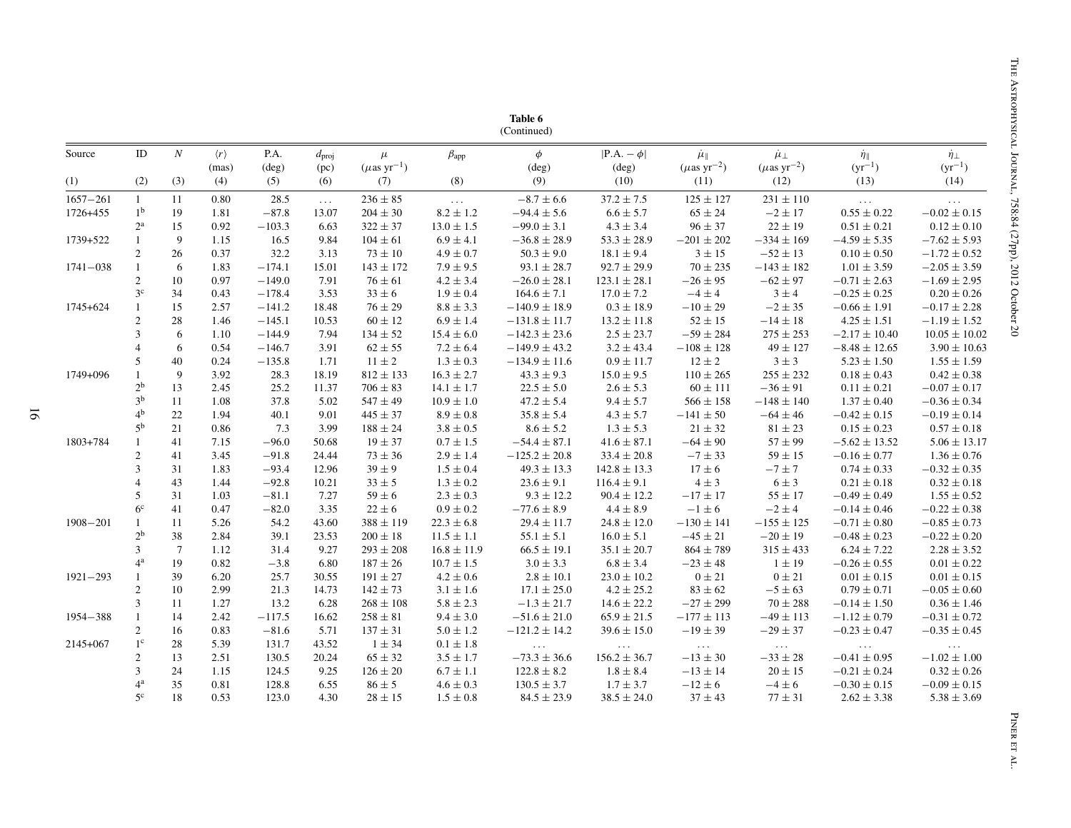**Table 6**
(Continued)

| Source | ID | $N$ | $\langle r \rangle$ (mas) | P.A. (deg) | $d_{\rm proj}$ (pc) | $\mu$ ($\mu$as yr$^{-1}$) | $\beta_{\rm app}$ | $\phi$ (deg) | $\|$P.A. $- \phi\|$ (deg) | $\dot{\mu}_{\parallel}$ ($\mu$as yr$^{-2}$) | $\dot{\mu}_{\perp}$ ($\mu$as yr$^{-2}$) | $\dot{\eta}_{\parallel}$ (yr$^{-1}$) | $\dot{\eta}_{\perp}$ (yr$^{-1}$) |
|---|---|---|---|---|---|---|---|---|---|---|---|---|---|
| (1) | (2) | (3) | (4) | (5) | (6) | (7) | (8) | (9) | (10) | (11) | (12) | (13) | (14) |
| 1657−261 | 1 | 11 | 0.80 | 28.5 | ... | 236 ± 85 | ... | −8.7 ± 6.6 | 37.2 ± 7.5 | 125 ± 127 | 231 ± 110 | ... | ... |
| 1726+455 | 1[b] | 19 | 1.81 | −87.8 | 13.07 | 204 ± 30 | 8.2 ± 1.2 | −94.4 ± 5.6 | 6.6 ± 5.7 | 65 ± 24 | −2 ± 17 | 0.55 ± 0.22 | −0.02 ± 0.15 |
| | 2[a] | 15 | 0.92 | −103.3 | 6.63 | 322 ± 37 | 13.0 ± 1.5 | −99.0 ± 3.1 | 4.3 ± 3.4 | 96 ± 37 | 22 ± 19 | 0.51 ± 0.21 | 0.12 ± 0.10 |
| 1739+522 | 1 | 9 | 1.15 | 16.5 | 9.84 | 104 ± 61 | 6.9 ± 4.1 | −36.8 ± 28.9 | 53.3 ± 28.9 | −201 ± 202 | −334 ± 169 | −4.59 ± 5.35 | −7.62 ± 5.93 |
| | 2 | 26 | 0.37 | 32.2 | 3.13 | 73 ± 10 | 4.9 ± 0.7 | 50.3 ± 9.0 | 18.1 ± 9.4 | 3 ± 15 | −52 ± 13 | 0.10 ± 0.50 | −1.72 ± 0.52 |
| 1741−038 | 1 | 6 | 1.83 | −174.1 | 15.01 | 143 ± 172 | 7.9 ± 9.5 | 93.1 ± 28.7 | 92.7 ± 29.9 | 70 ± 235 | −143 ± 182 | 1.01 ± 3.59 | −2.05 ± 3.59 |
| | 2 | 10 | 0.97 | −149.0 | 7.91 | 76 ± 61 | 4.2 ± 3.4 | −26.0 ± 28.1 | 123.1 ± 28.1 | −26 ± 95 | −62 ± 97 | −0.71 ± 2.63 | −1.69 ± 2.95 |
| | 3[c] | 34 | 0.43 | −178.4 | 3.53 | 33 ± 6 | 1.9 ± 0.4 | 164.6 ± 7.1 | 17.0 ± 7.2 | −4 ± 4 | 3 ± 4 | −0.25 ± 0.25 | 0.20 ± 0.26 |
| 1745+624 | 1 | 15 | 2.57 | −141.2 | 18.48 | 76 ± 29 | 8.8 ± 3.3 | −140.9 ± 18.9 | 0.3 ± 18.9 | −10 ± 29 | −2 ± 35 | −0.66 ± 1.91 | −0.17 ± 2.28 |
| | 2 | 28 | 1.46 | −145.1 | 10.53 | 60 ± 12 | 6.9 ± 1.4 | −131.8 ± 11.7 | 13.2 ± 11.8 | 52 ± 15 | −14 ± 18 | 4.25 ± 1.51 | −1.19 ± 1.52 |
| | 3 | 6 | 1.10 | −144.9 | 7.94 | 134 ± 52 | 15.4 ± 6.0 | −142.3 ± 23.6 | 2.5 ± 23.7 | −59 ± 284 | 275 ± 253 | −2.17 ± 10.40 | 10.05 ± 10.02 |
| | 4 | 6 | 0.54 | −146.7 | 3.91 | 62 ± 55 | 7.2 ± 6.4 | −149.9 ± 43.2 | 3.2 ± 43.4 | −108 ± 128 | 49 ± 127 | −8.48 ± 12.65 | 3.90 ± 10.63 |
| | 5 | 40 | 0.24 | −135.8 | 1.71 | 11 ± 2 | 1.3 ± 0.3 | −134.9 ± 11.6 | 0.9 ± 11.7 | 12 ± 2 | 3 ± 3 | 5.23 ± 1.50 | 1.55 ± 1.59 |
| 1749+096 | 1 | 9 | 3.92 | 28.3 | 18.19 | 812 ± 133 | 16.3 ± 2.7 | 43.3 ± 9.3 | 15.0 ± 9.5 | 110 ± 265 | 255 ± 232 | 0.18 ± 0.43 | 0.42 ± 0.38 |
| | 2[b] | 13 | 2.45 | 25.2 | 11.37 | 706 ± 83 | 14.1 ± 1.7 | 22.5 ± 5.0 | 2.6 ± 5.3 | 60 ± 111 | −36 ± 91 | 0.11 ± 0.21 | −0.07 ± 0.17 |
| | 3[b] | 11 | 1.08 | 37.8 | 5.02 | 547 ± 49 | 10.9 ± 1.0 | 47.2 ± 5.4 | 9.4 ± 5.7 | 566 ± 158 | −148 ± 140 | 1.37 ± 0.40 | −0.36 ± 0.34 |
| | 4[b] | 22 | 1.94 | 40.1 | 9.01 | 445 ± 37 | 8.9 ± 0.8 | 35.8 ± 5.4 | 4.3 ± 5.7 | −141 ± 50 | −64 ± 46 | −0.42 ± 0.15 | −0.19 ± 0.14 |
| | 5[b] | 21 | 0.86 | 7.3 | 3.99 | 188 ± 24 | 3.8 ± 0.5 | 8.6 ± 5.2 | 1.3 ± 5.3 | 21 ± 32 | 81 ± 23 | 0.15 ± 0.23 | 0.57 ± 0.18 |
| 1803+784 | 1 | 41 | 7.15 | −96.0 | 50.68 | 19 ± 37 | 0.7 ± 1.5 | −54.4 ± 87.1 | 41.6 ± 87.1 | −64 ± 90 | 57 ± 99 | −5.62 ± 13.52 | 5.06 ± 13.17 |
| | 2 | 41 | 3.45 | −91.8 | 24.44 | 73 ± 36 | 2.9 ± 1.4 | −125.2 ± 20.8 | 33.4 ± 20.8 | −7 ± 33 | 59 ± 15 | −0.16 ± 0.77 | 1.36 ± 0.76 |
| | 3 | 31 | 1.83 | −93.4 | 12.96 | 39 ± 9 | 1.5 ± 0.4 | 49.3 ± 13.3 | 142.8 ± 13.3 | 17 ± 6 | −7 ± 7 | 0.74 ± 0.33 | −0.32 ± 0.35 |
| | 4 | 43 | 1.44 | −92.8 | 10.21 | 33 ± 5 | 1.3 ± 0.2 | 23.6 ± 9.1 | 116.4 ± 9.1 | 4 ± 3 | 6 ± 3 | 0.21 ± 0.18 | 0.32 ± 0.18 |
| | 5 | 31 | 1.03 | −81.1 | 7.27 | 59 ± 6 | 2.3 ± 0.3 | 9.3 ± 12.2 | 90.4 ± 12.2 | −17 ± 17 | 55 ± 17 | −0.49 ± 0.49 | 1.55 ± 0.52 |
| | 6[c] | 41 | 0.47 | −82.0 | 3.35 | 22 ± 6 | 0.9 ± 0.2 | −77.6 ± 8.9 | 4.4 ± 8.9 | −1 ± 6 | −2 ± 4 | −0.14 ± 0.46 | −0.22 ± 0.38 |
| 1908−201 | 1 | 11 | 5.26 | 54.2 | 43.60 | 388 ± 119 | 22.3 ± 6.8 | 29.4 ± 11.7 | 24.8 ± 12.0 | −130 ± 141 | −155 ± 125 | −0.71 ± 0.80 | −0.85 ± 0.73 |
| | 2[b] | 38 | 2.84 | 39.1 | 23.53 | 200 ± 18 | 11.5 ± 1.1 | 55.1 ± 5.1 | 16.0 ± 5.1 | −45 ± 21 | −20 ± 19 | −0.48 ± 0.23 | −0.22 ± 0.20 |
| | 3 | 7 | 1.12 | 31.4 | 9.27 | 293 ± 208 | 16.8 ± 11.9 | 66.5 ± 19.1 | 35.1 ± 20.7 | 864 ± 789 | 315 ± 433 | 6.24 ± 7.22 | 2.28 ± 3.52 |
| | 4[a] | 19 | 0.82 | −3.8 | 6.80 | 187 ± 26 | 10.7 ± 1.5 | 3.0 ± 3.3 | 6.8 ± 3.4 | −23 ± 48 | 1 ± 19 | −0.26 ± 0.55 | 0.01 ± 0.22 |
| 1921−293 | 1 | 39 | 6.20 | 25.7 | 30.55 | 191 ± 27 | 4.2 ± 0.6 | 2.8 ± 10.1 | 23.0 ± 10.2 | 0 ± 21 | 0 ± 21 | 0.01 ± 0.15 | 0.01 ± 0.15 |
| | 2 | 10 | 2.99 | 21.3 | 14.73 | 142 ± 73 | 3.1 ± 1.6 | 17.1 ± 25.0 | 4.2 ± 25.2 | 83 ± 62 | −5 ± 63 | 0.79 ± 0.71 | −0.05 ± 0.60 |
| | 3 | 11 | 1.27 | 13.2 | 6.28 | 268 ± 108 | 5.8 ± 2.3 | −1.3 ± 21.7 | 14.6 ± 22.2 | −27 ± 299 | 70 ± 288 | −0.14 ± 1.50 | 0.36 ± 1.46 |
| 1954−388 | 1 | 14 | 2.42 | −117.5 | 16.62 | 258 ± 81 | 9.4 ± 3.0 | −51.6 ± 21.0 | 65.9 ± 21.5 | −177 ± 113 | −49 ± 113 | −1.12 ± 0.79 | −0.31 ± 0.72 |
| | 2 | 16 | 0.83 | −81.6 | 5.71 | 137 ± 31 | 5.0 ± 1.2 | −121.2 ± 14.2 | 39.6 ± 15.0 | −19 ± 39 | −29 ± 37 | −0.23 ± 0.47 | −0.35 ± 0.45 |
| 2145+067 | 1[c] | 28 | 5.39 | 131.7 | 43.52 | 1 ± 34 | 0.1 ± 1.8 | ... | ... | ... | ... | ... | ... |
| | 2 | 13 | 2.51 | 130.5 | 20.24 | 65 ± 32 | 3.5 ± 1.7 | −73.3 ± 36.6 | 156.2 ± 36.7 | −13 ± 30 | −33 ± 28 | −0.41 ± 0.95 | −1.02 ± 1.00 |
| | 3 | 24 | 1.15 | 124.5 | 9.25 | 126 ± 20 | 6.7 ± 1.1 | 122.8 ± 8.2 | 1.8 ± 8.4 | −13 ± 14 | 20 ± 15 | −0.21 ± 0.24 | 0.32 ± 0.26 |
| | 4[a] | 35 | 0.81 | 128.8 | 6.55 | 86 ± 5 | 4.6 ± 0.3 | 130.5 ± 3.7 | 1.7 ± 3.7 | −12 ± 6 | −4 ± 6 | −0.30 ± 0.15 | −0.09 ± 0.15 |
| | 5[c] | 18 | 0.53 | 123.0 | 4.30 | 28 ± 15 | 1.5 ± 0.8 | 84.5 ± 23.9 | 38.5 ± 24.0 | 37 ± 43 | 77 ± 31 | 2.62 ± 3.38 | 5.38 ± 3.69 |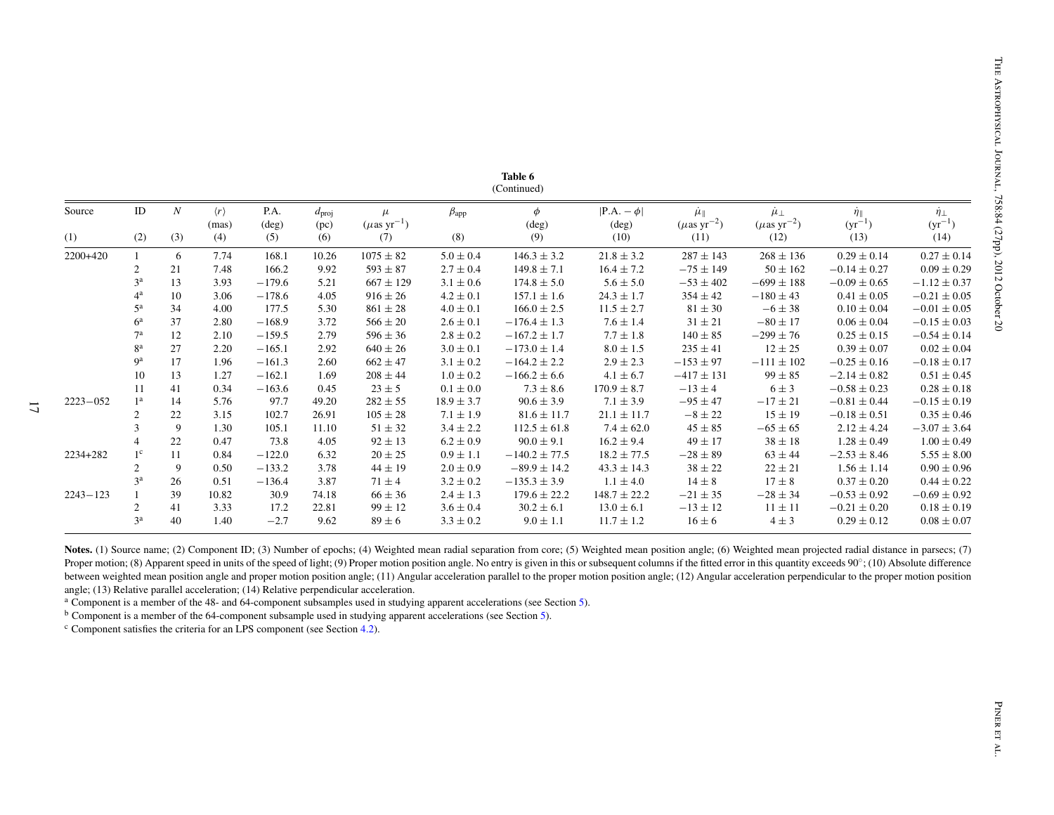**Table 6**
(Continued)

| Source | ID | $N$ | $\langle r \rangle$ (mas) | P.A. (deg) | $d_{\rm proj}$ (pc) | $\mu$ ($\mu$as yr$^{-1}$) | $\beta_{\rm app}$ | $\phi$ (deg) | $\lvert$P.A. $- \phi\rvert$ (deg) | $\dot{\mu}_{\parallel}$ ($\mu$as yr$^{-2}$) | $\dot{\mu}_{\perp}$ ($\mu$as yr$^{-2}$) | $\dot{\eta}_{\parallel}$ (yr$^{-1}$) | $\dot{\eta}_{\perp}$ (yr$^{-1}$) |
|---|---|---|---|---|---|---|---|---|---|---|---|---|---|
| (1) | (2) | (3) | (4) | (5) | (6) | (7) | (8) | (9) | (10) | (11) | (12) | (13) | (14) |
| 2200+420 | 1 | 6 | 7.74 | 168.1 | 10.26 | $1075 \pm 82$ | $5.0 \pm 0.4$ | $146.3 \pm 3.2$ | $21.8 \pm 3.2$ | $287 \pm 143$ | $268 \pm 136$ | $0.29 \pm 0.14$ | $0.27 \pm 0.14$ |
| | 2 | 21 | 7.48 | 166.2 | 9.92 | $593 \pm 87$ | $2.7 \pm 0.4$ | $149.8 \pm 7.1$ | $16.4 \pm 7.2$ | $-75 \pm 149$ | $50 \pm 162$ | $-0.14 \pm 0.27$ | $0.09 \pm 0.29$ |
| | 3[a] | 13 | 3.93 | $-179.6$ | 5.21 | $667 \pm 129$ | $3.1 \pm 0.6$ | $174.8 \pm 5.0$ | $5.6 \pm 5.0$ | $-53 \pm 402$ | $-699 \pm 188$ | $-0.09 \pm 0.65$ | $-1.12 \pm 0.37$ |
| | 4[a] | 10 | 3.06 | $-178.6$ | 4.05 | $916 \pm 26$ | $4.2 \pm 0.1$ | $157.1 \pm 1.6$ | $24.3 \pm 1.7$ | $354 \pm 42$ | $-180 \pm 43$ | $0.41 \pm 0.05$ | $-0.21 \pm 0.05$ |
| | 5[a] | 34 | 4.00 | 177.5 | 5.30 | $861 \pm 28$ | $4.0 \pm 0.1$ | $166.0 \pm 2.5$ | $11.5 \pm 2.7$ | $81 \pm 30$ | $-6 \pm 38$ | $0.10 \pm 0.04$ | $-0.01 \pm 0.05$ |
| | 6[a] | 37 | 2.80 | $-168.9$ | 3.72 | $566 \pm 20$ | $2.6 \pm 0.1$ | $-176.4 \pm 1.3$ | $7.6 \pm 1.4$ | $31 \pm 21$ | $-80 \pm 17$ | $0.06 \pm 0.04$ | $-0.15 \pm 0.03$ |
| | 7[a] | 12 | 2.10 | $-159.5$ | 2.79 | $596 \pm 36$ | $2.8 \pm 0.2$ | $-167.2 \pm 1.7$ | $7.7 \pm 1.8$ | $140 \pm 85$ | $-299 \pm 76$ | $0.25 \pm 0.15$ | $-0.54 \pm 0.14$ |
| | 8[a] | 27 | 2.20 | $-165.1$ | 2.92 | $640 \pm 26$ | $3.0 \pm 0.1$ | $-173.0 \pm 1.4$ | $8.0 \pm 1.5$ | $235 \pm 41$ | $12 \pm 25$ | $0.39 \pm 0.07$ | $0.02 \pm 0.04$ |
| | 9[a] | 17 | 1.96 | $-161.3$ | 2.60 | $662 \pm 47$ | $3.1 \pm 0.2$ | $-164.2 \pm 2.2$ | $2.9 \pm 2.3$ | $-153 \pm 97$ | $-111 \pm 102$ | $-0.25 \pm 0.16$ | $-0.18 \pm 0.17$ |
| | 10 | 13 | 1.27 | $-162.1$ | 1.69 | $208 \pm 44$ | $1.0 \pm 0.2$ | $-166.2 \pm 6.6$ | $4.1 \pm 6.7$ | $-417 \pm 131$ | $99 \pm 85$ | $-2.14 \pm 0.82$ | $0.51 \pm 0.45$ |
| | 11 | 41 | 0.34 | $-163.6$ | 0.45 | $23 \pm 5$ | $0.1 \pm 0.0$ | $7.3 \pm 8.6$ | $170.9 \pm 8.7$ | $-13 \pm 4$ | $6 \pm 3$ | $-0.58 \pm 0.23$ | $0.28 \pm 0.18$ |
| 2223−052 | 1[a] | 14 | 5.76 | 97.7 | 49.20 | $282 \pm 55$ | $18.9 \pm 3.7$ | $90.6 \pm 3.9$ | $7.1 \pm 3.9$ | $-95 \pm 47$ | $-17 \pm 21$ | $-0.81 \pm 0.44$ | $-0.15 \pm 0.19$ |
| | 2 | 22 | 3.15 | 102.7 | 26.91 | $105 \pm 28$ | $7.1 \pm 1.9$ | $81.6 \pm 11.7$ | $21.1 \pm 11.7$ | $-8 \pm 22$ | $15 \pm 19$ | $-0.18 \pm 0.51$ | $0.35 \pm 0.46$ |
| | 3 | 9 | 1.30 | 105.1 | 11.10 | $51 \pm 32$ | $3.4 \pm 2.2$ | $112.5 \pm 61.8$ | $7.4 \pm 62.0$ | $45 \pm 85$ | $-65 \pm 65$ | $2.12 \pm 4.24$ | $-3.07 \pm 3.64$ |
| | 4 | 22 | 0.47 | 73.8 | 4.05 | $92 \pm 13$ | $6.2 \pm 0.9$ | $90.0 \pm 9.1$ | $16.2 \pm 9.4$ | $49 \pm 17$ | $38 \pm 18$ | $1.28 \pm 0.49$ | $1.00 \pm 0.49$ |
| 2234+282 | 1[c] | 11 | 0.84 | $-122.0$ | 6.32 | $20 \pm 25$ | $0.9 \pm 1.1$ | $-140.2 \pm 77.5$ | $18.2 \pm 77.5$ | $-28 \pm 89$ | $63 \pm 44$ | $-2.53 \pm 8.46$ | $5.55 \pm 8.00$ |
| | 2 | 9 | 0.50 | $-133.2$ | 3.78 | $44 \pm 19$ | $2.0 \pm 0.9$ | $-89.9 \pm 14.2$ | $43.3 \pm 14.3$ | $38 \pm 22$ | $22 \pm 21$ | $1.56 \pm 1.14$ | $0.90 \pm 0.96$ |
| | 3[a] | 26 | 0.51 | $-136.4$ | 3.87 | $71 \pm 4$ | $3.2 \pm 0.2$ | $-135.3 \pm 3.9$ | $1.1 \pm 4.0$ | $14 \pm 8$ | $17 \pm 8$ | $0.37 \pm 0.20$ | $0.44 \pm 0.22$ |
| 2243−123 | 1 | 39 | 10.82 | 30.9 | 74.18 | $66 \pm 36$ | $2.4 \pm 1.3$ | $179.6 \pm 22.2$ | $148.7 \pm 22.2$ | $-21 \pm 35$ | $-28 \pm 34$ | $-0.53 \pm 0.92$ | $-0.69 \pm 0.92$ |
| | 2 | 41 | 3.33 | 17.2 | 22.81 | $99 \pm 12$ | $3.6 \pm 0.4$ | $30.2 \pm 6.1$ | $13.0 \pm 6.1$ | $-13 \pm 12$ | $11 \pm 11$ | $-0.21 \pm 0.20$ | $0.18 \pm 0.19$ |
| | 3[a] | 40 | 1.40 | $-2.7$ | 9.62 | $89 \pm 6$ | $3.3 \pm 0.2$ | $9.0 \pm 1.1$ | $11.7 \pm 1.2$ | $16 \pm 6$ | $4 \pm 3$ | $0.29 \pm 0.12$ | $0.08 \pm 0.07$ |

**Notes.** (1) Source name; (2) Component ID; (3) Number of epochs; (4) Weighted mean radial separation from core; (5) Weighted mean position angle; (6) Weighted mean projected radial distance in parsecs; (7) Proper motion; (8) Apparent speed in units of the speed of light; (9) Proper motion position angle. No entry is given in this or subsequent columns if the fitted error in this quantity exceeds 90°; (10) Absolute difference between weighted mean position angle and proper motion position angle; (11) Angular acceleration parallel to the proper motion position angle; (12) Angular acceleration perpendicular to the proper motion position angle; (13) Relative parallel acceleration; (14) Relative perpendicular acceleration.

[a] Component is a member of the 48- and 64-component subsamples used in studying apparent accelerations (see Section 5).

[b] Component is a member of the 64-component subsample used in studying apparent accelerations (see Section 5).

[c] Component satisfies the criteria for an LPS component (see Section 4.2).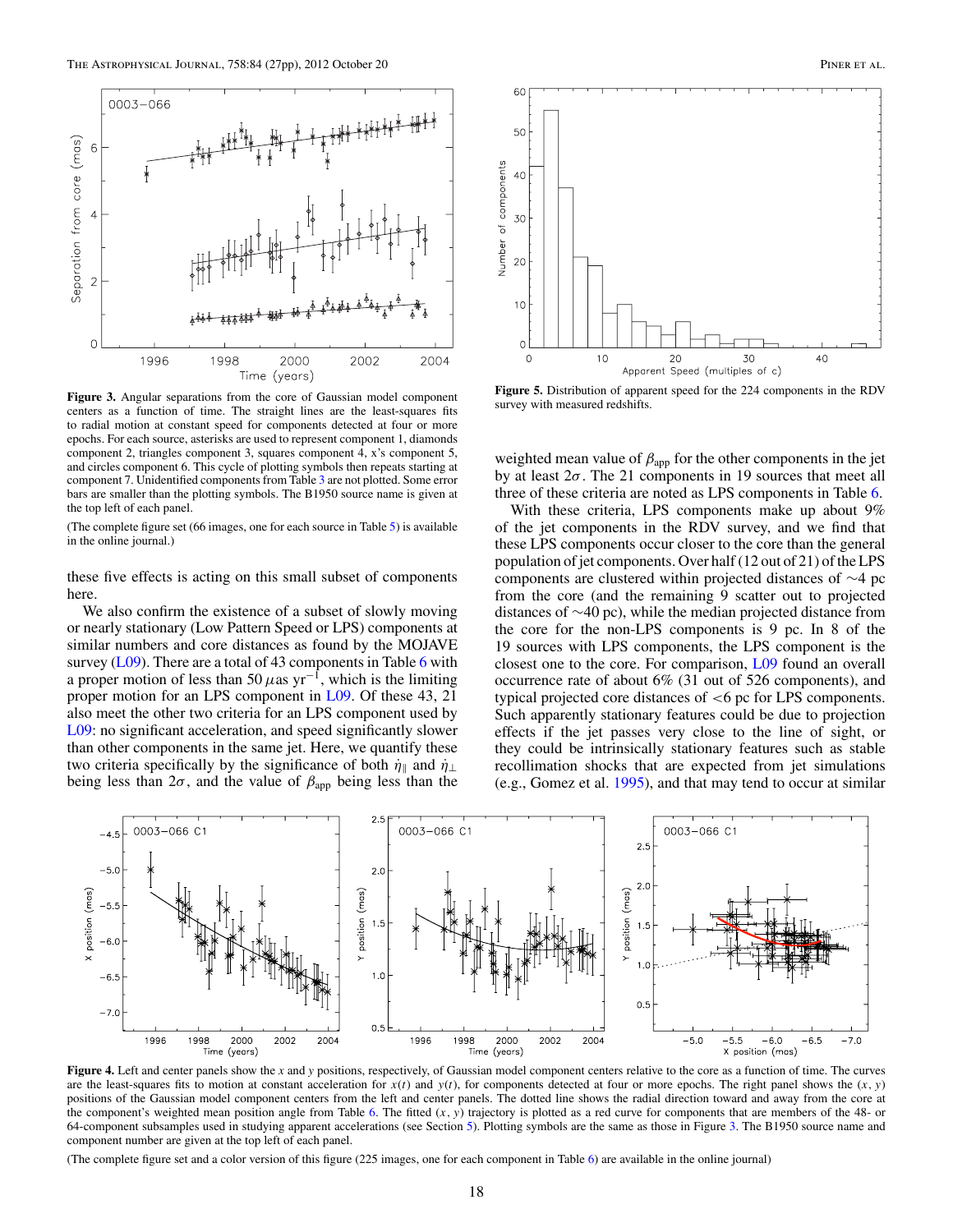**Figure 3.** Angular separations from the core of Gaussian model component centers as a function of time. The straight lines are the least-squares fits to radial motion at constant speed for components detected at four or more epochs. For each source, asterisks are used to represent component 1, diamonds component 2, triangles component 3, squares component 4, x's component 5, and circles component 6. This cycle of plotting symbols then repeats starting at component 7. Unidentified components from Table 3 are not plotted. Some error bars are smaller than the plotting symbols. The B1950 source name is given at the top left of each panel.

(The complete figure set (66 images, one for each source in Table 5) is available in the online journal.)

**Figure 5.** Distribution of apparent speed for the 224 components in the RDV survey with measured redshifts.

these five effects is acting on this small subset of components here.

We also confirm the existence of a subset of slowly moving or nearly stationary (Low Pattern Speed or LPS) components at similar numbers and core distances as found by the MOJAVE survey (L09). There are a total of 43 components in Table 6 with a proper motion of less than 50 $\mu$as yr$^{-1}$, which is the limiting proper motion for an LPS component in L09. Of these 43, 21 also meet the other two criteria for an LPS component used by L09: no significant acceleration, and speed significantly slower than other components in the same jet. Here, we quantify these two criteria specifically by the significance of both $\dot{\eta}_{\parallel}$ and $\dot{\eta}_{\perp}$ being less than $2\sigma$, and the value of $\beta_{\mathrm{app}}$ being less than the weighted mean value of $\beta_{\mathrm{app}}$ for the other components in the jet by at least $2\sigma$. The 21 components in 19 sources that meet all three of these criteria are noted as LPS components in Table 6.

With these criteria, LPS components make up about 9% of the jet components in the RDV survey, and we find that these LPS components occur closer to the core than the general population of jet components. Over half (12 out of 21) of the LPS components are clustered within projected distances of ~4 pc from the core (and the remaining 9 scatter out to projected distances of ~40 pc), while the median projected distance from the core for the non-LPS components is 9 pc. In 8 of the 19 sources with LPS components, the LPS component is the closest one to the core. For comparison, L09 found an overall occurrence rate of about 6% (31 out of 526 components), and typical projected core distances of <6 pc for LPS components. Such apparently stationary features could be due to projection effects if the jet passes very close to the line of sight, or they could be intrinsically stationary features such as stable recollimation shocks that are expected from jet simulations (e.g., Gomez et al. 1995), and that may tend to occur at similar

**Figure 4.** Left and center panels show the $x$ and $y$ positions, respectively, of Gaussian model component centers relative to the core as a function of time. The curves are the least-squares fits to motion at constant acceleration for $x(t)$ and $y(t)$, for components detected at four or more epochs. The right panel shows the $(x, y)$ positions of the Gaussian model component centers from the left and center panels. The dotted line shows the radial direction toward and away from the core at the component's weighted mean position angle from Table 6. The fitted $(x, y)$ trajectory is plotted as a red curve for components that are members of the 48- or 64-component subsamples used in studying apparent accelerations (see Section 5). Plotting symbols are the same as those in Figure 3. The B1950 source name and component number are given at the top left of each panel.

(The complete figure set and a color version of this figure (225 images, one for each component in Table 6) are available in the online journal)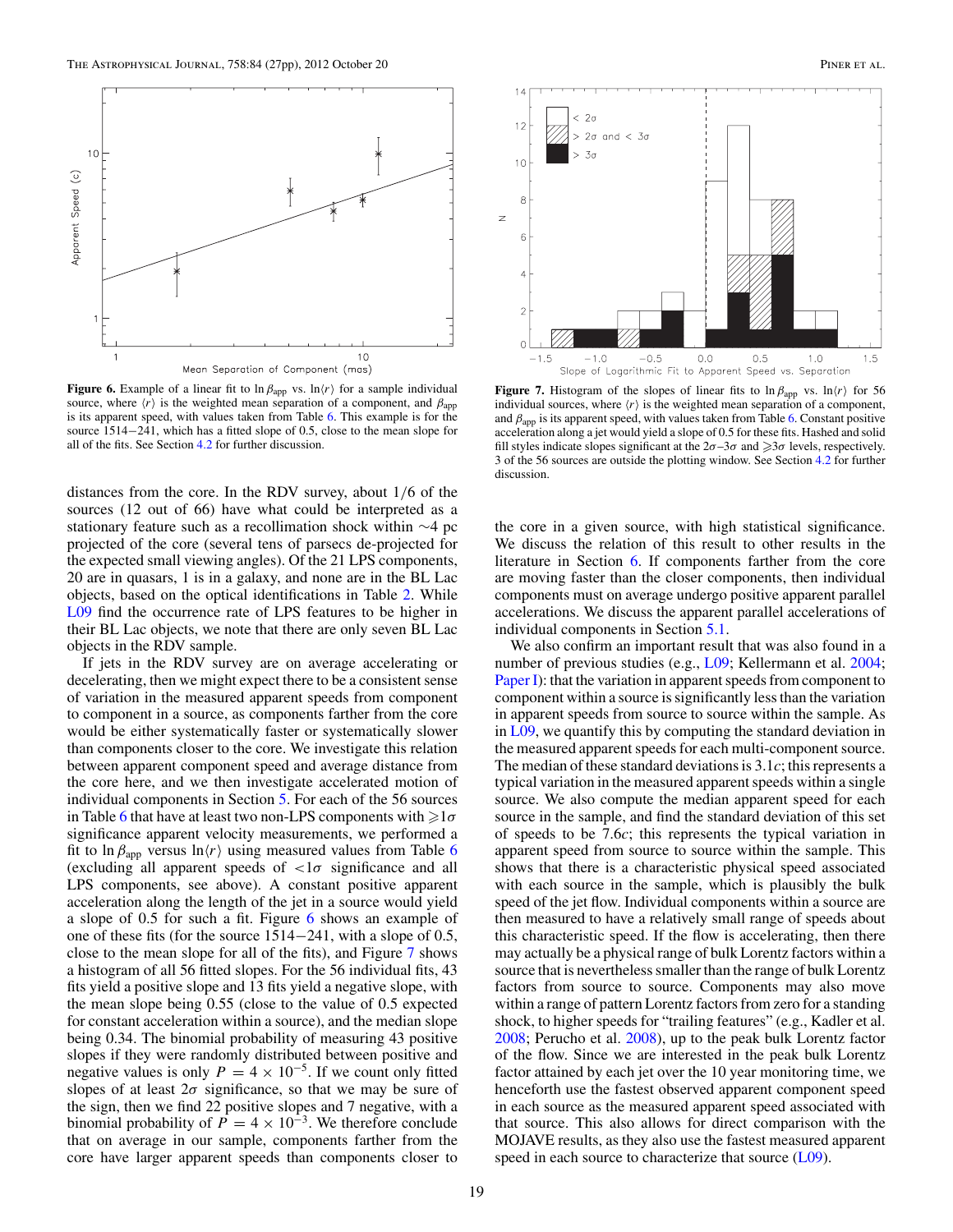**Figure 6.** Example of a linear fit to $\ln \beta_{\rm app}$ vs. $\ln\langle r\rangle$ for a sample individual source, where $\langle r\rangle$ is the weighted mean separation of a component, and $\beta_{\rm app}$ is its apparent speed, with values taken from Table 6. This example is for the source 1514−241, which has a fitted slope of 0.5, close to the mean slope for all of the fits. See Section 4.2 for further discussion.

**Figure 7.** Histogram of the slopes of linear fits to $\ln \beta_{\rm app}$ vs. $\ln\langle r\rangle$ for 56 individual sources, where $\langle r\rangle$ is the weighted mean separation of a component, and $\beta_{\rm app}$ is its apparent speed, with values taken from Table 6. Constant positive acceleration along a jet would yield a slope of 0.5 for these fits. Hashed and solid fill styles indicate slopes significant at the $2\sigma$–$3\sigma$ and $\geqslant 3\sigma$ levels, respectively. 3 of the 56 sources are outside the plotting window. See Section 4.2 for further discussion.

distances from the core. In the RDV survey, about 1/6 of the sources (12 out of 66) have what could be interpreted as a stationary feature such as a recollimation shock within ∼4 pc projected of the core (several tens of parsecs de-projected for the expected small viewing angles). Of the 21 LPS components, 20 are in quasars, 1 is in a galaxy, and none are in the BL Lac objects, based on the optical identifications in Table 2. While L09 find the occurrence rate of LPS features to be higher in their BL Lac objects, we note that there are only seven BL Lac objects in the RDV sample.

If jets in the RDV survey are on average accelerating or decelerating, then we might expect there to be a consistent sense of variation in the measured apparent speeds from component to component in a source, as components farther from the core would be either systematically faster or systematically slower than components closer to the core. We investigate this relation between apparent component speed and average distance from the core here, and we then investigate accelerated motion of individual components in Section 5. For each of the 56 sources in Table 6 that have at least two non-LPS components with $\geqslant 1\sigma$ significance apparent velocity measurements, we performed a fit to $\ln \beta_{\rm app}$ versus $\ln\langle r\rangle$ using measured values from Table 6 (excluding all apparent speeds of $<1\sigma$ significance and all LPS components, see above). A constant positive apparent acceleration along the length of the jet in a source would yield a slope of 0.5 for such a fit. Figure 6 shows an example of one of these fits (for the source 1514−241, with a slope of 0.5, close to the mean slope for all of the fits), and Figure 7 shows a histogram of all 56 fitted slopes. For the 56 individual fits, 43 fits yield a positive slope and 13 fits yield a negative slope, with the mean slope being 0.55 (close to the value of 0.5 expected for constant acceleration within a source), and the median slope being 0.34. The binomial probability of measuring 43 positive slopes if they were randomly distributed between positive and negative values is only $P = 4 \times 10^{-5}$. If we count only fitted slopes of at least $2\sigma$ significance, so that we may be sure of the sign, then we find 22 positive slopes and 7 negative, with a binomial probability of $P = 4 \times 10^{-3}$. We therefore conclude that on average in our sample, components farther from the core have larger apparent speeds than components closer to the core in a given source, with high statistical significance. We discuss the relation of this result to other results in the literature in Section 6. If components farther from the core are moving faster than the closer components, then individual components must on average undergo positive apparent parallel accelerations. We discuss the apparent parallel accelerations of individual components in Section 5.1.

We also confirm an important result that was also found in a number of previous studies (e.g., L09; Kellermann et al. 2004; Paper I): that the variation in apparent speeds from component to component within a source is significantly less than the variation in apparent speeds from source to source within the sample. As in L09, we quantify this by computing the standard deviation in the measured apparent speeds for each multi-component source. The median of these standard deviations is $3.1c$; this represents a typical variation in the measured apparent speeds within a single source. We also compute the median apparent speed for each source in the sample, and find the standard deviation of this set of speeds to be $7.6c$; this represents the typical variation in apparent speed from source to source within the sample. This shows that there is a characteristic physical speed associated with each source in the sample, which is plausibly the bulk speed of the jet flow. Individual components within a source are then measured to have a relatively small range of speeds about this characteristic speed. If the flow is accelerating, then there may actually be a physical range of bulk Lorentz factors within a source that is nevertheless smaller than the range of bulk Lorentz factors from source to source. Components may also move within a range of pattern Lorentz factors from zero for a standing shock, to higher speeds for "trailing features" (e.g., Kadler et al. 2008; Perucho et al. 2008), up to the peak bulk Lorentz factor of the flow. Since we are interested in the peak bulk Lorentz factor attained by each jet over the 10 year monitoring time, we henceforth use the fastest observed apparent component speed in each source as the measured apparent speed associated with that source. This also allows for direct comparison with the MOJAVE results, as they also use the fastest measured apparent speed in each source to characterize that source (L09).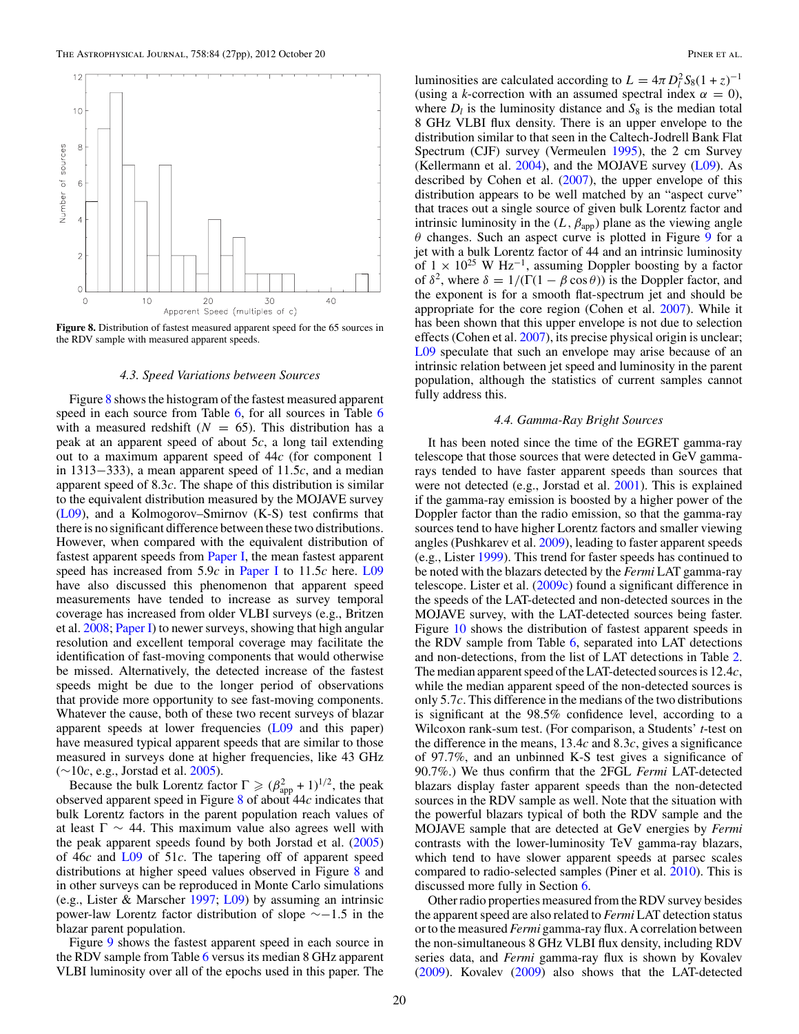**Figure 8.** Distribution of fastest measured apparent speed for the 65 sources in the RDV sample with measured apparent speeds.

### 4.3. Speed Variations between Sources

Figure 8 shows the histogram of the fastest measured apparent speed in each source from Table 6, for all sources in Table 6 with a measured redshift ($N = 65$). This distribution has a peak at an apparent speed of about $5c$, a long tail extending out to a maximum apparent speed of $44c$ (for component 1 in 1313−333), a mean apparent speed of $11.5c$, and a median apparent speed of $8.3c$. The shape of this distribution is similar to the equivalent distribution measured by the MOJAVE survey (L09), and a Kolmogorov–Smirnov (K-S) test confirms that there is no significant difference between these two distributions. However, when compared with the equivalent distribution of fastest apparent speeds from Paper I, the mean fastest apparent speed has increased from $5.9c$ in Paper I to $11.5c$ here. L09 have also discussed this phenomenon that apparent speed measurements have tended to increase as survey temporal coverage has increased from older VLBI surveys (e.g., Britzen et al. 2008; Paper I) to newer surveys, showing that high angular resolution and excellent temporal coverage may facilitate the identification of fast-moving components that would otherwise be missed. Alternatively, the detected increase of the fastest speeds might be due to the longer period of observations that provide more opportunity to see fast-moving components. Whatever the cause, both of these two recent surveys of blazar apparent speeds at lower frequencies (L09 and this paper) have measured typical apparent speeds that are similar to those measured in surveys done at higher frequencies, like 43 GHz ($\sim 10c$, e.g., Jorstad et al. 2005).

Because the bulk Lorentz factor $\Gamma \geqslant (\beta_{\text{app}}^2 + 1)^{1/2}$, the peak observed apparent speed in Figure 8 of about $44c$ indicates that bulk Lorentz factors in the parent population reach values of at least $\Gamma \sim 44$. This maximum value also agrees well with the peak apparent speeds found by both Jorstad et al. (2005) of $46c$ and L09 of $51c$. The tapering off of apparent speed distributions at higher speed values observed in Figure 8 and in other surveys can be reproduced in Monte Carlo simulations (e.g., Lister & Marscher 1997; L09) by assuming an intrinsic power-law Lorentz factor distribution of slope $\sim -1.5$ in the blazar parent population.

Figure 9 shows the fastest apparent speed in each source in the RDV sample from Table 6 versus its median 8 GHz apparent VLBI luminosity over all of the epochs used in this paper. The luminosities are calculated according to $L = 4\pi D_l^2 S_8 (1+z)^{-1}$ (using a $k$-correction with an assumed spectral index $\alpha = 0$), where $D_l$ is the luminosity distance and $S_8$ is the median total 8 GHz VLBI flux density. There is an upper envelope to the distribution similar to that seen in the Caltech-Jodrell Bank Flat Spectrum (CJF) survey (Vermeulen 1995), the 2 cm Survey (Kellermann et al. 2004), and the MOJAVE survey (L09). As described by Cohen et al. (2007), the upper envelope of this distribution appears to be well matched by an "aspect curve" that traces out a single source of given bulk Lorentz factor and intrinsic luminosity in the $(L, \beta_{\text{app}})$ plane as the viewing angle $\theta$ changes. Such an aspect curve is plotted in Figure 9 for a jet with a bulk Lorentz factor of 44 and an intrinsic luminosity of $1 \times 10^{25}$ W Hz$^{-1}$, assuming Doppler boosting by a factor of $\delta^2$, where $\delta = 1/(\Gamma(1 - \beta\cos\theta))$ is the Doppler factor, and the exponent is for a smooth flat-spectrum jet and should be appropriate for the core region (Cohen et al. 2007). While it has been shown that this upper envelope is not due to selection effects (Cohen et al. 2007), its precise physical origin is unclear; L09 speculate that such an envelope may arise because of an intrinsic relation between jet speed and luminosity in the parent population, although the statistics of current samples cannot fully address this.

### 4.4. Gamma-Ray Bright Sources

It has been noted since the time of the EGRET gamma-ray telescope that those sources that were detected in GeV gamma-rays tended to have faster apparent speeds than sources that were not detected (e.g., Jorstad et al. 2001). This is explained if the gamma-ray emission is boosted by a higher power of the Doppler factor than the radio emission, so that the gamma-ray sources tend to have higher Lorentz factors and smaller viewing angles (Pushkarev et al. 2009), leading to faster apparent speeds (e.g., Lister 1999). This trend for faster speeds has continued to be noted with the blazars detected by the *Fermi* LAT gamma-ray telescope. Lister et al. (2009c) found a significant difference in the speeds of the LAT-detected and non-detected sources in the MOJAVE survey, with the LAT-detected sources being faster. Figure 10 shows the distribution of fastest apparent speeds in the RDV sample from Table 6, separated into LAT detections and non-detections, from the list of LAT detections in Table 2. The median apparent speed of the LAT-detected sources is $12.4c$, while the median apparent speed of the non-detected sources is only $5.7c$. This difference in the medians of the two distributions is significant at the 98.5% confidence level, according to a Wilcoxon rank-sum test. (For comparison, a Students' $t$-test on the difference in the means, $13.4c$ and $8.3c$, gives a significance of 97.7%, and an unbinned K-S test gives a significance of 90.7%.) We thus confirm that the 2FGL *Fermi* LAT-detected blazars display faster apparent speeds than the non-detected sources in the RDV sample as well. Note that the situation with the powerful blazars typical of both the RDV sample and the MOJAVE sample that are detected at GeV energies by *Fermi* contrasts with the lower-luminosity TeV gamma-ray blazars, which tend to have slower apparent speeds at parsec scales compared to radio-selected samples (Piner et al. 2010). This is discussed more fully in Section 6.

Other radio properties measured from the RDV survey besides the apparent speed are also related to *Fermi* LAT detection status or to the measured *Fermi* gamma-ray flux. A correlation between the non-simultaneous 8 GHz VLBI flux density, including RDV series data, and *Fermi* gamma-ray flux is shown by Kovalev (2009). Kovalev (2009) also shows that the LAT-detected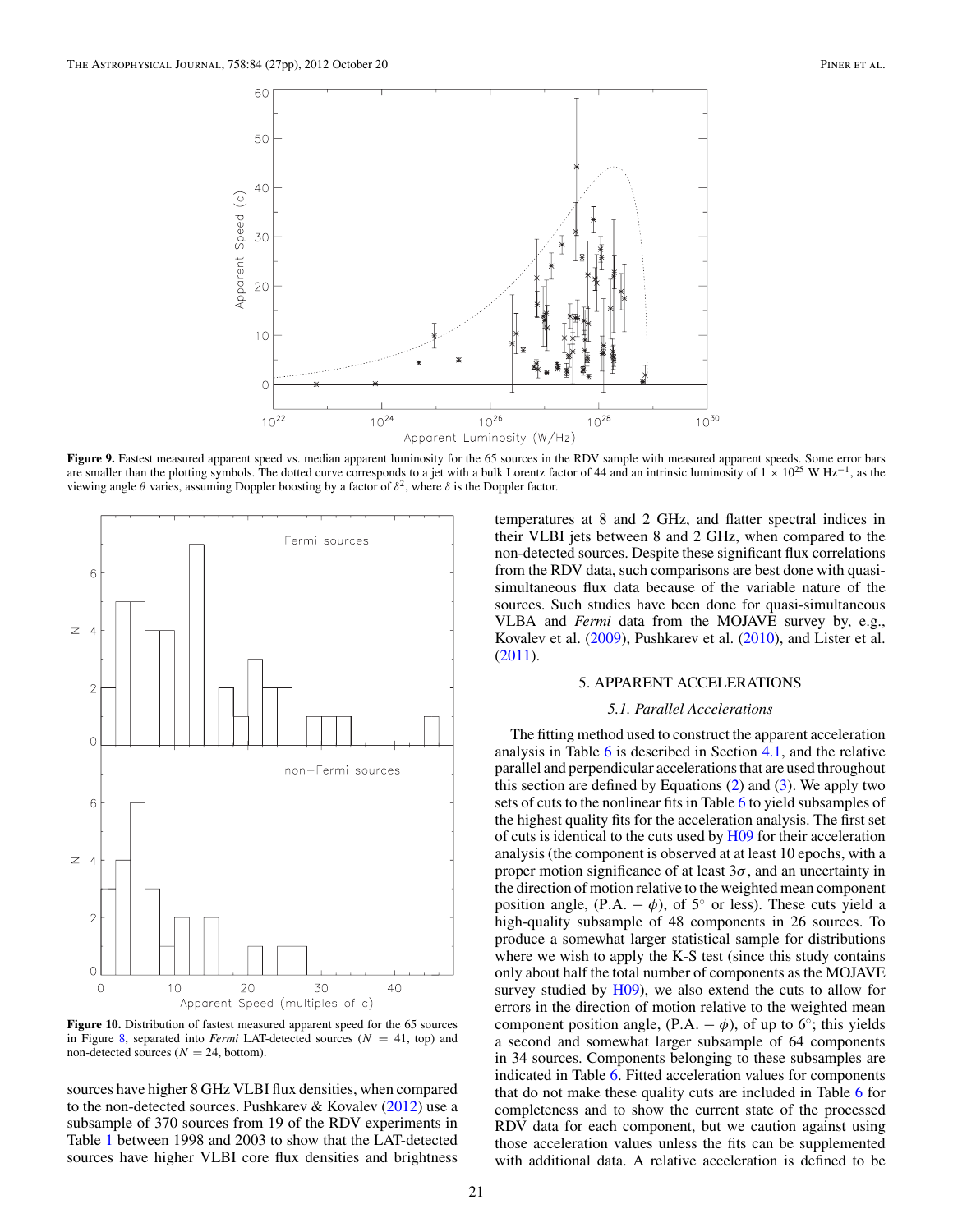**Figure 9.** Fastest measured apparent speed vs. median apparent luminosity for the 65 sources in the RDV sample with measured apparent speeds. Some error bars are smaller than the plotting symbols. The dotted curve corresponds to a jet with a bulk Lorentz factor of 44 and an intrinsic luminosity of $1 \times 10^{25}$ W Hz$^{-1}$, as the viewing angle $\theta$ varies, assuming Doppler boosting by a factor of $\delta^2$, where $\delta$ is the Doppler factor.

**Figure 10.** Distribution of fastest measured apparent speed for the 65 sources in Figure 8, separated into *Fermi* LAT-detected sources ($N = 41$, top) and non-detected sources ($N = 24$, bottom).

sources have higher 8 GHz VLBI flux densities, when compared to the non-detected sources. Pushkarev & Kovalev (2012) use a subsample of 370 sources from 19 of the RDV experiments in Table 1 between 1998 and 2003 to show that the LAT-detected sources have higher VLBI core flux densities and brightness temperatures at 8 and 2 GHz, and flatter spectral indices in their VLBI jets between 8 and 2 GHz, when compared to the non-detected sources. Despite these significant flux correlations from the RDV data, such comparisons are best done with quasi-simultaneous flux data because of the variable nature of the sources. Such studies have been done for quasi-simultaneous VLBA and *Fermi* data from the MOJAVE survey by, e.g., Kovalev et al. (2009), Pushkarev et al. (2010), and Lister et al. (2011).

## 5. APPARENT ACCELERATIONS

### 5.1. Parallel Accelerations

The fitting method used to construct the apparent acceleration analysis in Table 6 is described in Section 4.1, and the relative parallel and perpendicular accelerations that are used throughout this section are defined by Equations (2) and (3). We apply two sets of cuts to the nonlinear fits in Table 6 to yield subsamples of the highest quality fits for the acceleration analysis. The first set of cuts is identical to the cuts used by H09 for their acceleration analysis (the component is observed at at least 10 epochs, with a proper motion significance of at least $3\sigma$, and an uncertainty in the direction of motion relative to the weighted mean component position angle, (P.A. $- \phi$), of $5^\circ$ or less). These cuts yield a high-quality subsample of 48 components in 26 sources. To produce a somewhat larger statistical sample for distributions where we wish to apply the K-S test (since this study contains only about half the total number of components as the MOJAVE survey studied by H09), we also extend the cuts to allow for errors in the direction of motion relative to the weighted mean component position angle, (P.A. $- \phi$), of up to $6^\circ$; this yields a second and somewhat larger subsample of 64 components in 34 sources. Components belonging to these subsamples are indicated in Table 6. Fitted acceleration values for components that do not make these quality cuts are included in Table 6 for completeness and to show the current state of the processed RDV data for each component, but we caution against using those acceleration values unless the fits can be supplemented with additional data. A relative acceleration is defined to be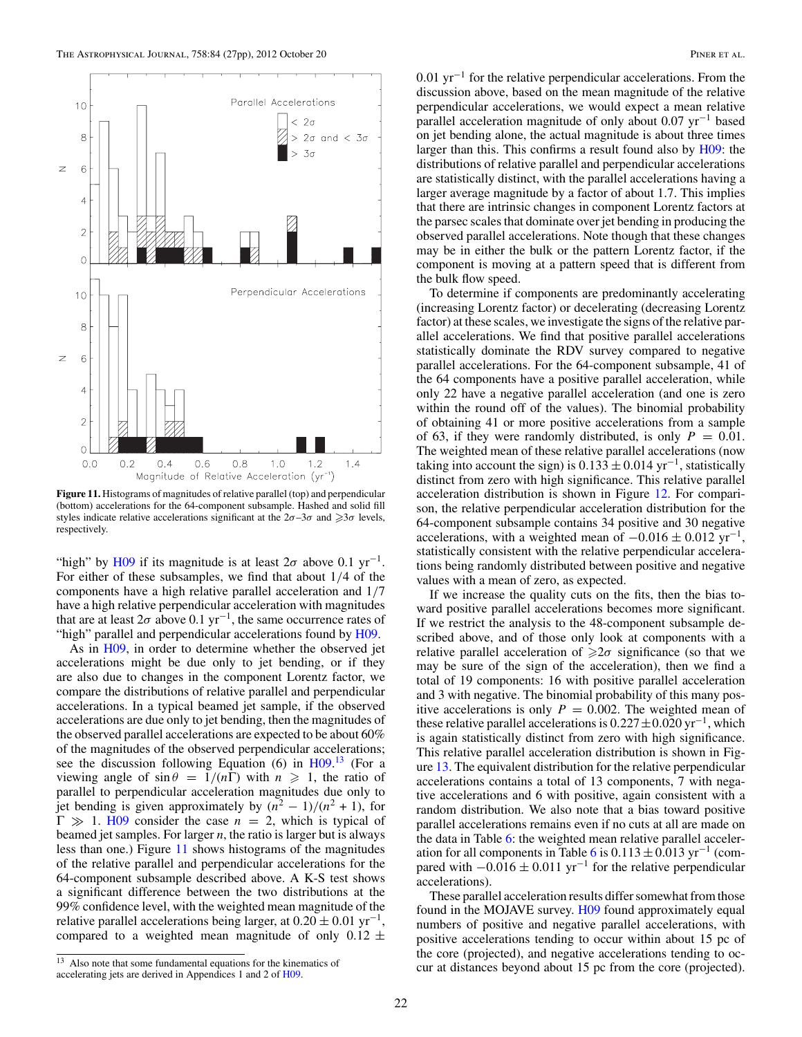**Figure 11.** Histograms of magnitudes of relative parallel (top) and perpendicular (bottom) accelerations for the 64-component subsample. Hashed and solid fill styles indicate relative accelerations significant at the $2\sigma$–$3\sigma$ and $\geqslant 3\sigma$ levels, respectively.

"high" by H09 if its magnitude is at least $2\sigma$ above 0.1 $\mathrm{yr}^{-1}$. For either of these subsamples, we find that about 1/4 of the components have a high relative parallel acceleration and 1/7 have a high relative perpendicular acceleration with magnitudes that are at least $2\sigma$ above 0.1 $\mathrm{yr}^{-1}$, the same occurrence rates of "high" parallel and perpendicular accelerations found by H09.

As in H09, in order to determine whether the observed jet accelerations might be due only to jet bending, or if they are also due to changes in the component Lorentz factor, we compare the distributions of relative parallel and perpendicular accelerations. In a typical beamed jet sample, if the observed accelerations are due only to jet bending, then the magnitudes of the observed parallel accelerations are expected to be about 60% of the magnitudes of the observed perpendicular accelerations; see the discussion following Equation (6) in H09.[13] (For a viewing angle of $\sin\theta = 1/(n\Gamma)$ with $n \geqslant 1$, the ratio of parallel to perpendicular acceleration magnitudes due only to jet bending is given approximately by $(n^2 - 1)/(n^2 + 1)$, for $\Gamma \gg 1$. H09 consider the case $n = 2$, which is typical of beamed jet samples. For larger $n$, the ratio is larger but is always less than one.) Figure 11 shows histograms of the magnitudes of the relative parallel and perpendicular accelerations for the 64-component subsample described above. A K-S test shows a significant difference between the two distributions at the 99% confidence level, with the weighted mean magnitude of the relative parallel accelerations being larger, at $0.20 \pm 0.01$ $\mathrm{yr}^{-1}$, compared to a weighted mean magnitude of only $0.12 \pm 0.01$ $\mathrm{yr}^{-1}$ for the relative perpendicular accelerations. From the discussion above, based on the mean magnitude of the relative perpendicular accelerations, we would expect a mean relative parallel acceleration magnitude of only about 0.07 $\mathrm{yr}^{-1}$ based on jet bending alone, the actual magnitude is about three times larger than this. This confirms a result found also by H09: the distributions of relative parallel and perpendicular accelerations are statistically distinct, with the parallel accelerations having a larger average magnitude by a factor of about 1.7. This implies that there are intrinsic changes in component Lorentz factors at the parsec scales that dominate over jet bending in producing the observed parallel accelerations. Note though that these changes may be in either the bulk or the pattern Lorentz factor, if the component is moving at a pattern speed that is different from the bulk flow speed.

To determine if components are predominantly accelerating (increasing Lorentz factor) or decelerating (decreasing Lorentz factor) at these scales, we investigate the signs of the relative parallel accelerations. We find that positive parallel accelerations statistically dominate the RDV survey compared to negative parallel accelerations. For the 64-component subsample, 41 of the 64 components have a positive parallel acceleration, while only 22 have a negative parallel acceleration (and one is zero within the round off of the values). The binomial probability of obtaining 41 or more positive accelerations from a sample of 63, if they were randomly distributed, is only $P = 0.01$. The weighted mean of these relative parallel accelerations (now taking into account the sign) is $0.133 \pm 0.014$ $\mathrm{yr}^{-1}$, statistically distinct from zero with high significance. This relative parallel acceleration distribution is shown in Figure 12. For comparison, the relative perpendicular acceleration distribution for the 64-component subsample contains 34 positive and 30 negative accelerations, with a weighted mean of $-0.016 \pm 0.012$ $\mathrm{yr}^{-1}$, statistically consistent with the relative perpendicular accelerations being randomly distributed between positive and negative values with a mean of zero, as expected.

If we increase the quality cuts on the fits, then the bias toward positive parallel accelerations becomes more significant. If we restrict the analysis to the 48-component subsample described above, and of those only look at components with a relative parallel acceleration of $\geqslant 2\sigma$ significance (so that we may be sure of the sign of the acceleration), then we find a total of 19 components: 16 with positive parallel acceleration and 3 with negative. The binomial probability of this many positive accelerations is only $P = 0.002$. The weighted mean of these relative parallel accelerations is $0.227 \pm 0.020$ $\mathrm{yr}^{-1}$, which is again statistically distinct from zero with high significance. This relative parallel acceleration distribution is shown in Figure 13. The equivalent distribution for the relative perpendicular accelerations contains a total of 13 components, 7 with negative accelerations and 6 with positive, again consistent with a random distribution. We also note that a bias toward positive parallel accelerations remains even if no cuts at all are made on the data in Table 6: the weighted mean relative parallel acceleration for all components in Table 6 is $0.113 \pm 0.013$ $\mathrm{yr}^{-1}$ (compared with $-0.016 \pm 0.011$ $\mathrm{yr}^{-1}$ for the relative perpendicular accelerations).

These parallel acceleration results differ somewhat from those found in the MOJAVE survey. H09 found approximately equal numbers of positive and negative parallel accelerations, with positive accelerations tending to occur within about 15 pc of the core (projected), and negative accelerations tending to occur at distances beyond about 15 pc from the core (projected).

[13] Also note that some fundamental equations for the kinematics of accelerating jets are derived in Appendices 1 and 2 of H09.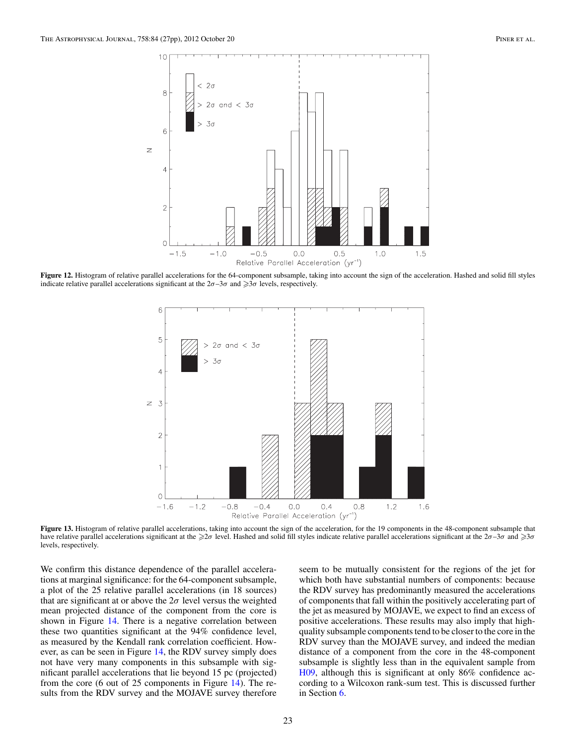**Figure 12.** Histogram of relative parallel accelerations for the 64-component subsample, taking into account the sign of the acceleration. Hashed and solid fill styles indicate relative parallel accelerations significant at the $2\sigma$–$3\sigma$ and $\geqslant 3\sigma$ levels, respectively.

**Figure 13.** Histogram of relative parallel accelerations, taking into account the sign of the acceleration, for the 19 components in the 48-component subsample that have relative parallel accelerations significant at the $\geqslant 2\sigma$ level. Hashed and solid fill styles indicate relative parallel accelerations significant at the $2\sigma$–$3\sigma$ and $\geqslant 3\sigma$ levels, respectively.

We confirm this distance dependence of the parallel accelerations at marginal significance: for the 64-component subsample, a plot of the 25 relative parallel accelerations (in 18 sources) that are significant at or above the $2\sigma$ level versus the weighted mean projected distance of the component from the core is shown in Figure 14. There is a negative correlation between these two quantities significant at the 94% confidence level, as measured by the Kendall rank correlation coefficient. However, as can be seen in Figure 14, the RDV survey simply does not have very many components in this subsample with significant parallel accelerations that lie beyond 15 pc (projected) from the core (6 out of 25 components in Figure 14). The results from the RDV survey and the MOJAVE survey therefore seem to be mutually consistent for the regions of the jet for which both have substantial numbers of components: because the RDV survey has predominantly measured the accelerations of components that fall within the positively accelerating part of the jet as measured by MOJAVE, we expect to find an excess of positive accelerations. These results may also imply that high-quality subsample components tend to be closer to the core in the RDV survey than the MOJAVE survey, and indeed the median distance of a component from the core in the 48-component subsample is slightly less than in the equivalent sample from H09, although this is significant at only 86% confidence according to a Wilcoxon rank-sum test. This is discussed further in Section 6.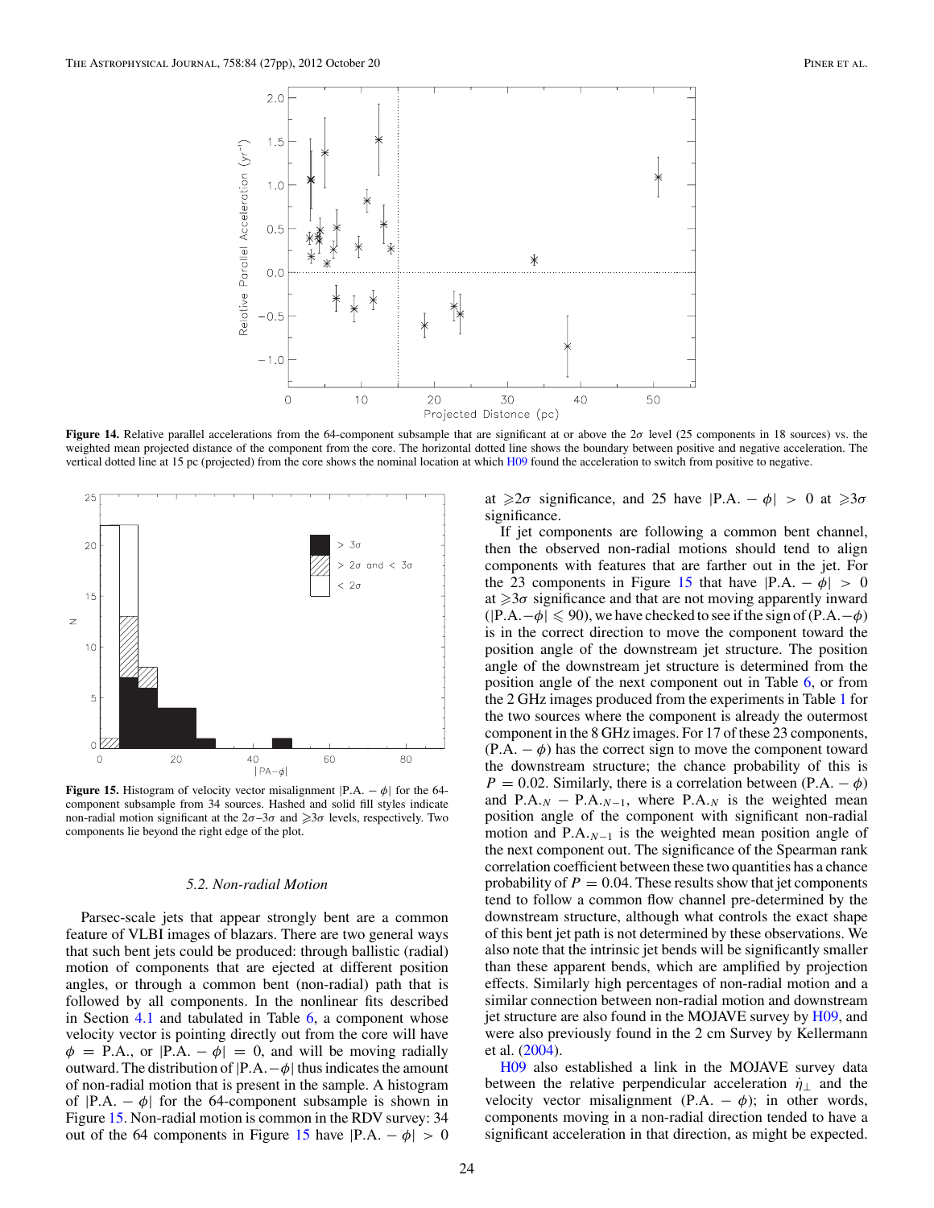**Figure 14.** Relative parallel accelerations from the 64-component subsample that are significant at or above the $2\sigma$ level (25 components in 18 sources) vs. the weighted mean projected distance of the component from the core. The horizontal dotted line shows the boundary between positive and negative acceleration. The vertical dotted line at 15 pc (projected) from the core shows the nominal location at which H09 found the acceleration to switch from positive to negative.

**Figure 15.** Histogram of velocity vector misalignment $|\text{P.A.} - \phi|$ for the 64-component subsample from 34 sources. Hashed and solid fill styles indicate non-radial motion significant at the $2\sigma$–$3\sigma$ and $\geqslant 3\sigma$ levels, respectively. Two components lie beyond the right edge of the plot.

### 5.2. Non-radial Motion

Parsec-scale jets that appear strongly bent are a common feature of VLBI images of blazars. There are two general ways that such bent jets could be produced: through ballistic (radial) motion of components that are ejected at different position angles, or through a common bent (non-radial) path that is followed by all components. In the nonlinear fits described in Section 4.1 and tabulated in Table 6, a component whose velocity vector is pointing directly out from the core will have $\phi = \text{P.A.}$, or $|\text{P.A.} - \phi| = 0$, and will be moving radially outward. The distribution of $|\text{P.A.} - \phi|$ thus indicates the amount of non-radial motion that is present in the sample. A histogram of $|\text{P.A.} - \phi|$ for the 64-component subsample is shown in Figure 15. Non-radial motion is common in the RDV survey: 34 out of the 64 components in Figure 15 have $|\text{P.A.} - \phi| > 0$ at $\geqslant 2\sigma$ significance, and 25 have $|\text{P.A.} - \phi| > 0$ at $\geqslant 3\sigma$ significance.

If jet components are following a common bent channel, then the observed non-radial motions should tend to align components with features that are farther out in the jet. For the 23 components in Figure 15 that have $|\text{P.A.} - \phi| > 0$ at $\geqslant 3\sigma$ significance and that are not moving apparently inward ($|\text{P.A.} - \phi| \leqslant 90$), we have checked to see if the sign of $(\text{P.A.} - \phi)$ is in the correct direction to move the component toward the position angle of the downstream jet structure. The position angle of the downstream jet structure is determined from the position angle of the next component out in Table 6, or from the 2 GHz images produced from the experiments in Table 1 for the two sources where the component is already the outermost component in the 8 GHz images. For 17 of these 23 components, $(\text{P.A.} - \phi)$ has the correct sign to move the component toward the downstream structure; the chance probability of this is $P = 0.02$. Similarly, there is a correlation between $(\text{P.A.} - \phi)$ and $\text{P.A.}_N - \text{P.A.}_{N-1}$, where $\text{P.A.}_N$ is the weighted mean position angle of the component with significant non-radial motion and $\text{P.A.}_{N-1}$ is the weighted mean position angle of the next component out. The significance of the Spearman rank correlation coefficient between these two quantities has a chance probability of $P = 0.04$. These results show that jet components tend to follow a common flow channel pre-determined by the downstream structure, although what controls the exact shape of this bent jet path is not determined by these observations. We also note that the intrinsic jet bends will be significantly smaller than these apparent bends, which are amplified by projection effects. Similarly high percentages of non-radial motion and a similar connection between non-radial motion and downstream jet structure are also found in the MOJAVE survey by H09, and were also previously found in the 2 cm Survey by Kellermann et al. (2004).

H09 also established a link in the MOJAVE survey data between the relative perpendicular acceleration $\dot{\eta}_\perp$ and the velocity vector misalignment $(\text{P.A.} - \phi)$; in other words, components moving in a non-radial direction tended to have a significant acceleration in that direction, as might be expected.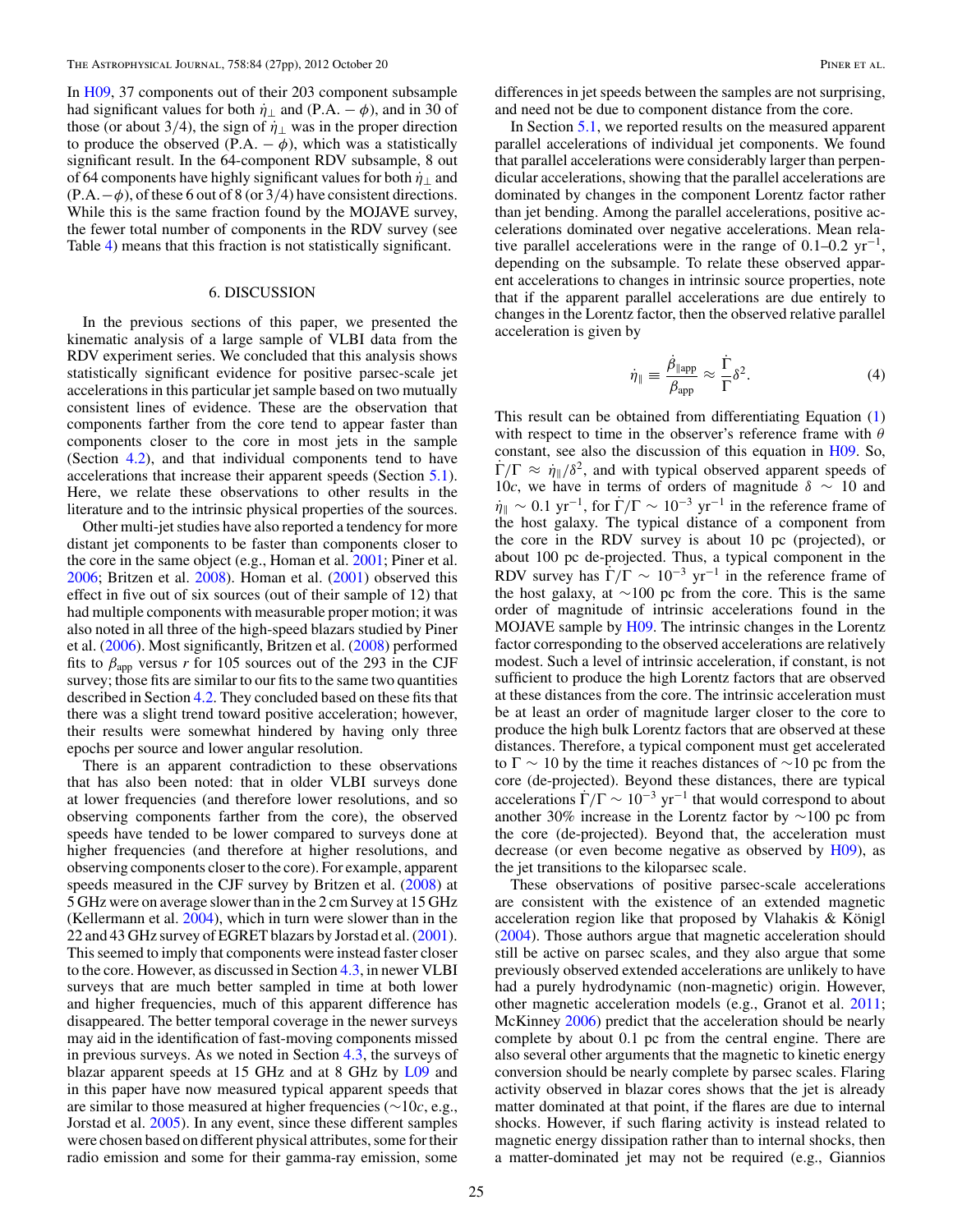In H09, 37 components out of their 203 component subsample had significant values for both $\dot{\eta}_\perp$ and (P.A. $-\phi$), and in 30 of those (or about 3/4), the sign of $\dot{\eta}_\perp$ was in the proper direction to produce the observed (P.A. $-\phi$), which was a statistically significant result. In the 64-component RDV subsample, 8 out of 64 components have highly significant values for both $\dot{\eta}_\perp$ and (P.A. $-\phi$), of these 6 out of 8 (or 3/4) have consistent directions. While this is the same fraction found by the MOJAVE survey, the fewer total number of components in the RDV survey (see Table 4) means that this fraction is not statistically significant.

## 6. DISCUSSION

In the previous sections of this paper, we presented the kinematic analysis of a large sample of VLBI data from the RDV experiment series. We concluded that this analysis shows statistically significant evidence for positive parsec-scale jet accelerations in this particular jet sample based on two mutually consistent lines of evidence. These are the observation that components farther from the core tend to appear faster than components closer to the core in most jets in the sample (Section 4.2), and that individual components tend to have accelerations that increase their apparent speeds (Section 5.1). Here, we relate these observations to other results in the literature and to the intrinsic physical properties of the sources.

Other multi-jet studies have also reported a tendency for more distant jet components to be faster than components closer to the core in the same object (e.g., Homan et al. 2001; Piner et al. 2006; Britzen et al. 2008). Homan et al. (2001) observed this effect in five out of six sources (out of their sample of 12) that had multiple components with measurable proper motion; it was also noted in all three of the high-speed blazars studied by Piner et al. (2006). Most significantly, Britzen et al. (2008) performed fits to $\beta_{\rm app}$ versus $r$ for 105 sources out of the 293 in the CJF survey; those fits are similar to our fits to the same two quantities described in Section 4.2. They concluded based on these fits that there was a slight trend toward positive acceleration; however, their results were somewhat hindered by having only three epochs per source and lower angular resolution.

There is an apparent contradiction to these observations that has also been noted: that in older VLBI surveys done at lower frequencies (and therefore lower resolutions, and so observing components farther from the core), the observed speeds have tended to be lower compared to surveys done at higher frequencies (and therefore at higher resolutions, and observing components closer to the core). For example, apparent speeds measured in the CJF survey by Britzen et al. (2008) at 5 GHz were on average slower than in the 2 cm Survey at 15 GHz (Kellermann et al. 2004), which in turn were slower than in the 22 and 43 GHz survey of EGRET blazars by Jorstad et al. (2001). This seemed to imply that components were instead faster closer to the core. However, as discussed in Section 4.3, in newer VLBI surveys that are much better sampled in time at both lower and higher frequencies, much of this apparent difference has disappeared. The better temporal coverage in the newer surveys may aid in the identification of fast-moving components missed in previous surveys. As we noted in Section 4.3, the surveys of blazar apparent speeds at 15 GHz and at 8 GHz by L09 and in this paper have now measured typical apparent speeds that are similar to those measured at higher frequencies ($\sim 10c$, e.g., Jorstad et al. 2005). In any event, since these different samples were chosen based on different physical attributes, some for their radio emission and some for their gamma-ray emission, some differences in jet speeds between the samples are not surprising, and need not be due to component distance from the core.

In Section 5.1, we reported results on the measured apparent parallel accelerations of individual jet components. We found that parallel accelerations were considerably larger than perpendicular accelerations, showing that the parallel accelerations are dominated by changes in the component Lorentz factor rather than jet bending. Among the parallel accelerations, positive accelerations dominated over negative accelerations. Mean relative parallel accelerations were in the range of 0.1–0.2 yr$^{-1}$, depending on the subsample. To relate these observed apparent accelerations to changes in intrinsic source properties, note that if the apparent parallel accelerations are due entirely to changes in the Lorentz factor, then the observed relative parallel acceleration is given by

$$\dot{\eta}_\parallel \equiv \frac{\dot{\beta}_{\parallel \rm app}}{\beta_{\rm app}} \approx \frac{\dot{\Gamma}}{\Gamma}\delta^2. \tag{4}$$

This result can be obtained from differentiating Equation (1) with respect to time in the observer's reference frame with $\theta$ constant, see also the discussion of this equation in H09. So, $\dot{\Gamma}/\Gamma \approx \dot{\eta}_\parallel/\delta^2$, and with typical observed apparent speeds of $10c$, we have in terms of orders of magnitude $\delta \sim 10$ and $\dot{\eta}_\parallel \sim 0.1$ yr$^{-1}$, for $\dot{\Gamma}/\Gamma \sim 10^{-3}$ yr$^{-1}$ in the reference frame of the host galaxy. The typical distance of a component from the core in the RDV survey is about 10 pc (projected), or about 100 pc de-projected. Thus, a typical component in the RDV survey has $\dot{\Gamma}/\Gamma \sim 10^{-3}$ yr$^{-1}$ in the reference frame of the host galaxy, at $\sim$100 pc from the core. This is the same order of magnitude of intrinsic accelerations found in the MOJAVE sample by H09. The intrinsic changes in the Lorentz factor corresponding to the observed accelerations are relatively modest. Such a level of intrinsic acceleration, if constant, is not sufficient to produce the high Lorentz factors that are observed at these distances from the core. The intrinsic acceleration must be at least an order of magnitude larger closer to the core to produce the high bulk Lorentz factors that are observed at these distances. Therefore, a typical component must get accelerated to $\Gamma \sim 10$ by the time it reaches distances of $\sim$10 pc from the core (de-projected). Beyond these distances, there are typical accelerations $\dot{\Gamma}/\Gamma \sim 10^{-3}$ yr$^{-1}$ that would correspond to about another 30% increase in the Lorentz factor by $\sim$100 pc from the core (de-projected). Beyond that, the acceleration must decrease (or even become negative as observed by H09), as the jet transitions to the kiloparsec scale.

These observations of positive parsec-scale accelerations are consistent with the existence of an extended magnetic acceleration region like that proposed by Vlahakis & Königl (2004). Those authors argue that magnetic acceleration should still be active on parsec scales, and they also argue that some previously observed extended accelerations are unlikely to have had a purely hydrodynamic (non-magnetic) origin. However, other magnetic acceleration models (e.g., Granot et al. 2011; McKinney 2006) predict that the acceleration should be nearly complete by about 0.1 pc from the central engine. There are also several other arguments that the magnetic to kinetic energy conversion should be nearly complete by parsec scales. Flaring activity observed in blazar cores shows that the jet is already matter dominated at that point, if the flares are due to internal shocks. However, if such flaring activity is instead related to magnetic energy dissipation rather than to internal shocks, then a matter-dominated jet may not be required (e.g., Giannios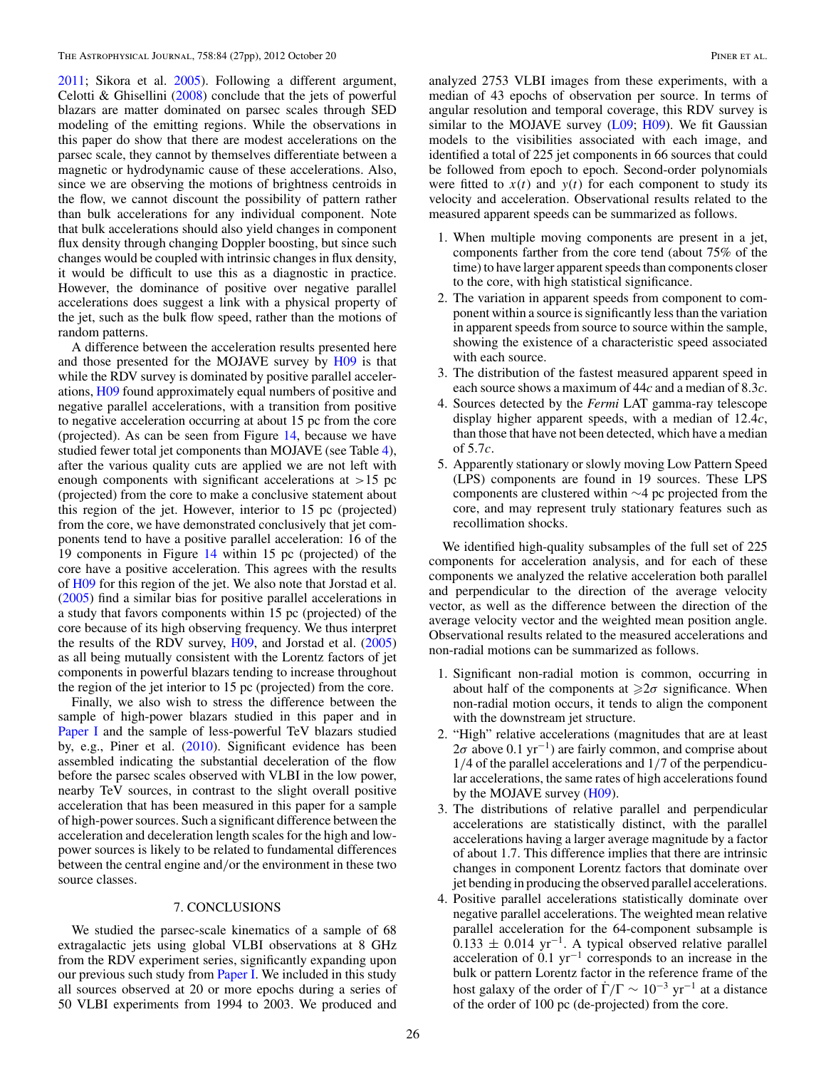2011; Sikora et al. 2005). Following a different argument, Celotti & Ghisellini (2008) conclude that the jets of powerful blazars are matter dominated on parsec scales through SED modeling of the emitting regions. While the observations in this paper do show that there are modest accelerations on the parsec scale, they cannot by themselves differentiate between a magnetic or hydrodynamic cause of these accelerations. Also, since we are observing the motions of brightness centroids in the flow, we cannot discount the possibility of pattern rather than bulk accelerations for any individual component. Note that bulk accelerations should also yield changes in component flux density through changing Doppler boosting, but since such changes would be coupled with intrinsic changes in flux density, it would be difficult to use this as a diagnostic in practice. However, the dominance of positive over negative parallel accelerations does suggest a link with a physical property of the jet, such as the bulk flow speed, rather than the motions of random patterns.

A difference between the acceleration results presented here and those presented for the MOJAVE survey by H09 is that while the RDV survey is dominated by positive parallel accelerations, H09 found approximately equal numbers of positive and negative parallel accelerations, with a transition from positive to negative acceleration occurring at about 15 pc from the core (projected). As can be seen from Figure 14, because we have studied fewer total jet components than MOJAVE (see Table 4), after the various quality cuts are applied we are not left with enough components with significant accelerations at >15 pc (projected) from the core to make a conclusive statement about this region of the jet. However, interior to 15 pc (projected) from the core, we have demonstrated conclusively that jet components tend to have a positive parallel acceleration: 16 of the 19 components in Figure 14 within 15 pc (projected) of the core have a positive acceleration. This agrees with the results of H09 for this region of the jet. We also note that Jorstad et al. (2005) find a similar bias for positive parallel accelerations in a study that favors components within 15 pc (projected) of the core because of its high observing frequency. We thus interpret the results of the RDV survey, H09, and Jorstad et al. (2005) as all being mutually consistent with the Lorentz factors of jet components in powerful blazars tending to increase throughout the region of the jet interior to 15 pc (projected) from the core.

Finally, we also wish to stress the difference between the sample of high-power blazars studied in this paper and in Paper I and the sample of less-powerful TeV blazars studied by, e.g., Piner et al. (2010). Significant evidence has been assembled indicating the substantial deceleration of the flow before the parsec scales observed with VLBI in the low power, nearby TeV sources, in contrast to the slight overall positive acceleration that has been measured in this paper for a sample of high-power sources. Such a significant difference between the acceleration and deceleration length scales for the high and low-power sources is likely to be related to fundamental differences between the central engine and/or the environment in these two source classes.

## 7. CONCLUSIONS

We studied the parsec-scale kinematics of a sample of 68 extragalactic jets using global VLBI observations at 8 GHz from the RDV experiment series, significantly expanding upon our previous such study from Paper I. We included in this study all sources observed at 20 or more epochs during a series of 50 VLBI experiments from 1994 to 2003. We produced and analyzed 2753 VLBI images from these experiments, with a median of 43 epochs of observation per source. In terms of angular resolution and temporal coverage, this RDV survey is similar to the MOJAVE survey (L09; H09). We fit Gaussian models to the visibilities associated with each image, and identified a total of 225 jet components in 66 sources that could be followed from epoch to epoch. Second-order polynomials were fitted to $x(t)$ and $y(t)$ for each component to study its velocity and acceleration. Observational results related to the measured apparent speeds can be summarized as follows.

1. When multiple moving components are present in a jet, components farther from the core tend (about 75% of the time) to have larger apparent speeds than components closer to the core, with high statistical significance.
2. The variation in apparent speeds from component to component within a source is significantly less than the variation in apparent speeds from source to source within the sample, showing the existence of a characteristic speed associated with each source.
3. The distribution of the fastest measured apparent speed in each source shows a maximum of $44c$ and a median of $8.3c$.
4. Sources detected by the *Fermi* LAT gamma-ray telescope display higher apparent speeds, with a median of $12.4c$, than those that have not been detected, which have a median of $5.7c$.
5. Apparently stationary or slowly moving Low Pattern Speed (LPS) components are found in 19 sources. These LPS components are clustered within ∼4 pc projected from the core, and may represent truly stationary features such as recollimation shocks.

We identified high-quality subsamples of the full set of 225 components for acceleration analysis, and for each of these components we analyzed the relative acceleration both parallel and perpendicular to the direction of the average velocity vector, as well as the difference between the direction of the average velocity vector and the weighted mean position angle. Observational results related to the measured accelerations and non-radial motions can be summarized as follows.

1. Significant non-radial motion is common, occurring in about half of the components at $\geqslant 2\sigma$ significance. When non-radial motion occurs, it tends to align the component with the downstream jet structure.
2. "High" relative accelerations (magnitudes that are at least $2\sigma$ above 0.1 $\mathrm{yr}^{-1}$) are fairly common, and comprise about 1/4 of the parallel accelerations and 1/7 of the perpendicular accelerations, the same rates of high accelerations found by the MOJAVE survey (H09).
3. The distributions of relative parallel and perpendicular accelerations are statistically distinct, with the parallel accelerations having a larger average magnitude by a factor of about 1.7. This difference implies that there are intrinsic changes in component Lorentz factors that dominate over jet bending in producing the observed parallel accelerations.
4. Positive parallel accelerations statistically dominate over negative parallel accelerations. The weighted mean relative parallel acceleration for the 64-component subsample is $0.133 \pm 0.014$ $\mathrm{yr}^{-1}$. A typical observed relative parallel acceleration of 0.1 $\mathrm{yr}^{-1}$ corresponds to an increase in the bulk or pattern Lorentz factor in the reference frame of the host galaxy of the order of $\dot{\Gamma}/\Gamma \sim 10^{-3}$ $\mathrm{yr}^{-1}$ at a distance of the order of 100 pc (de-projected) from the core.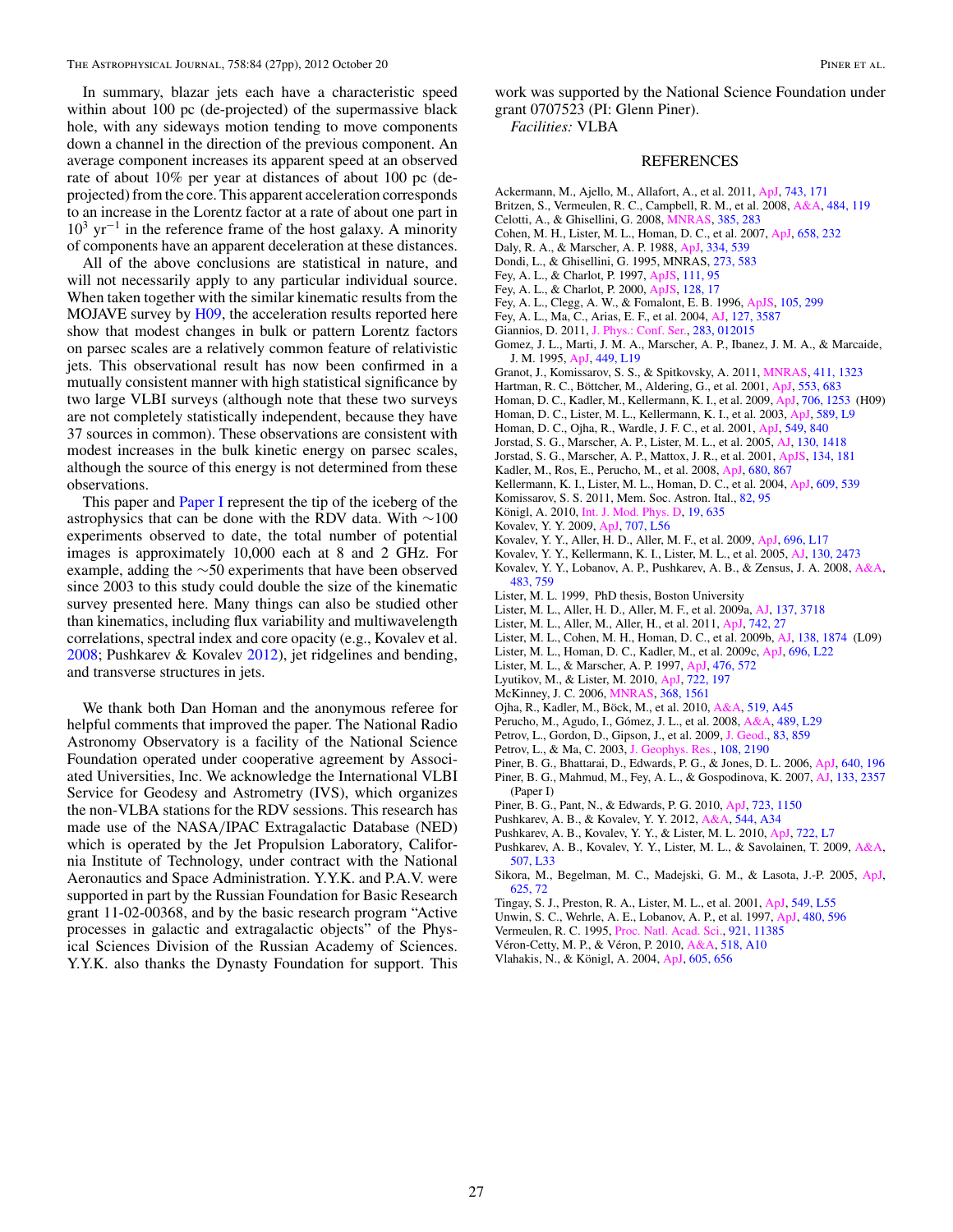In summary, blazar jets each have a characteristic speed within about 100 pc (de-projected) of the supermassive black hole, with any sideways motion tending to move components down a channel in the direction of the previous component. An average component increases its apparent speed at an observed rate of about 10% per year at distances of about 100 pc (de-projected) from the core. This apparent acceleration corresponds to an increase in the Lorentz factor at a rate of about one part in $10^3$ yr$^{-1}$ in the reference frame of the host galaxy. A minority of components have an apparent deceleration at these distances.

All of the above conclusions are statistical in nature, and will not necessarily apply to any particular individual source. When taken together with the similar kinematic results from the MOJAVE survey by H09, the acceleration results reported here show that modest changes in bulk or pattern Lorentz factors on parsec scales are a relatively common feature of relativistic jets. This observational result has now been confirmed in a mutually consistent manner with high statistical significance by two large VLBI surveys (although note that these two surveys are not completely statistically independent, because they have 37 sources in common). These observations are consistent with modest increases in the bulk kinetic energy on parsec scales, although the source of this energy is not determined from these observations.

This paper and Paper I represent the tip of the iceberg of the astrophysics that can be done with the RDV data. With ∼100 experiments observed to date, the total number of potential images is approximately 10,000 each at 8 and 2 GHz. For example, adding the ∼50 experiments that have been observed since 2003 to this study could double the size of the kinematic survey presented here. Many things can also be studied other than kinematics, including flux variability and multiwavelength correlations, spectral index and core opacity (e.g., Kovalev et al. 2008; Pushkarev & Kovalev 2012), jet ridgelines and bending, and transverse structures in jets.

We thank both Dan Homan and the anonymous referee for helpful comments that improved the paper. The National Radio Astronomy Observatory is a facility of the National Science Foundation operated under cooperative agreement by Associated Universities, Inc. We acknowledge the International VLBI Service for Geodesy and Astrometry (IVS), which organizes the non-VLBA stations for the RDV sessions. This research has made use of the NASA/IPAC Extragalactic Database (NED) which is operated by the Jet Propulsion Laboratory, California Institute of Technology, under contract with the National Aeronautics and Space Administration. Y.Y.K. and P.A.V. were supported in part by the Russian Foundation for Basic Research grant 11-02-00368, and by the basic research program "Active processes in galactic and extragalactic objects" of the Physical Sciences Division of the Russian Academy of Sciences. Y.Y.K. also thanks the Dynasty Foundation for support. This work was supported by the National Science Foundation under grant 0707523 (PI: Glenn Piner).

*Facilities:* VLBA

## REFERENCES

Ackermann, M., Ajello, M., Allafort, A., et al. 2011, ApJ, 743, 171
Britzen, S., Vermeulen, R. C., Campbell, R. M., et al. 2008, A&A, 484, 119
Celotti, A., & Ghisellini, G. 2008, MNRAS, 385, 283
Cohen, M. H., Lister, M. L., Homan, D. C., et al. 2007, ApJ, 658, 232
Daly, R. A., & Marscher, A. P. 1988, ApJ, 334, 539
Dondi, L., & Ghisellini, G. 1995, MNRAS, 273, 583
Fey, A. L., & Charlot, P. 1997, ApJS, 111, 95
Fey, A. L., & Charlot, P. 2000, ApJS, 128, 17
Fey, A. L., Clegg, A. W., & Fomalont, E. B. 1996, ApJS, 105, 299
Fey, A. L., Ma, C., Arias, E. F., et al. 2004, AJ, 127, 3587
Giannios, D. 2011, J. Phys.: Conf. Ser., 283, 012015
Gomez, J. L., Marti, J. M. A., Marscher, A. P., Ibanez, J. M. A., & Marcaide, J. M. 1995, ApJ, 449, L19
Granot, J., Komissarov, S. S., & Spitkovsky, A. 2011, MNRAS, 411, 1323
Hartman, R. C., Böttcher, M., Aldering, G., et al. 2001, ApJ, 553, 683
Homan, D. C., Kadler, M., Kellermann, K. I., et al. 2009, ApJ, 706, 1253 (H09)
Homan, D. C., Lister, M. L., Kellermann, K. I., et al. 2003, ApJ, 589, L9
Homan, D. C., Ojha, R., Wardle, J. F. C., et al. 2001, ApJ, 549, 840
Jorstad, S. G., Marscher, A. P., Lister, M. L., et al. 2005, AJ, 130, 1418
Jorstad, S. G., Marscher, A. P., Mattox, J. R., et al. 2001, ApJS, 134, 181
Kadler, M., Ros, E., Perucho, M., et al. 2008, ApJ, 680, 867
Kellermann, K. I., Lister, M. L., Homan, D. C., et al. 2004, ApJ, 609, 539
Komissarov, S. S. 2011, Mem. Soc. Astron. Ital., 82, 95
Königl, A. 2010, Int. J. Mod. Phys. D, 19, 635
Kovalev, Y. Y. 2009, ApJ, 707, L56
Kovalev, Y. Y., Aller, H. D., Aller, M. F., et al. 2009, ApJ, 696, L17
Kovalev, Y. Y., Kellermann, K. I., Lister, M. L., et al. 2005, AJ, 130, 2473
Kovalev, Y. Y., Lobanov, A. P., Pushkarev, A. B., & Zensus, J. A. 2008, A&A, 483, 759
Lister, M. L. 1999, PhD thesis, Boston University
Lister, M. L., Aller, H. D., Aller, M. F., et al. 2009a, AJ, 137, 3718
Lister, M. L., Aller, M., Aller, H., et al. 2011, ApJ, 742, 27
Lister, M. L., Cohen, M. H., Homan, D. C., et al. 2009b, AJ, 138, 1874 (L09)
Lister, M. L., Homan, D. C., Kadler, M., et al. 2009c, ApJ, 696, L22
Lister, M. L., & Marscher, A. P. 1997, ApJ, 476, 572
Lyutikov, M., & Lister, M. 2010, ApJ, 722, 197
McKinney, J. C. 2006, MNRAS, 368, 1561
Ojha, R., Kadler, M., Böck, M., et al. 2010, A&A, 519, A45
Perucho, M., Agudo, I., Gómez, J. L., et al. 2008, A&A, 489, L29
Petrov, L., Gordon, D., Gipson, J., et al. 2009, J. Geod., 83, 859
Petrov, L., & Ma, C. 2003, J. Geophys. Res., 108, 2190
Piner, B. G., Bhattarai, D., Edwards, P. G., & Jones, D. L. 2006, ApJ, 640, 196
Piner, B. G., Mahmud, M., Fey, A. L., & Gospodinova, K. 2007, AJ, 133, 2357 (Paper I)
Piner, B. G., Pant, N., & Edwards, P. G. 2010, ApJ, 723, 1150
Pushkarev, A. B., & Kovalev, Y. Y. 2012, A&A, 544, A34
Pushkarev, A. B., Kovalev, Y. Y., & Lister, M. L. 2010, ApJ, 722, L7
Pushkarev, A. B., Kovalev, Y. Y., Lister, M. L., & Savolainen, T. 2009, A&A, 507, L33
Sikora, M., Begelman, M. C., Madejski, G. M., & Lasota, J.-P. 2005, ApJ, 625, 72
Tingay, S. J., Preston, R. A., Lister, M. L., et al. 2001, ApJ, 549, L55
Unwin, S. C., Wehrle, A. E., Lobanov, A. P., et al. 1997, ApJ, 480, 596
Vermeulen, R. C. 1995, Proc. Natl. Acad. Sci., 921, 11385
Véron-Cetty, M. P., & Véron, P. 2010, A&A, 518, A10
Vlahakis, N., & Königl, A. 2004, ApJ, 605, 656